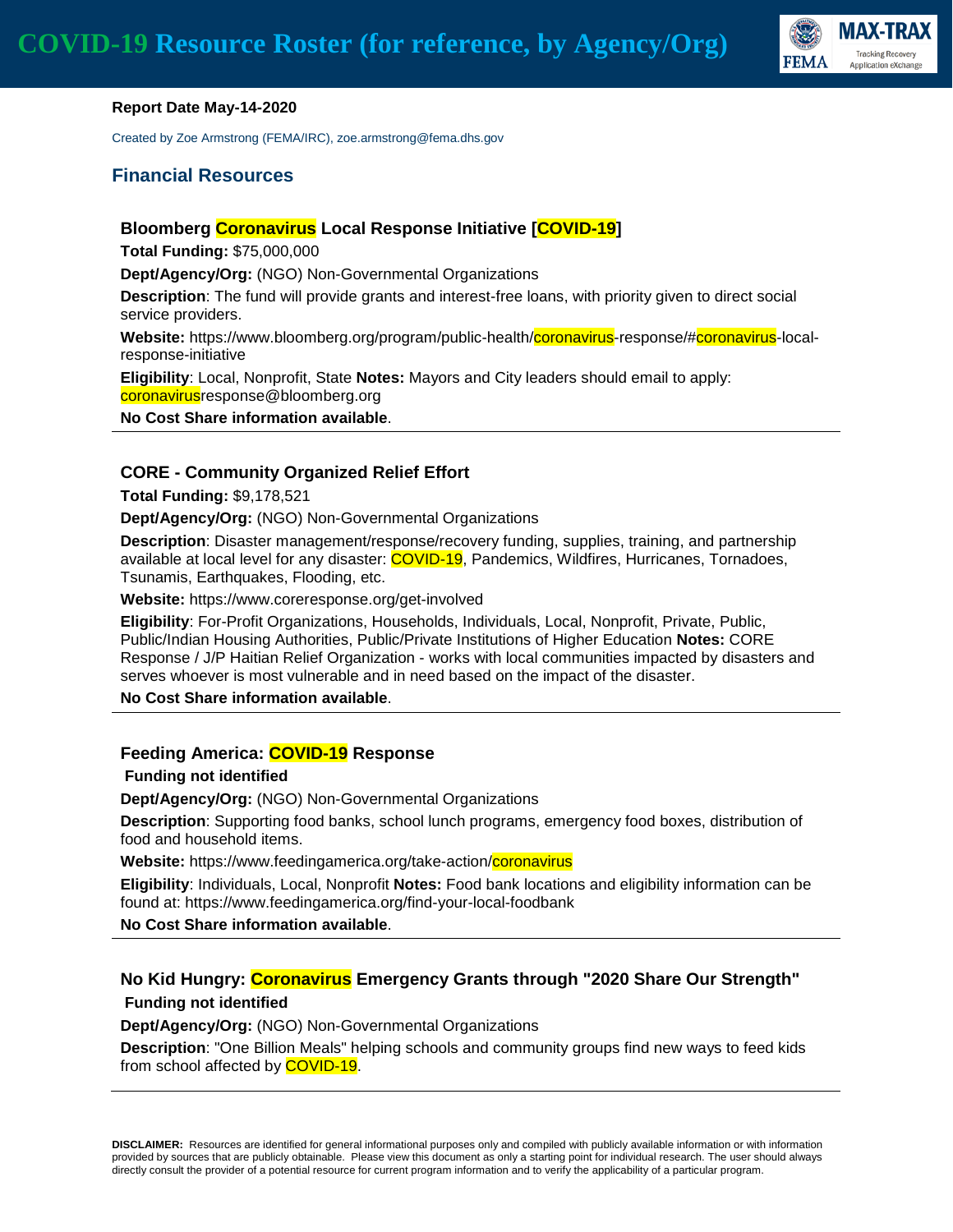# COVID-19 Resource Roster (for reference, by Agency/Org)

**Report Date May-14-2020**

Created by Zoe Armstrong (FEMA/IRC), zoe.armstrong@fema.dhs.gov

## Financial Resources

### Bloomberg Coronavirus Local Response Initiative [COVID-19]

**Total Funding:** $75,000,000

**Dept/Agency/Org:** (NGO) Non-Governmental Organizations

**Description**: The fund will provide grants and interest-free loans, with priority given to direct social service providers.

**Website:** https://www.bloomberg.org/program/public-health/coronavirus-response/#coronavirus-local-response-initiative

**Eligibility**: Local, Nonprofit, State **Notes:** Mayors and City leaders should email to apply: coronavirusresponse@bloomberg.org

**No Cost Share information available**.

---

### CORE - Community Organized Relief Effort

**Total Funding:** $9,178,521

**Dept/Agency/Org:** (NGO) Non-Governmental Organizations

**Description**: Disaster management/response/recovery funding, supplies, training, and partnership available at local level for any disaster: COVID-19, Pandemics, Wildfires, Hurricanes, Tornadoes, Tsunamis, Earthquakes, Flooding, etc.

**Website:** https://www.coreresponse.org/get-involved

**Eligibility**: For-Profit Organizations, Households, Individuals, Local, Nonprofit, Private, Public, Public/Indian Housing Authorities, Public/Private Institutions of Higher Education **Notes:** CORE Response / J/P Haitian Relief Organization - works with local communities impacted by disasters and serves whoever is most vulnerable and in need based on the impact of the disaster.

**No Cost Share information available**.

---

### Feeding America: COVID-19 Response

**Funding not identified**

**Dept/Agency/Org:** (NGO) Non-Governmental Organizations

**Description**: Supporting food banks, school lunch programs, emergency food boxes, distribution of food and household items.

**Website:** https://www.feedingamerica.org/take-action/coronavirus

**Eligibility**: Individuals, Local, Nonprofit **Notes:** Food bank locations and eligibility information can be found at: https://www.feedingamerica.org/find-your-local-foodbank

**No Cost Share information available**.

---

### No Kid Hungry: Coronavirus Emergency Grants through "2020 Share Our Strength"

**Funding not identified**

**Dept/Agency/Org:** (NGO) Non-Governmental Organizations

**Description**: "One Billion Meals" helping schools and community groups find new ways to feed kids from school affected by COVID-19.

---

**DISCLAIMER:** Resources are identified for general informational purposes only and compiled with publicly available information or with information provided by sources that are publicly obtainable. Please view this document as only a starting point for individual research. The user should always directly consult the provider of a potential resource for current program information and to verify the applicability of a particular program.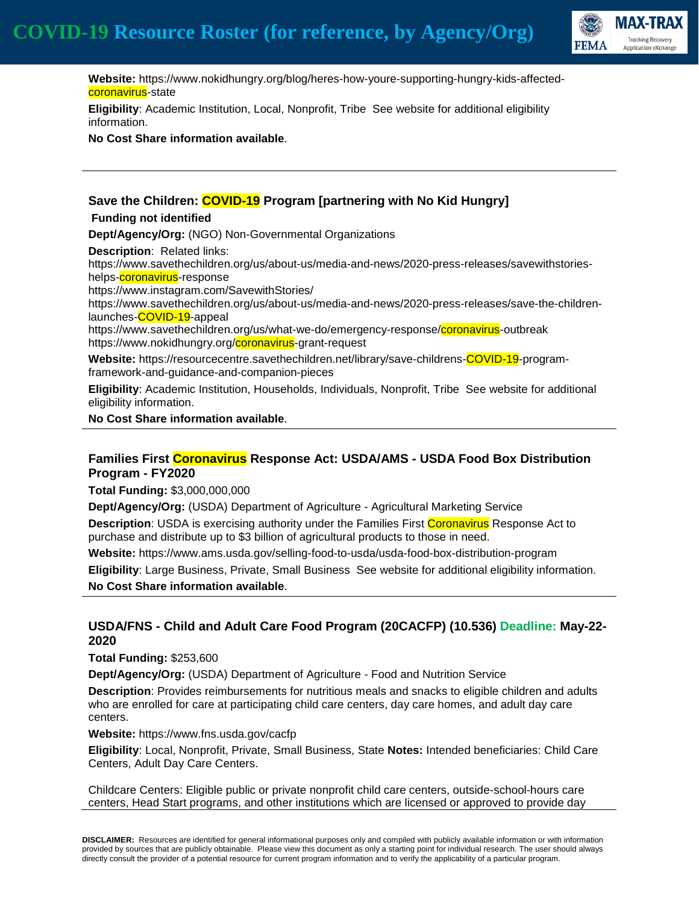**Website:** https://www.nokidhungry.org/blog/heres-how-youre-supporting-hungry-kids-affected-coronavirus-state

**Eligibility**: Academic Institution, Local, Nonprofit, Tribe See website for additional eligibility information.

**No Cost Share information available**.

---

### Save the Children: COVID-19 Program [partnering with No Kid Hungry]

**Funding not identified**

**Dept/Agency/Org:** (NGO) Non-Governmental Organizations

**Description**: Related links:
https://www.savethechildren.org/us/about-us/media-and-news/2020-press-releases/savewithstories-helps-coronavirus-response
https://www.instagram.com/SavewithStories/
https://www.savethechildren.org/us/about-us/media-and-news/2020-press-releases/save-the-children-launches-COVID-19-appeal
https://www.savethechildren.org/us/what-we-do/emergency-response/coronavirus-outbreak
https://www.nokidhungry.org/coronavirus-grant-request

**Website:** https://resourcecentre.savethechildren.net/library/save-childrens-COVID-19-program-framework-and-guidance-and-companion-pieces

**Eligibility**: Academic Institution, Households, Individuals, Nonprofit, Tribe See website for additional eligibility information.

**No Cost Share information available**.

---

### Families First Coronavirus Response Act: USDA/AMS - USDA Food Box Distribution Program - FY2020

**Total Funding:** $3,000,000,000

**Dept/Agency/Org:** (USDA) Department of Agriculture - Agricultural Marketing Service

**Description**: USDA is exercising authority under the Families First Coronavirus Response Act to purchase and distribute up to $3 billion of agricultural products to those in need.

**Website:** https://www.ams.usda.gov/selling-food-to-usda/usda-food-box-distribution-program

**Eligibility**: Large Business, Private, Small Business See website for additional eligibility information.

**No Cost Share information available**.

---

### USDA/FNS - Child and Adult Care Food Program (20CACFP) (10.536) Deadline: May-22-2020

**Total Funding:** $253,600

**Dept/Agency/Org:** (USDA) Department of Agriculture - Food and Nutrition Service

**Description**: Provides reimbursements for nutritious meals and snacks to eligible children and adults who are enrolled for care at participating child care centers, day care homes, and adult day care centers.

**Website:** https://www.fns.usda.gov/cacfp

**Eligibility**: Local, Nonprofit, Private, Small Business, State **Notes:** Intended beneficiaries: Child Care Centers, Adult Day Care Centers.

Childcare Centers: Eligible public or private nonprofit child care centers, outside-school-hours care centers, Head Start programs, and other institutions which are licensed or approved to provide day

**DISCLAIMER:** Resources are identified for general informational purposes only and compiled with publicly available information or with information provided by sources that are publicly obtainable. Please view this document as only a starting point for individual research. The user should always directly consult the provider of a potential resource for current program information and to verify the applicability of a particular program.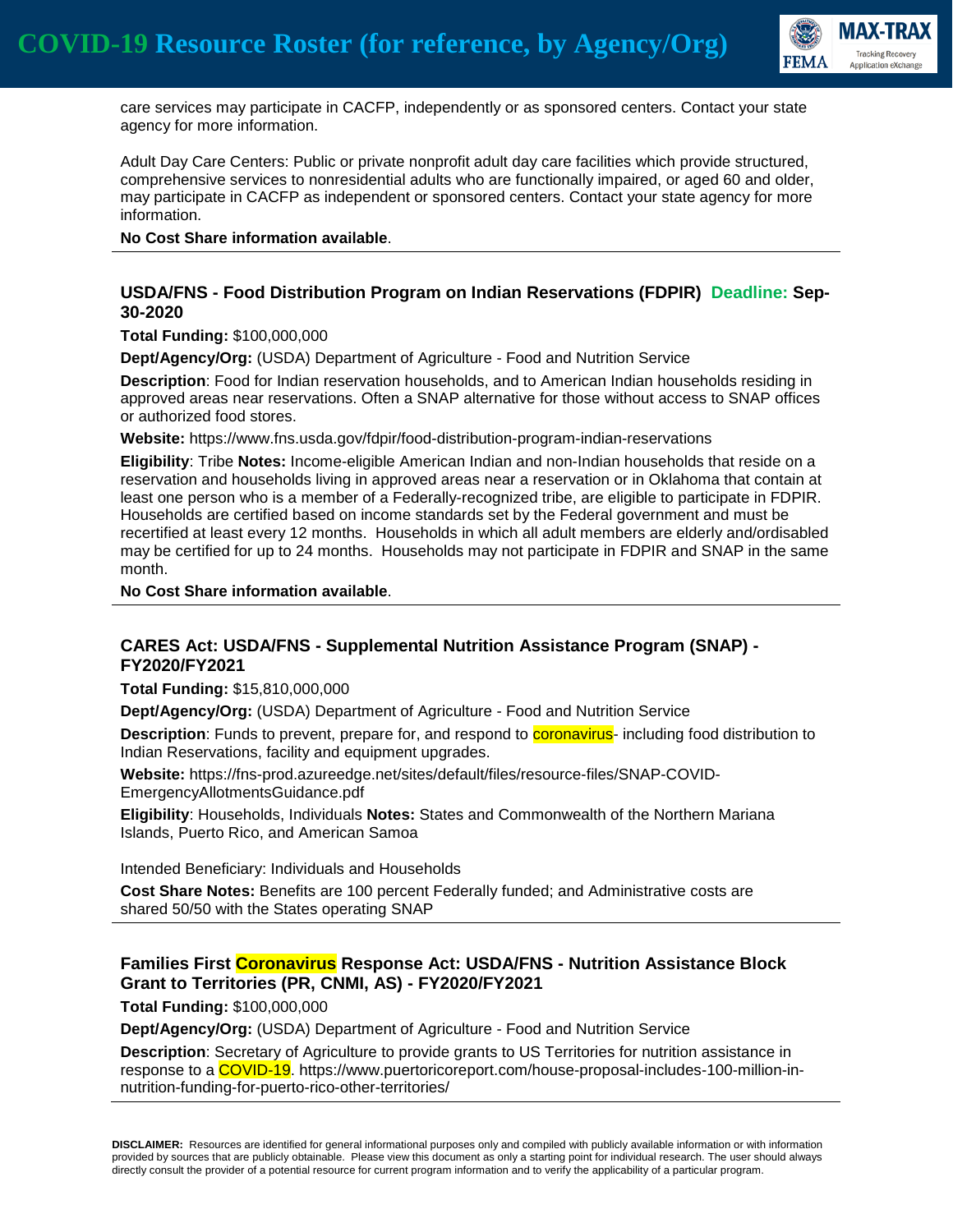care services may participate in CACFP, independently or as sponsored centers. Contact your state agency for more information.

Adult Day Care Centers: Public or private nonprofit adult day care facilities which provide structured, comprehensive services to nonresidential adults who are functionally impaired, or aged 60 and older, may participate in CACFP as independent or sponsored centers. Contact your state agency for more information.

**No Cost Share information available**.

---

### USDA/FNS - Food Distribution Program on Indian Reservations (FDPIR) Deadline: Sep-30-2020

**Total Funding:** $100,000,000

**Dept/Agency/Org:** (USDA) Department of Agriculture - Food and Nutrition Service

**Description**: Food for Indian reservation households, and to American Indian households residing in approved areas near reservations. Often a SNAP alternative for those without access to SNAP offices or authorized food stores.

**Website:** https://www.fns.usda.gov/fdpir/food-distribution-program-indian-reservations

**Eligibility**: Tribe **Notes:** Income-eligible American Indian and non-Indian households that reside on a reservation and households living in approved areas near a reservation or in Oklahoma that contain at least one person who is a member of a Federally-recognized tribe, are eligible to participate in FDPIR. Households are certified based on income standards set by the Federal government and must be recertified at least every 12 months. Households in which all adult members are elderly and/ordisabled may be certified for up to 24 months. Households may not participate in FDPIR and SNAP in the same month.

**No Cost Share information available**.

---

### CARES Act: USDA/FNS - Supplemental Nutrition Assistance Program (SNAP) - FY2020/FY2021

**Total Funding:** $15,810,000,000

**Dept/Agency/Org:** (USDA) Department of Agriculture - Food and Nutrition Service

**Description**: Funds to prevent, prepare for, and respond to coronavirus- including food distribution to Indian Reservations, facility and equipment upgrades.

**Website:** https://fns-prod.azureedge.net/sites/default/files/resource-files/SNAP-COVID-EmergencyAllotmentsGuidance.pdf

**Eligibility**: Households, Individuals **Notes:** States and Commonwealth of the Northern Mariana Islands, Puerto Rico, and American Samoa

Intended Beneficiary: Individuals and Households

**Cost Share Notes:** Benefits are 100 percent Federally funded; and Administrative costs are shared 50/50 with the States operating SNAP

---

### Families First Coronavirus Response Act: USDA/FNS - Nutrition Assistance Block Grant to Territories (PR, CNMI, AS) - FY2020/FY2021

**Total Funding:** $100,000,000

**Dept/Agency/Org:** (USDA) Department of Agriculture - Food and Nutrition Service

**Description**: Secretary of Agriculture to provide grants to US Territories for nutrition assistance in response to a COVID-19. https://www.puertoricoreport.com/house-proposal-includes-100-million-in-nutrition-funding-for-puerto-rico-other-territories/

---

**DISCLAIMER:** Resources are identified for general informational purposes only and compiled with publicly available information or with information provided by sources that are publicly obtainable. Please view this document as only a starting point for individual research. The user should always directly consult the provider of a potential resource for current program information and to verify the applicability of a particular program.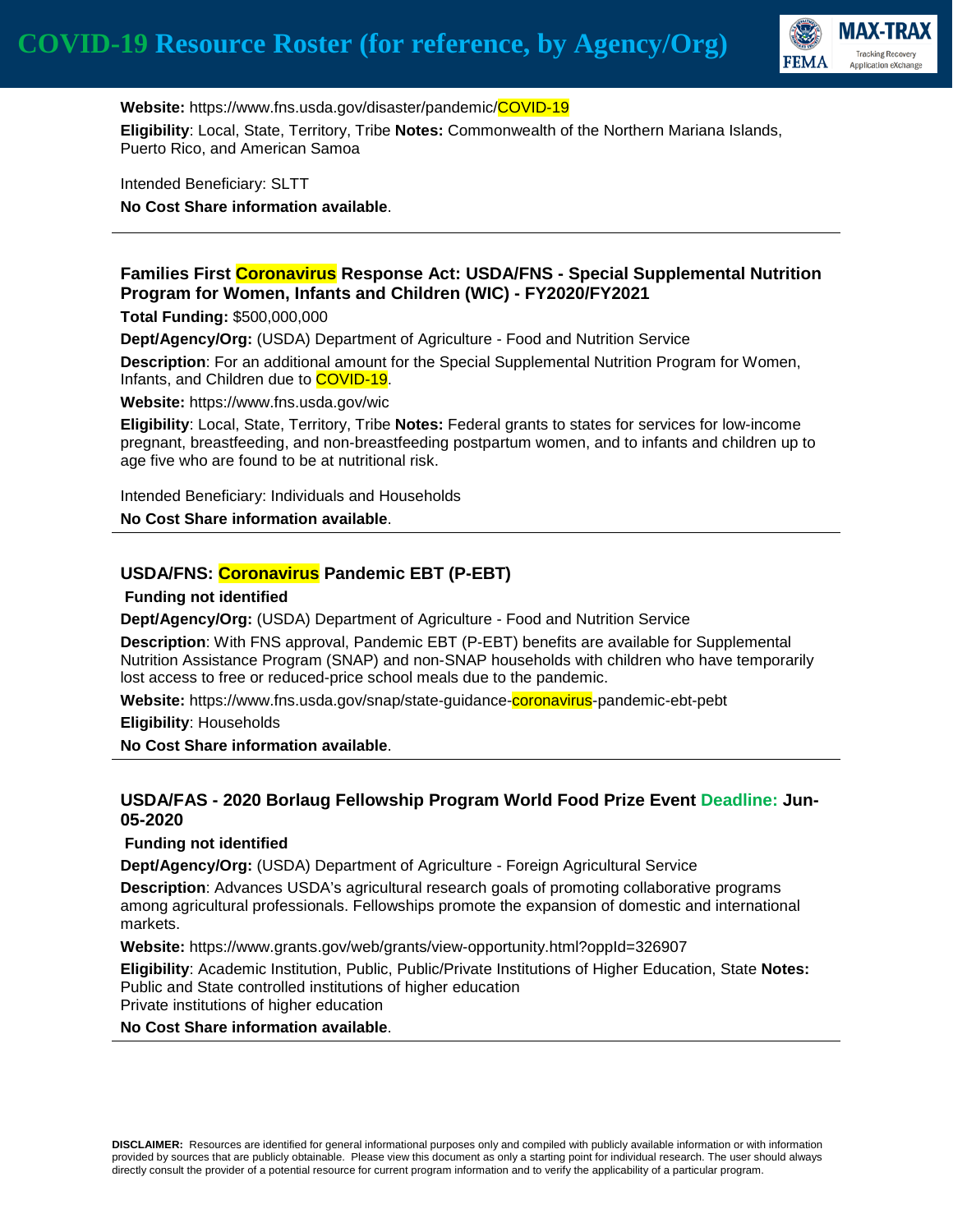**Website:** https://www.fns.usda.gov/disaster/pandemic/COVID-19

**Eligibility**: Local, State, Territory, Tribe **Notes:** Commonwealth of the Northern Mariana Islands, Puerto Rico, and American Samoa

Intended Beneficiary: SLTT

**No Cost Share information available**.

---

### Families First Coronavirus Response Act: USDA/FNS - Special Supplemental Nutrition Program for Women, Infants and Children (WIC) - FY2020/FY2021

**Total Funding:** $500,000,000

**Dept/Agency/Org:** (USDA) Department of Agriculture - Food and Nutrition Service

**Description**: For an additional amount for the Special Supplemental Nutrition Program for Women, Infants, and Children due to COVID-19.

**Website:** https://www.fns.usda.gov/wic

**Eligibility**: Local, State, Territory, Tribe **Notes:** Federal grants to states for services for low-income pregnant, breastfeeding, and non-breastfeeding postpartum women, and to infants and children up to age five who are found to be at nutritional risk.

Intended Beneficiary: Individuals and Households

**No Cost Share information available**.

---

### USDA/FNS: Coronavirus Pandemic EBT (P-EBT)

**Funding not identified**

**Dept/Agency/Org:** (USDA) Department of Agriculture - Food and Nutrition Service

**Description**: With FNS approval, Pandemic EBT (P-EBT) benefits are available for Supplemental Nutrition Assistance Program (SNAP) and non-SNAP households with children who have temporarily lost access to free or reduced-price school meals due to the pandemic.

**Website:** https://www.fns.usda.gov/snap/state-guidance-coronavirus-pandemic-ebt-pebt

**Eligibility**: Households

**No Cost Share information available**.

---

### USDA/FAS - 2020 Borlaug Fellowship Program World Food Prize Event Deadline: Jun-05-2020

**Funding not identified**

**Dept/Agency/Org:** (USDA) Department of Agriculture - Foreign Agricultural Service

**Description**: Advances USDA's agricultural research goals of promoting collaborative programs among agricultural professionals. Fellowships promote the expansion of domestic and international markets.

**Website:** https://www.grants.gov/web/grants/view-opportunity.html?oppId=326907

**Eligibility**: Academic Institution, Public, Public/Private Institutions of Higher Education, State **Notes:** Public and State controlled institutions of higher education
Private institutions of higher education

**No Cost Share information available**.

---

**DISCLAIMER:** Resources are identified for general informational purposes only and compiled with publicly available information or with information provided by sources that are publicly obtainable. Please view this document as only a starting point for individual research. The user should always directly consult the provider of a potential resource for current program information and to verify the applicability of a particular program.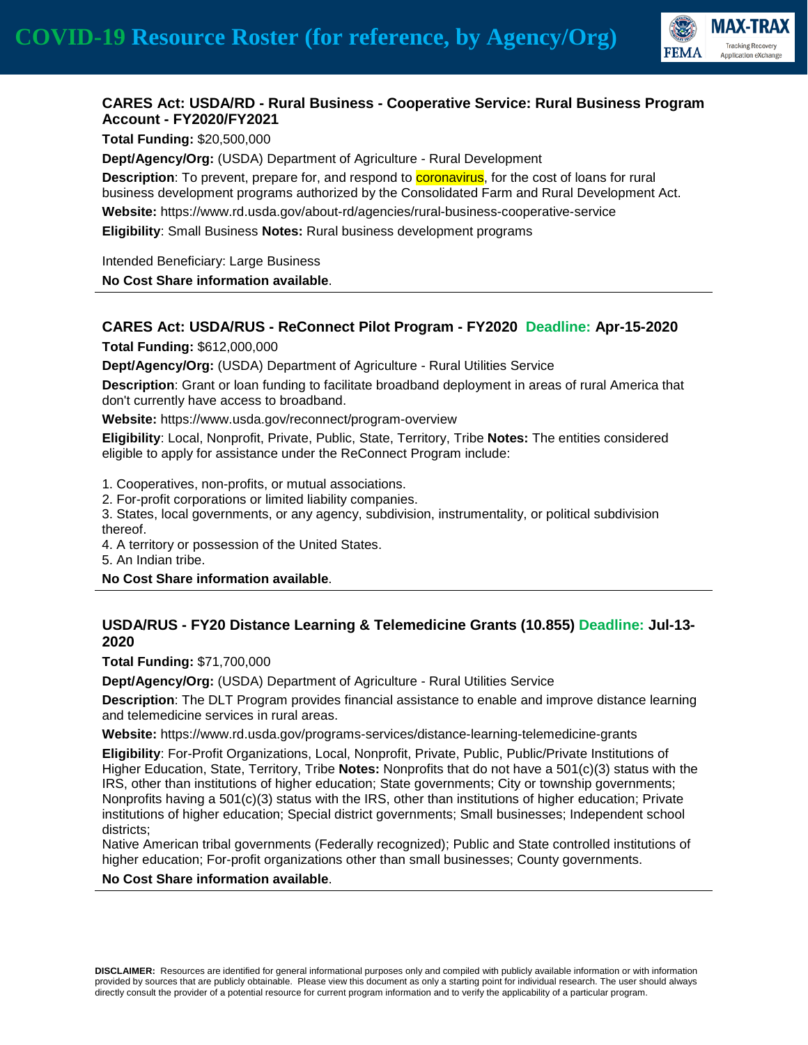### CARES Act: USDA/RD - Rural Business - Cooperative Service: Rural Business Program Account - FY2020/FY2021

**Total Funding:** $20,500,000

**Dept/Agency/Org:** (USDA) Department of Agriculture - Rural Development

**Description**: To prevent, prepare for, and respond to coronavirus, for the cost of loans for rural business development programs authorized by the Consolidated Farm and Rural Development Act.

**Website:** https://www.rd.usda.gov/about-rd/agencies/rural-business-cooperative-service

**Eligibility**: Small Business **Notes:** Rural business development programs

Intended Beneficiary: Large Business

**No Cost Share information available**.

---

### CARES Act: USDA/RUS - ReConnect Pilot Program - FY2020 Deadline: Apr-15-2020

**Total Funding:** $612,000,000

**Dept/Agency/Org:** (USDA) Department of Agriculture - Rural Utilities Service

**Description**: Grant or loan funding to facilitate broadband deployment in areas of rural America that don't currently have access to broadband.

**Website:** https://www.usda.gov/reconnect/program-overview

**Eligibility**: Local, Nonprofit, Private, Public, State, Territory, Tribe **Notes:** The entities considered eligible to apply for assistance under the ReConnect Program include:

1. Cooperatives, non-profits, or mutual associations.
2. For-profit corporations or limited liability companies.
3. States, local governments, or any agency, subdivision, instrumentality, or political subdivision thereof.
4. A territory or possession of the United States.
5. An Indian tribe.

**No Cost Share information available**.

---

### USDA/RUS - FY20 Distance Learning & Telemedicine Grants (10.855) Deadline: Jul-13-2020

**Total Funding:** $71,700,000

**Dept/Agency/Org:** (USDA) Department of Agriculture - Rural Utilities Service

**Description**: The DLT Program provides financial assistance to enable and improve distance learning and telemedicine services in rural areas.

**Website:** https://www.rd.usda.gov/programs-services/distance-learning-telemedicine-grants

**Eligibility**: For-Profit Organizations, Local, Nonprofit, Private, Public, Public/Private Institutions of Higher Education, State, Territory, Tribe **Notes:** Nonprofits that do not have a 501(c)(3) status with the IRS, other than institutions of higher education; State governments; City or township governments; Nonprofits having a 501(c)(3) status with the IRS, other than institutions of higher education; Private institutions of higher education; Special district governments; Small businesses; Independent school districts;
Native American tribal governments (Federally recognized); Public and State controlled institutions of higher education; For-profit organizations other than small businesses; County governments.

**No Cost Share information available**.

---

**DISCLAIMER:** Resources are identified for general informational purposes only and compiled with publicly available information or with information provided by sources that are publicly obtainable. Please view this document as only a starting point for individual research. The user should always directly consult the provider of a potential resource for current program information and to verify the applicability of a particular program.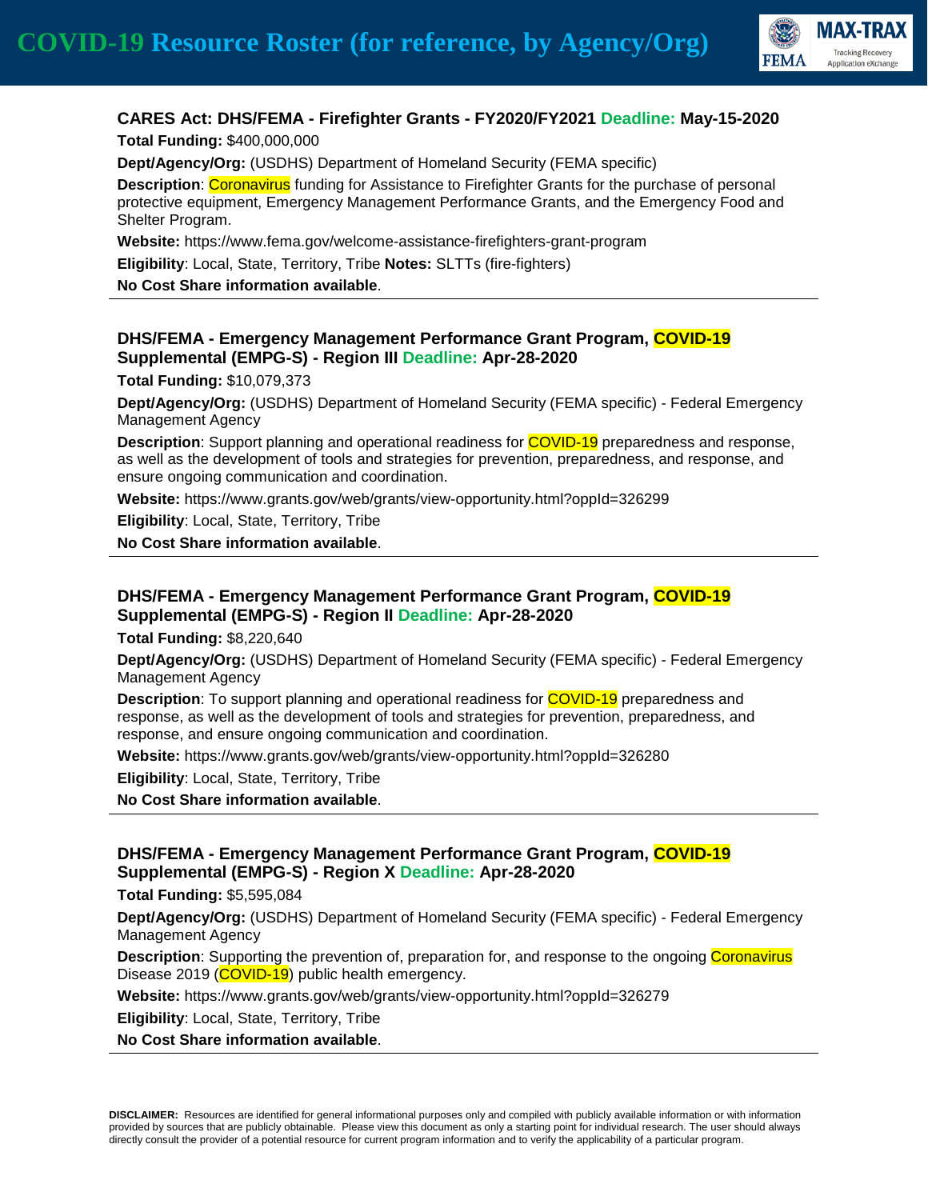### CARES Act: DHS/FEMA - Firefighter Grants - FY2020/FY2021 Deadline: May-15-2020

**Total Funding:** $400,000,000

**Dept/Agency/Org:** (USDHS) Department of Homeland Security (FEMA specific)

**Description**: Coronavirus funding for Assistance to Firefighter Grants for the purchase of personal protective equipment, Emergency Management Performance Grants, and the Emergency Food and Shelter Program.

**Website:** https://www.fema.gov/welcome-assistance-firefighters-grant-program

**Eligibility**: Local, State, Territory, Tribe **Notes:** SLTTs (fire-fighters)

**No Cost Share information available**.

---

### DHS/FEMA - Emergency Management Performance Grant Program, COVID-19 Supplemental (EMPG-S) - Region III Deadline: Apr-28-2020

**Total Funding:** $10,079,373

**Dept/Agency/Org:** (USDHS) Department of Homeland Security (FEMA specific) - Federal Emergency Management Agency

**Description**: Support planning and operational readiness for COVID-19 preparedness and response, as well as the development of tools and strategies for prevention, preparedness, and response, and ensure ongoing communication and coordination.

**Website:** https://www.grants.gov/web/grants/view-opportunity.html?oppId=326299

**Eligibility**: Local, State, Territory, Tribe

**No Cost Share information available**.

---

### DHS/FEMA - Emergency Management Performance Grant Program, COVID-19 Supplemental (EMPG-S) - Region II Deadline: Apr-28-2020

**Total Funding:** $8,220,640

**Dept/Agency/Org:** (USDHS) Department of Homeland Security (FEMA specific) - Federal Emergency Management Agency

**Description**: To support planning and operational readiness for COVID-19 preparedness and response, as well as the development of tools and strategies for prevention, preparedness, and response, and ensure ongoing communication and coordination.

**Website:** https://www.grants.gov/web/grants/view-opportunity.html?oppId=326280

**Eligibility**: Local, State, Territory, Tribe

**No Cost Share information available**.

---

### DHS/FEMA - Emergency Management Performance Grant Program, COVID-19 Supplemental (EMPG-S) - Region X Deadline: Apr-28-2020

**Total Funding:** $5,595,084

**Dept/Agency/Org:** (USDHS) Department of Homeland Security (FEMA specific) - Federal Emergency Management Agency

**Description**: Supporting the prevention of, preparation for, and response to the ongoing Coronavirus Disease 2019 (COVID-19) public health emergency.

**Website:** https://www.grants.gov/web/grants/view-opportunity.html?oppId=326279

**Eligibility**: Local, State, Territory, Tribe

**No Cost Share information available**.

---

**DISCLAIMER:** Resources are identified for general informational purposes only and compiled with publicly available information or with information provided by sources that are publicly obtainable. Please view this document as only a starting point for individual research. The user should always directly consult the provider of a potential resource for current program information and to verify the applicability of a particular program.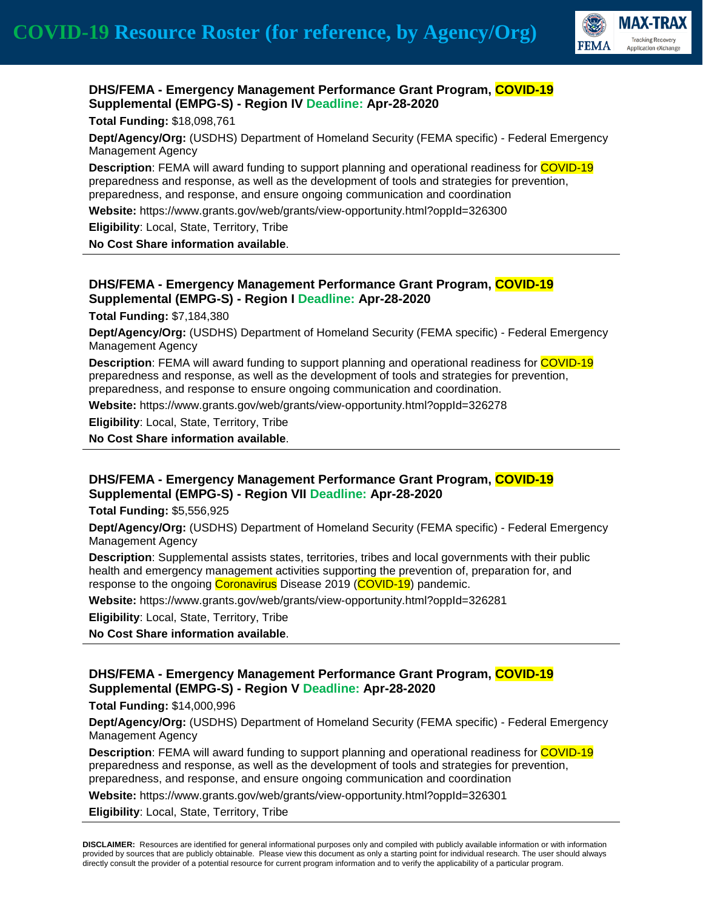### DHS/FEMA - Emergency Management Performance Grant Program, COVID-19 Supplemental (EMPG-S) - Region IV Deadline: Apr-28-2020

**Total Funding:** $18,098,761

**Dept/Agency/Org:** (USDHS) Department of Homeland Security (FEMA specific) - Federal Emergency Management Agency

**Description**: FEMA will award funding to support planning and operational readiness for COVID-19 preparedness and response, as well as the development of tools and strategies for prevention, preparedness, and response, and ensure ongoing communication and coordination

**Website:** https://www.grants.gov/web/grants/view-opportunity.html?oppId=326300

**Eligibility**: Local, State, Territory, Tribe

**No Cost Share information available**.

---

### DHS/FEMA - Emergency Management Performance Grant Program, COVID-19 Supplemental (EMPG-S) - Region I Deadline: Apr-28-2020

**Total Funding:** $7,184,380

**Dept/Agency/Org:** (USDHS) Department of Homeland Security (FEMA specific) - Federal Emergency Management Agency

**Description**: FEMA will award funding to support planning and operational readiness for COVID-19 preparedness and response, as well as the development of tools and strategies for prevention, preparedness, and response to ensure ongoing communication and coordination.

**Website:** https://www.grants.gov/web/grants/view-opportunity.html?oppId=326278

**Eligibility**: Local, State, Territory, Tribe

**No Cost Share information available**.

---

### DHS/FEMA - Emergency Management Performance Grant Program, COVID-19 Supplemental (EMPG-S) - Region VII Deadline: Apr-28-2020

**Total Funding:** $5,556,925

**Dept/Agency/Org:** (USDHS) Department of Homeland Security (FEMA specific) - Federal Emergency Management Agency

**Description**: Supplemental assists states, territories, tribes and local governments with their public health and emergency management activities supporting the prevention of, preparation for, and response to the ongoing Coronavirus Disease 2019 (COVID-19) pandemic.

**Website:** https://www.grants.gov/web/grants/view-opportunity.html?oppId=326281

**Eligibility**: Local, State, Territory, Tribe

**No Cost Share information available**.

---

### DHS/FEMA - Emergency Management Performance Grant Program, COVID-19 Supplemental (EMPG-S) - Region V Deadline: Apr-28-2020

**Total Funding:** $14,000,996

**Dept/Agency/Org:** (USDHS) Department of Homeland Security (FEMA specific) - Federal Emergency Management Agency

**Description**: FEMA will award funding to support planning and operational readiness for COVID-19 preparedness and response, as well as the development of tools and strategies for prevention, preparedness, and response, and ensure ongoing communication and coordination

**Website:** https://www.grants.gov/web/grants/view-opportunity.html?oppId=326301

**Eligibility**: Local, State, Territory, Tribe

---

**DISCLAIMER:** Resources are identified for general informational purposes only and compiled with publicly available information or with information provided by sources that are publicly obtainable. Please view this document as only a starting point for individual research. The user should always directly consult the provider of a potential resource for current program information and to verify the applicability of a particular program.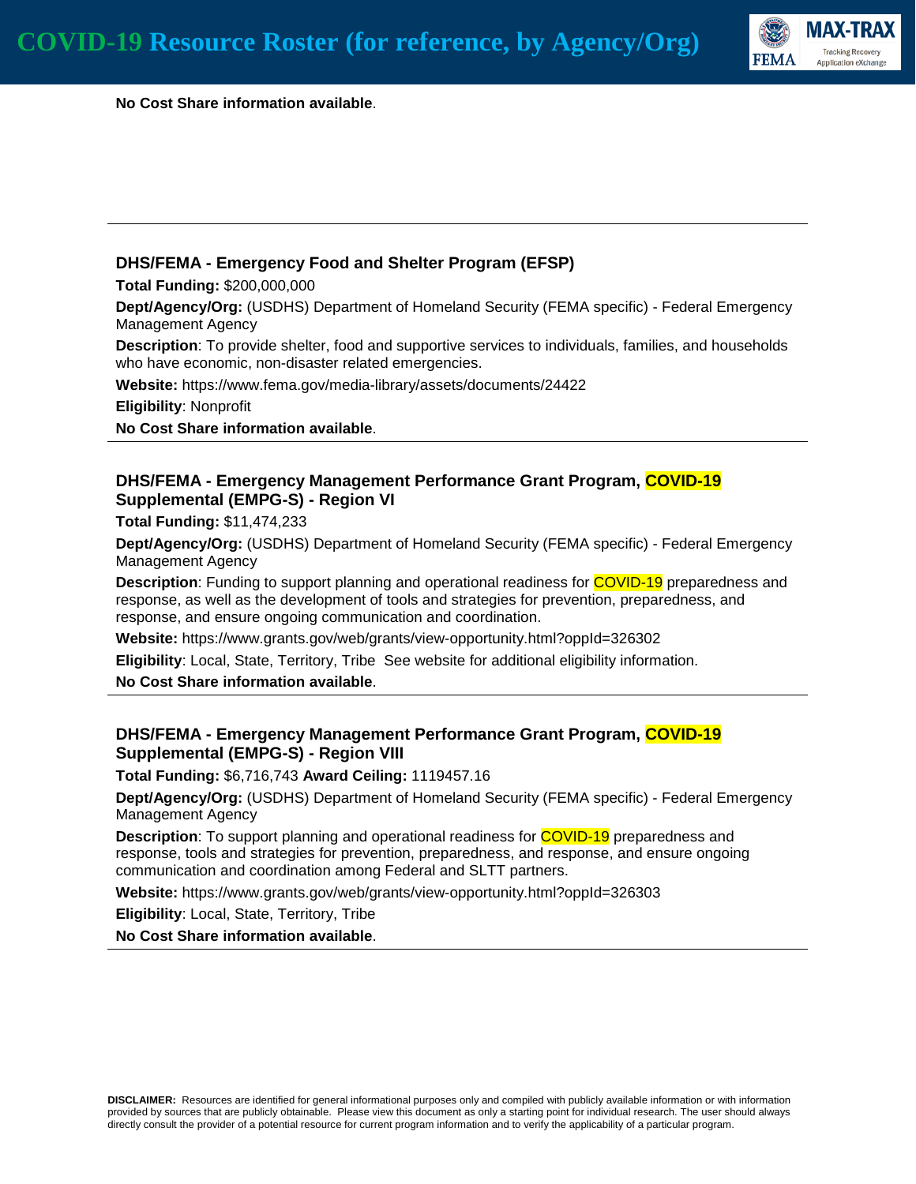**No Cost Share information available**.

---

### DHS/FEMA - Emergency Food and Shelter Program (EFSP)

**Total Funding:** $200,000,000

**Dept/Agency/Org:** (USDHS) Department of Homeland Security (FEMA specific) - Federal Emergency Management Agency

**Description**: To provide shelter, food and supportive services to individuals, families, and households who have economic, non-disaster related emergencies.

**Website:** https://www.fema.gov/media-library/assets/documents/24422

**Eligibility**: Nonprofit

**No Cost Share information available**.

---

### DHS/FEMA - Emergency Management Performance Grant Program, COVID-19 Supplemental (EMPG-S) - Region VI

**Total Funding:** $11,474,233

**Dept/Agency/Org:** (USDHS) Department of Homeland Security (FEMA specific) - Federal Emergency Management Agency

**Description**: Funding to support planning and operational readiness for COVID-19 preparedness and response, as well as the development of tools and strategies for prevention, preparedness, and response, and ensure ongoing communication and coordination.

**Website:** https://www.grants.gov/web/grants/view-opportunity.html?oppId=326302

**Eligibility**: Local, State, Territory, Tribe See website for additional eligibility information.

**No Cost Share information available**.

---

### DHS/FEMA - Emergency Management Performance Grant Program, COVID-19 Supplemental (EMPG-S) - Region VIII

**Total Funding:** $6,716,743 **Award Ceiling:** 1119457.16

**Dept/Agency/Org:** (USDHS) Department of Homeland Security (FEMA specific) - Federal Emergency Management Agency

**Description**: To support planning and operational readiness for COVID-19 preparedness and response, tools and strategies for prevention, preparedness, and response, and ensure ongoing communication and coordination among Federal and SLTT partners.

**Website:** https://www.grants.gov/web/grants/view-opportunity.html?oppId=326303

**Eligibility**: Local, State, Territory, Tribe

**No Cost Share information available**.

---

**DISCLAIMER:** Resources are identified for general informational purposes only and compiled with publicly available information or with information provided by sources that are publicly obtainable. Please view this document as only a starting point for individual research. The user should always directly consult the provider of a potential resource for current program information and to verify the applicability of a particular program.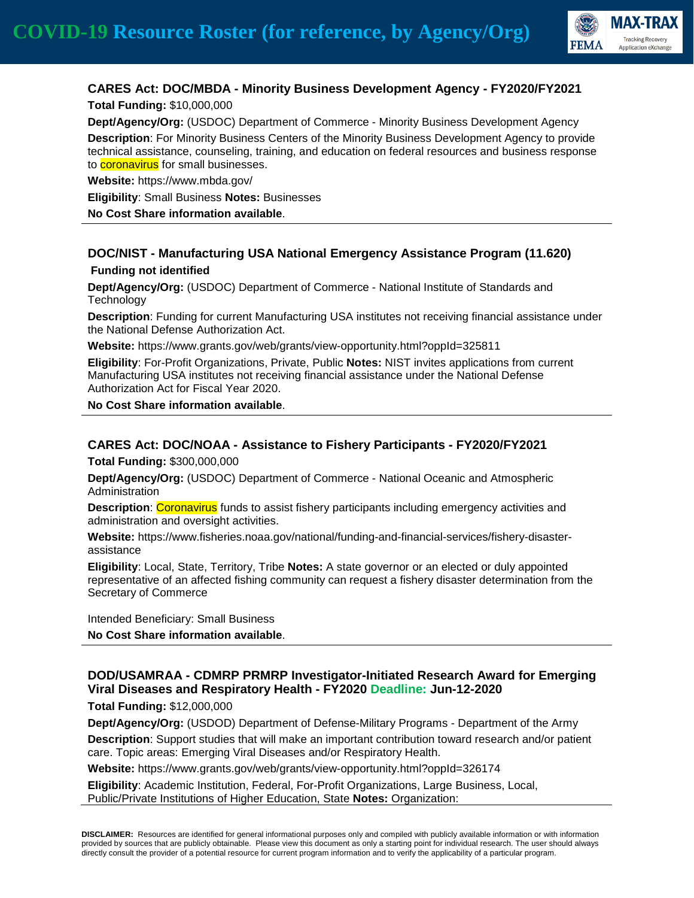### CARES Act: DOC/MBDA - Minority Business Development Agency - FY2020/FY2021

**Total Funding:** $10,000,000

**Dept/Agency/Org:** (USDOC) Department of Commerce - Minority Business Development Agency

**Description**: For Minority Business Centers of the Minority Business Development Agency to provide technical assistance, counseling, training, and education on federal resources and business response to coronavirus for small businesses.

**Website:** https://www.mbda.gov/

**Eligibility**: Small Business **Notes:** Businesses

**No Cost Share information available**.

---

### DOC/NIST - Manufacturing USA National Emergency Assistance Program (11.620)

**Funding not identified**

**Dept/Agency/Org:** (USDOC) Department of Commerce - National Institute of Standards and Technology

**Description**: Funding for current Manufacturing USA institutes not receiving financial assistance under the National Defense Authorization Act.

**Website:** https://www.grants.gov/web/grants/view-opportunity.html?oppId=325811

**Eligibility**: For-Profit Organizations, Private, Public **Notes:** NIST invites applications from current Manufacturing USA institutes not receiving financial assistance under the National Defense Authorization Act for Fiscal Year 2020.

**No Cost Share information available**.

---

### CARES Act: DOC/NOAA - Assistance to Fishery Participants - FY2020/FY2021

**Total Funding:** $300,000,000

**Dept/Agency/Org:** (USDOC) Department of Commerce - National Oceanic and Atmospheric Administration

**Description**: Coronavirus funds to assist fishery participants including emergency activities and administration and oversight activities.

**Website:** https://www.fisheries.noaa.gov/national/funding-and-financial-services/fishery-disaster-assistance

**Eligibility**: Local, State, Territory, Tribe **Notes:** A state governor or an elected or duly appointed representative of an affected fishing community can request a fishery disaster determination from the Secretary of Commerce

Intended Beneficiary: Small Business

**No Cost Share information available**.

---

### DOD/USAMRAA - CDMRP PRMRP Investigator-Initiated Research Award for Emerging Viral Diseases and Respiratory Health - FY2020 Deadline: Jun-12-2020

**Total Funding:** $12,000,000

**Dept/Agency/Org:** (USDOD) Department of Defense-Military Programs - Department of the Army

**Description**: Support studies that will make an important contribution toward research and/or patient care. Topic areas: Emerging Viral Diseases and/or Respiratory Health.

**Website:** https://www.grants.gov/web/grants/view-opportunity.html?oppId=326174

**Eligibility**: Academic Institution, Federal, For-Profit Organizations, Large Business, Local, Public/Private Institutions of Higher Education, State **Notes:** Organization:

---

**DISCLAIMER:** Resources are identified for general informational purposes only and compiled with publicly available information or with information provided by sources that are publicly obtainable. Please view this document as only a starting point for individual research. The user should always directly consult the provider of a potential resource for current program information and to verify the applicability of a particular program.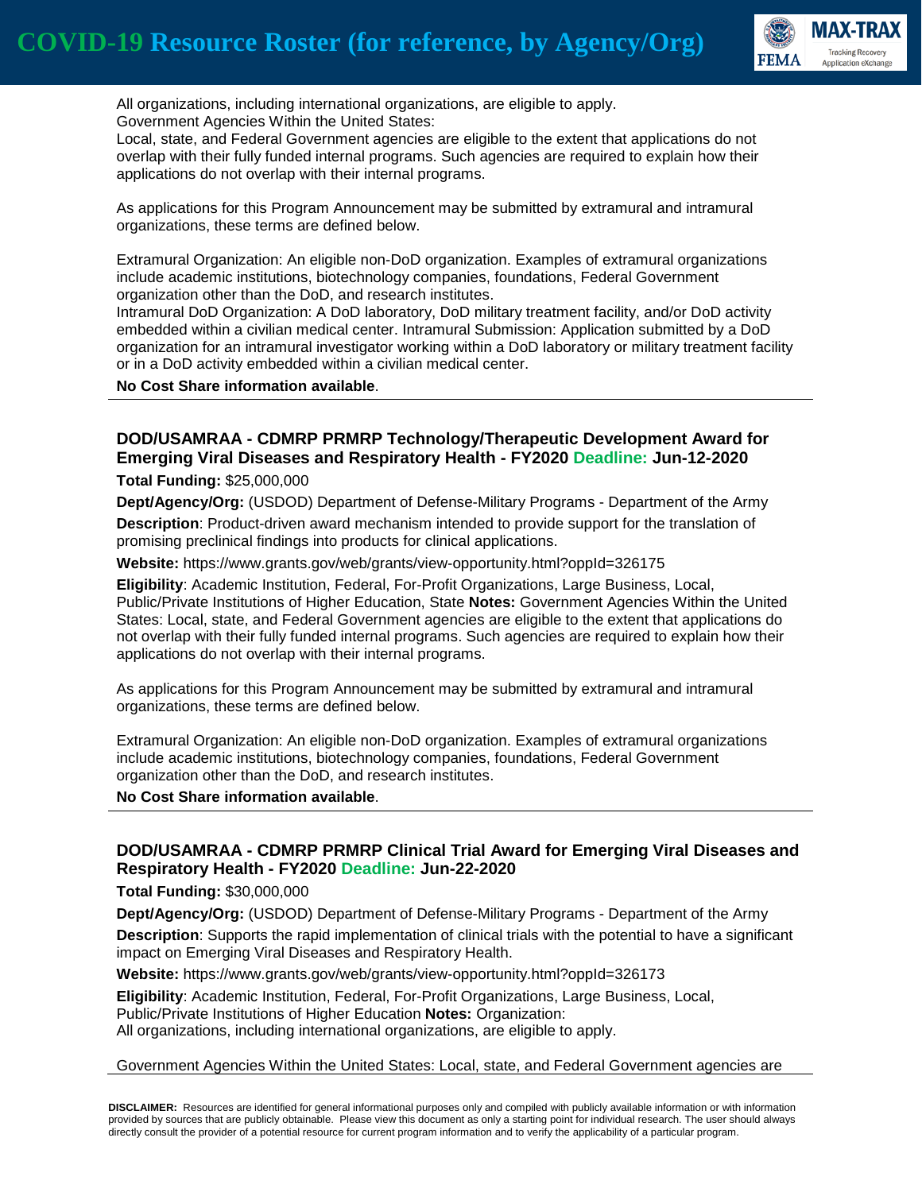All organizations, including international organizations, are eligible to apply.
Government Agencies Within the United States:
Local, state, and Federal Government agencies are eligible to the extent that applications do not overlap with their fully funded internal programs. Such agencies are required to explain how their applications do not overlap with their internal programs.

As applications for this Program Announcement may be submitted by extramural and intramural organizations, these terms are defined below.

Extramural Organization: An eligible non-DoD organization. Examples of extramural organizations include academic institutions, biotechnology companies, foundations, Federal Government organization other than the DoD, and research institutes.
Intramural DoD Organization: A DoD laboratory, DoD military treatment facility, and/or DoD activity embedded within a civilian medical center. Intramural Submission: Application submitted by a DoD organization for an intramural investigator working within a DoD laboratory or military treatment facility or in a DoD activity embedded within a civilian medical center.

**No Cost Share information available**.

---

### DOD/USAMRAA - CDMRP PRMRP Technology/Therapeutic Development Award for Emerging Viral Diseases and Respiratory Health - FY2020 Deadline: Jun-12-2020

**Total Funding:** $25,000,000

**Dept/Agency/Org:** (USDOD) Department of Defense-Military Programs - Department of the Army

**Description**: Product-driven award mechanism intended to provide support for the translation of promising preclinical findings into products for clinical applications.

**Website:** https://www.grants.gov/web/grants/view-opportunity.html?oppId=326175

**Eligibility**: Academic Institution, Federal, For-Profit Organizations, Large Business, Local, Public/Private Institutions of Higher Education, State **Notes:** Government Agencies Within the United States: Local, state, and Federal Government agencies are eligible to the extent that applications do not overlap with their fully funded internal programs. Such agencies are required to explain how their applications do not overlap with their internal programs.

As applications for this Program Announcement may be submitted by extramural and intramural organizations, these terms are defined below.

Extramural Organization: An eligible non-DoD organization. Examples of extramural organizations include academic institutions, biotechnology companies, foundations, Federal Government organization other than the DoD, and research institutes.

**No Cost Share information available**.

---

### DOD/USAMRAA - CDMRP PRMRP Clinical Trial Award for Emerging Viral Diseases and Respiratory Health - FY2020 Deadline: Jun-22-2020

**Total Funding:** $30,000,000

**Dept/Agency/Org:** (USDOD) Department of Defense-Military Programs - Department of the Army

**Description**: Supports the rapid implementation of clinical trials with the potential to have a significant impact on Emerging Viral Diseases and Respiratory Health.

**Website:** https://www.grants.gov/web/grants/view-opportunity.html?oppId=326173

**Eligibility**: Academic Institution, Federal, For-Profit Organizations, Large Business, Local, Public/Private Institutions of Higher Education **Notes:** Organization:
All organizations, including international organizations, are eligible to apply.

Government Agencies Within the United States: Local, state, and Federal Government agencies are

**DISCLAIMER:** Resources are identified for general informational purposes only and compiled with publicly available information or with information provided by sources that are publicly obtainable. Please view this document as only a starting point for individual research. The user should always directly consult the provider of a potential resource for current program information and to verify the applicability of a particular program.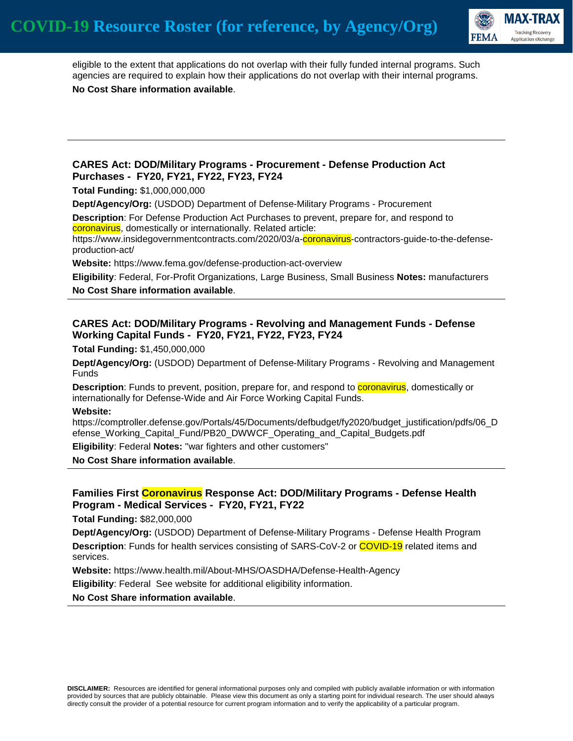eligible to the extent that applications do not overlap with their fully funded internal programs. Such agencies are required to explain how their applications do not overlap with their internal programs.

**No Cost Share information available**.

---

### CARES Act: DOD/Military Programs - Procurement - Defense Production Act Purchases - FY20, FY21, FY22, FY23, FY24

**Total Funding:** $1,000,000,000

**Dept/Agency/Org:** (USDOD) Department of Defense-Military Programs - Procurement

**Description**: For Defense Production Act Purchases to prevent, prepare for, and respond to coronavirus, domestically or internationally. Related article: https://www.insidegovernmentcontracts.com/2020/03/a-coronavirus-contractors-guide-to-the-defense-production-act/

**Website:** https://www.fema.gov/defense-production-act-overview

**Eligibility**: Federal, For-Profit Organizations, Large Business, Small Business **Notes:** manufacturers

**No Cost Share information available**.

---

### CARES Act: DOD/Military Programs - Revolving and Management Funds - Defense Working Capital Funds - FY20, FY21, FY22, FY23, FY24

**Total Funding:** $1,450,000,000

**Dept/Agency/Org:** (USDOD) Department of Defense-Military Programs - Revolving and Management Funds

**Description**: Funds to prevent, position, prepare for, and respond to coronavirus, domestically or internationally for Defense-Wide and Air Force Working Capital Funds.

**Website:** https://comptroller.defense.gov/Portals/45/Documents/defbudget/fy2020/budget_justification/pdfs/06_Defense_Working_Capital_Fund/PB20_DWWCF_Operating_and_Capital_Budgets.pdf

**Eligibility**: Federal **Notes:** "war fighters and other customers"

**No Cost Share information available**.

---

### Families First Coronavirus Response Act: DOD/Military Programs - Defense Health Program - Medical Services - FY20, FY21, FY22

**Total Funding:** $82,000,000

**Dept/Agency/Org:** (USDOD) Department of Defense-Military Programs - Defense Health Program

**Description**: Funds for health services consisting of SARS-CoV-2 or COVID-19 related items and services.

**Website:** https://www.health.mil/About-MHS/OASDHA/Defense-Health-Agency

**Eligibility**: Federal See website for additional eligibility information.

**No Cost Share information available**.

---

**DISCLAIMER:** Resources are identified for general informational purposes only and compiled with publicly available information or with information provided by sources that are publicly obtainable. Please view this document as only a starting point for individual research. The user should always directly consult the provider of a potential resource for current program information and to verify the applicability of a particular program.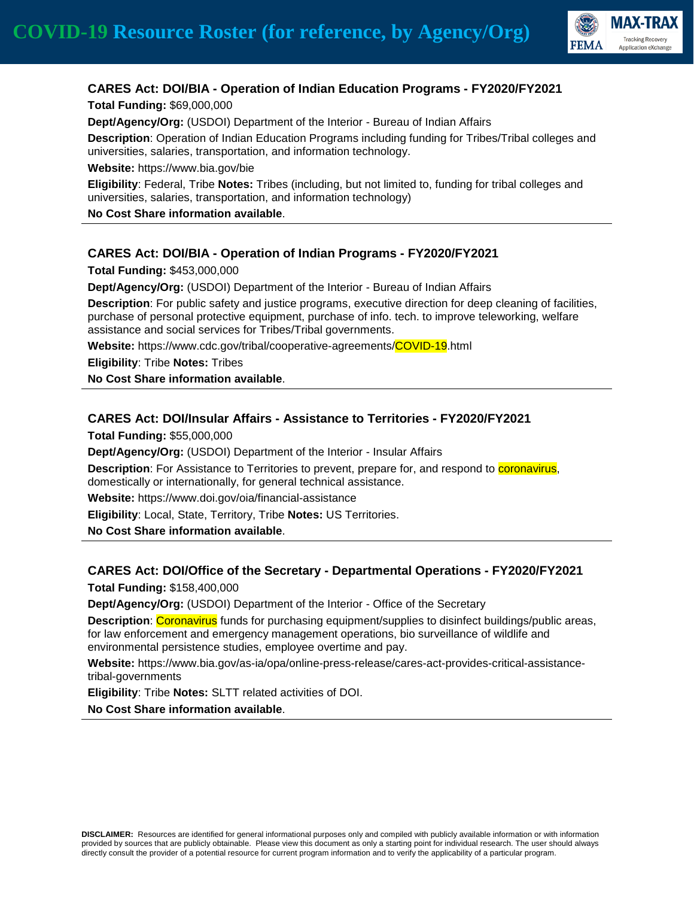### CARES Act: DOI/BIA - Operation of Indian Education Programs - FY2020/FY2021

**Total Funding:** $69,000,000

**Dept/Agency/Org:** (USDOI) Department of the Interior - Bureau of Indian Affairs

**Description**: Operation of Indian Education Programs including funding for Tribes/Tribal colleges and universities, salaries, transportation, and information technology.

**Website:** https://www.bia.gov/bie

**Eligibility**: Federal, Tribe **Notes:** Tribes (including, but not limited to, funding for tribal colleges and universities, salaries, transportation, and information technology)

**No Cost Share information available**.

---

### CARES Act: DOI/BIA - Operation of Indian Programs - FY2020/FY2021

**Total Funding:** $453,000,000

**Dept/Agency/Org:** (USDOI) Department of the Interior - Bureau of Indian Affairs

**Description**: For public safety and justice programs, executive direction for deep cleaning of facilities, purchase of personal protective equipment, purchase of info. tech. to improve teleworking, welfare assistance and social services for Tribes/Tribal governments.

**Website:** https://www.cdc.gov/tribal/cooperative-agreements/COVID-19.html

**Eligibility**: Tribe **Notes:** Tribes

**No Cost Share information available**.

---

### CARES Act: DOI/Insular Affairs - Assistance to Territories - FY2020/FY2021

**Total Funding:** $55,000,000

**Dept/Agency/Org:** (USDOI) Department of the Interior - Insular Affairs

**Description**: For Assistance to Territories to prevent, prepare for, and respond to coronavirus, domestically or internationally, for general technical assistance.

**Website:** https://www.doi.gov/oia/financial-assistance

**Eligibility**: Local, State, Territory, Tribe **Notes:** US Territories.

**No Cost Share information available**.

---

### CARES Act: DOI/Office of the Secretary - Departmental Operations - FY2020/FY2021

**Total Funding:** $158,400,000

**Dept/Agency/Org:** (USDOI) Department of the Interior - Office of the Secretary

**Description**: Coronavirus funds for purchasing equipment/supplies to disinfect buildings/public areas, for law enforcement and emergency management operations, bio surveillance of wildlife and environmental persistence studies, employee overtime and pay.

**Website:** https://www.bia.gov/as-ia/opa/online-press-release/cares-act-provides-critical-assistance-tribal-governments

**Eligibility**: Tribe **Notes:** SLTT related activities of DOI.

**No Cost Share information available**.

---

**DISCLAIMER:** Resources are identified for general informational purposes only and compiled with publicly available information or with information provided by sources that are publicly obtainable. Please view this document as only a starting point for individual research. The user should always directly consult the provider of a potential resource for current program information and to verify the applicability of a particular program.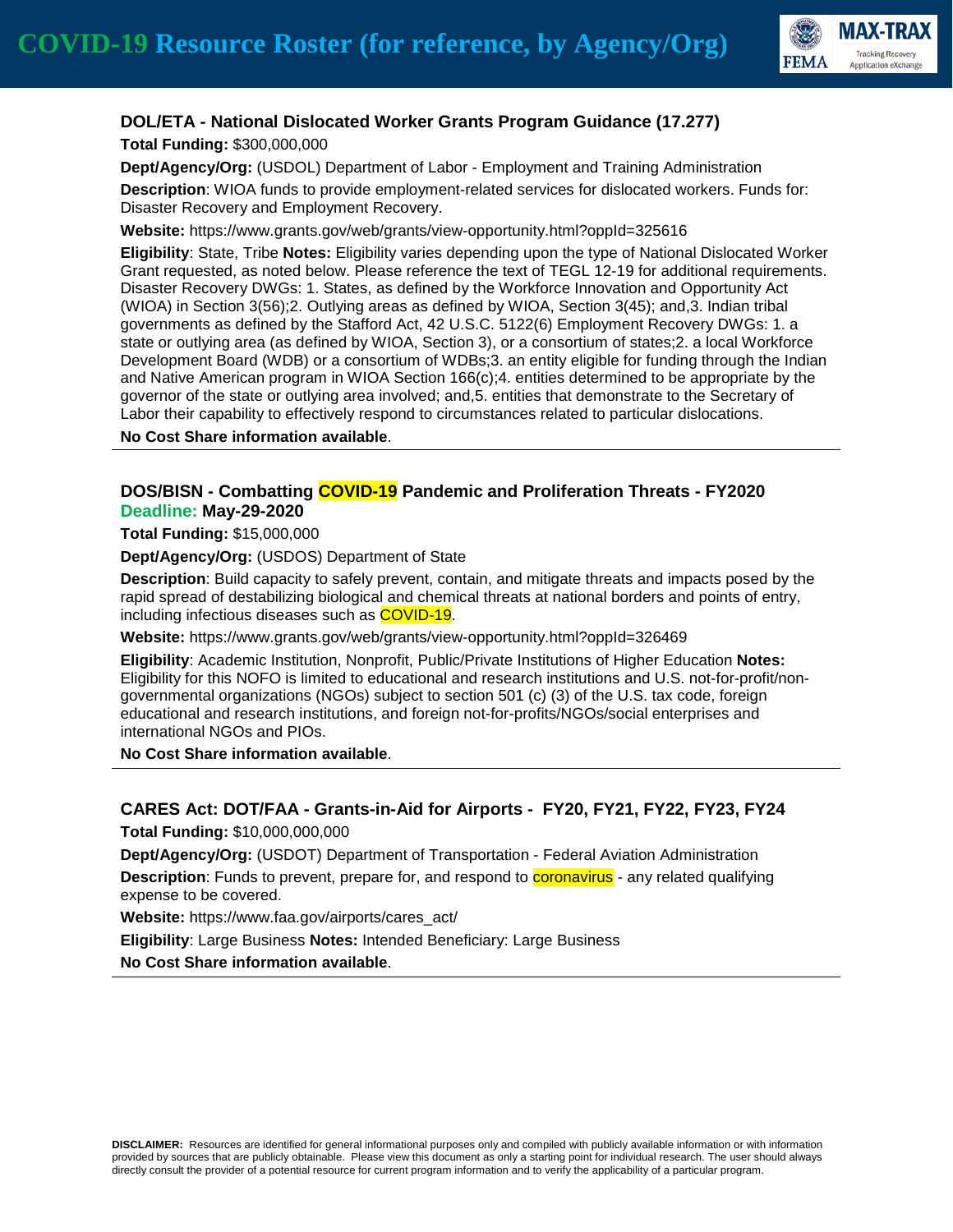### DOL/ETA - National Dislocated Worker Grants Program Guidance (17.277)

**Total Funding:** $300,000,000

**Dept/Agency/Org:** (USDOL) Department of Labor - Employment and Training Administration

**Description**: WIOA funds to provide employment-related services for dislocated workers. Funds for: Disaster Recovery and Employment Recovery.

**Website:** https://www.grants.gov/web/grants/view-opportunity.html?oppId=325616

**Eligibility**: State, Tribe **Notes:** Eligibility varies depending upon the type of National Dislocated Worker Grant requested, as noted below. Please reference the text of TEGL 12-19 for additional requirements. Disaster Recovery DWGs: 1. States, as defined by the Workforce Innovation and Opportunity Act (WIOA) in Section 3(56);2. Outlying areas as defined by WIOA, Section 3(45); and,3. Indian tribal governments as defined by the Stafford Act, 42 U.S.C. 5122(6) Employment Recovery DWGs: 1. a state or outlying area (as defined by WIOA, Section 3), or a consortium of states;2. a local Workforce Development Board (WDB) or a consortium of WDBs;3. an entity eligible for funding through the Indian and Native American program in WIOA Section 166(c);4. entities determined to be appropriate by the governor of the state or outlying area involved; and,5. entities that demonstrate to the Secretary of Labor their capability to effectively respond to circumstances related to particular dislocations.

**No Cost Share information available**.

---

### DOS/BISN - Combatting COVID-19 Pandemic and Proliferation Threats - FY2020

**Deadline: May-29-2020**

**Total Funding:** $15,000,000

**Dept/Agency/Org:** (USDOS) Department of State

**Description**: Build capacity to safely prevent, contain, and mitigate threats and impacts posed by the rapid spread of destabilizing biological and chemical threats at national borders and points of entry, including infectious diseases such as COVID-19.

**Website:** https://www.grants.gov/web/grants/view-opportunity.html?oppId=326469

**Eligibility**: Academic Institution, Nonprofit, Public/Private Institutions of Higher Education **Notes:** Eligibility for this NOFO is limited to educational and research institutions and U.S. not-for-profit/non-governmental organizations (NGOs) subject to section 501 (c) (3) of the U.S. tax code, foreign educational and research institutions, and foreign not-for-profits/NGOs/social enterprises and international NGOs and PIOs.

**No Cost Share information available**.

---

### CARES Act: DOT/FAA - Grants-in-Aid for Airports - FY20, FY21, FY22, FY23, FY24

**Total Funding:** $10,000,000,000

**Dept/Agency/Org:** (USDOT) Department of Transportation - Federal Aviation Administration

**Description**: Funds to prevent, prepare for, and respond to coronavirus - any related qualifying expense to be covered.

**Website:** https://www.faa.gov/airports/cares_act/

**Eligibility**: Large Business **Notes:** Intended Beneficiary: Large Business

**No Cost Share information available**.

---

**DISCLAIMER:** Resources are identified for general informational purposes only and compiled with publicly available information or with information provided by sources that are publicly obtainable. Please view this document as only a starting point for individual research. The user should always directly consult the provider of a potential resource for current program information and to verify the applicability of a particular program.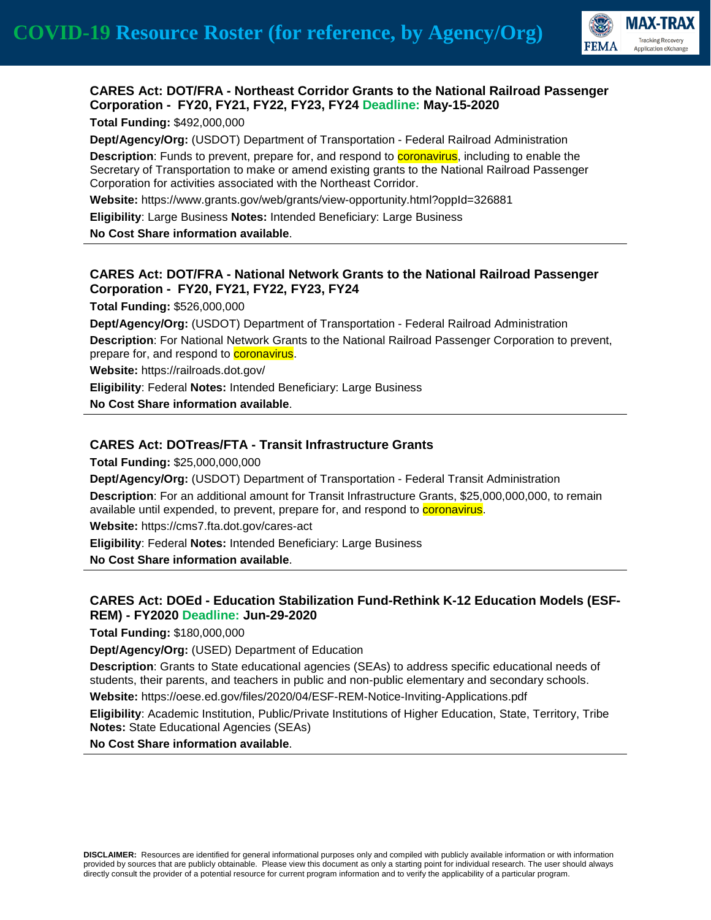### CARES Act: DOT/FRA - Northeast Corridor Grants to the National Railroad Passenger Corporation - FY20, FY21, FY22, FY23, FY24 Deadline: May-15-2020

**Total Funding:** $492,000,000

**Dept/Agency/Org:** (USDOT) Department of Transportation - Federal Railroad Administration

**Description**: Funds to prevent, prepare for, and respond to coronavirus, including to enable the Secretary of Transportation to make or amend existing grants to the National Railroad Passenger Corporation for activities associated with the Northeast Corridor.

**Website:** https://www.grants.gov/web/grants/view-opportunity.html?oppId=326881

**Eligibility**: Large Business **Notes:** Intended Beneficiary: Large Business

**No Cost Share information available**.

---

### CARES Act: DOT/FRA - National Network Grants to the National Railroad Passenger Corporation - FY20, FY21, FY22, FY23, FY24

**Total Funding:** $526,000,000

**Dept/Agency/Org:** (USDOT) Department of Transportation - Federal Railroad Administration

**Description**: For National Network Grants to the National Railroad Passenger Corporation to prevent, prepare for, and respond to coronavirus.

**Website:** https://railroads.dot.gov/

**Eligibility**: Federal **Notes:** Intended Beneficiary: Large Business

**No Cost Share information available**.

---

### CARES Act: DOTreas/FTA - Transit Infrastructure Grants

**Total Funding:** $25,000,000,000

**Dept/Agency/Org:** (USDOT) Department of Transportation - Federal Transit Administration

**Description**: For an additional amount for Transit Infrastructure Grants, $25,000,000,000, to remain available until expended, to prevent, prepare for, and respond to coronavirus.

**Website:** https://cms7.fta.dot.gov/cares-act

**Eligibility**: Federal **Notes:** Intended Beneficiary: Large Business

**No Cost Share information available**.

---

### CARES Act: DOEd - Education Stabilization Fund-Rethink K-12 Education Models (ESF-REM) - FY2020 Deadline: Jun-29-2020

**Total Funding:** $180,000,000

**Dept/Agency/Org:** (USED) Department of Education

**Description**: Grants to State educational agencies (SEAs) to address specific educational needs of students, their parents, and teachers in public and non-public elementary and secondary schools.

**Website:** https://oese.ed.gov/files/2020/04/ESF-REM-Notice-Inviting-Applications.pdf

**Eligibility**: Academic Institution, Public/Private Institutions of Higher Education, State, Territory, Tribe **Notes:** State Educational Agencies (SEAs)

**No Cost Share information available**.

---

**DISCLAIMER:** Resources are identified for general informational purposes only and compiled with publicly available information or with information provided by sources that are publicly obtainable. Please view this document as only a starting point for individual research. The user should always directly consult the provider of a potential resource for current program information and to verify the applicability of a particular program.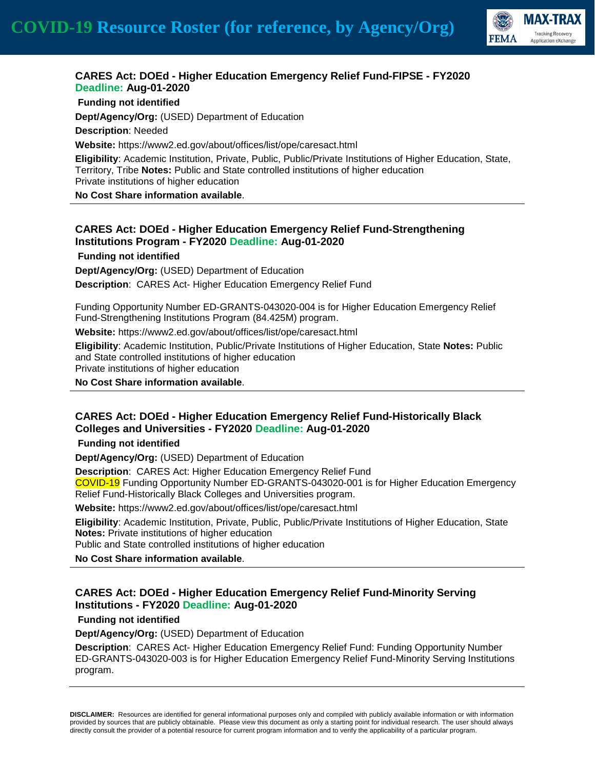### CARES Act: DOEd - Higher Education Emergency Relief Fund-FIPSE - FY2020 Deadline: Aug-01-2020

**Funding not identified**

**Dept/Agency/Org:** (USED) Department of Education

**Description**: Needed

**Website:** https://www2.ed.gov/about/offices/list/ope/caresact.html

**Eligibility**: Academic Institution, Private, Public, Public/Private Institutions of Higher Education, State, Territory, Tribe **Notes:** Public and State controlled institutions of higher education
Private institutions of higher education

**No Cost Share information available**.

---

### CARES Act: DOEd - Higher Education Emergency Relief Fund-Strengthening Institutions Program - FY2020 Deadline: Aug-01-2020

**Funding not identified**

**Dept/Agency/Org:** (USED) Department of Education

**Description**: CARES Act- Higher Education Emergency Relief Fund

Funding Opportunity Number ED-GRANTS-043020-004 is for Higher Education Emergency Relief Fund-Strengthening Institutions Program (84.425M) program.

**Website:** https://www2.ed.gov/about/offices/list/ope/caresact.html

**Eligibility**: Academic Institution, Public/Private Institutions of Higher Education, State **Notes:** Public and State controlled institutions of higher education
Private institutions of higher education

**No Cost Share information available**.

---

### CARES Act: DOEd - Higher Education Emergency Relief Fund-Historically Black Colleges and Universities - FY2020 Deadline: Aug-01-2020

**Funding not identified**

**Dept/Agency/Org:** (USED) Department of Education

**Description**: CARES Act: Higher Education Emergency Relief Fund
COVID-19 Funding Opportunity Number ED-GRANTS-043020-001 is for Higher Education Emergency Relief Fund-Historically Black Colleges and Universities program.

**Website:** https://www2.ed.gov/about/offices/list/ope/caresact.html

**Eligibility**: Academic Institution, Private, Public, Public/Private Institutions of Higher Education, State **Notes:** Private institutions of higher education
Public and State controlled institutions of higher education

**No Cost Share information available**.

---

### CARES Act: DOEd - Higher Education Emergency Relief Fund-Minority Serving Institutions - FY2020 Deadline: Aug-01-2020

**Funding not identified**

**Dept/Agency/Org:** (USED) Department of Education

**Description**: CARES Act- Higher Education Emergency Relief Fund: Funding Opportunity Number ED-GRANTS-043020-003 is for Higher Education Emergency Relief Fund-Minority Serving Institutions program.

---

**DISCLAIMER:** Resources are identified for general informational purposes only and compiled with publicly available information or with information provided by sources that are publicly obtainable. Please view this document as only a starting point for individual research. The user should always directly consult the provider of a potential resource for current program information and to verify the applicability of a particular program.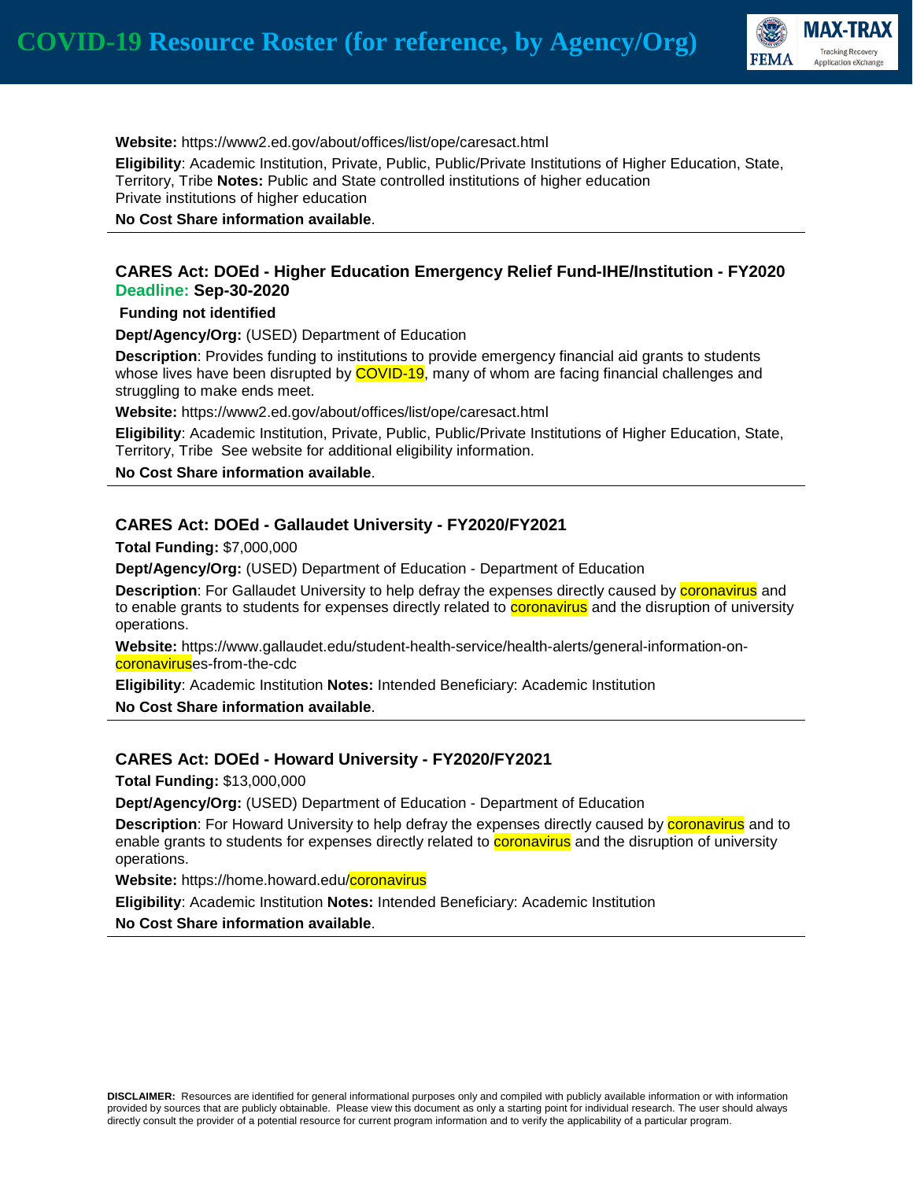**Website:** https://www2.ed.gov/about/offices/list/ope/caresact.html

**Eligibility**: Academic Institution, Private, Public, Public/Private Institutions of Higher Education, State, Territory, Tribe **Notes:** Public and State controlled institutions of higher education
Private institutions of higher education

**No Cost Share information available**.

---

### CARES Act: DOEd - Higher Education Emergency Relief Fund-IHE/Institution - FY2020

**Deadline: Sep-30-2020**

**Funding not identified**

**Dept/Agency/Org:** (USED) Department of Education

**Description**: Provides funding to institutions to provide emergency financial aid grants to students whose lives have been disrupted by COVID-19, many of whom are facing financial challenges and struggling to make ends meet.

**Website:** https://www2.ed.gov/about/offices/list/ope/caresact.html

**Eligibility**: Academic Institution, Private, Public, Public/Private Institutions of Higher Education, State, Territory, Tribe See website for additional eligibility information.

**No Cost Share information available**.

---

### CARES Act: DOEd - Gallaudet University - FY2020/FY2021

**Total Funding:** $7,000,000

**Dept/Agency/Org:** (USED) Department of Education - Department of Education

**Description**: For Gallaudet University to help defray the expenses directly caused by coronavirus and to enable grants to students for expenses directly related to coronavirus and the disruption of university operations.

**Website:** https://www.gallaudet.edu/student-health-service/health-alerts/general-information-on-coronaviruses-from-the-cdc

**Eligibility**: Academic Institution **Notes:** Intended Beneficiary: Academic Institution

**No Cost Share information available**.

---

### CARES Act: DOEd - Howard University - FY2020/FY2021

**Total Funding:** $13,000,000

**Dept/Agency/Org:** (USED) Department of Education - Department of Education

**Description**: For Howard University to help defray the expenses directly caused by coronavirus and to enable grants to students for expenses directly related to coronavirus and the disruption of university operations.

**Website:** https://home.howard.edu/coronavirus

**Eligibility**: Academic Institution **Notes:** Intended Beneficiary: Academic Institution

**No Cost Share information available**.

---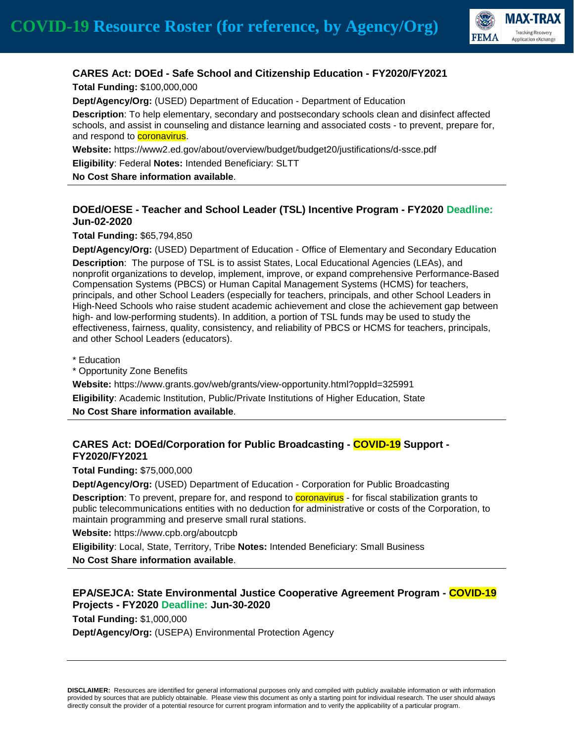### CARES Act: DOEd - Safe School and Citizenship Education - FY2020/FY2021

**Total Funding:** $100,000,000

**Dept/Agency/Org:** (USED) Department of Education - Department of Education

**Description**: To help elementary, secondary and postsecondary schools clean and disinfect affected schools, and assist in counseling and distance learning and associated costs - to prevent, prepare for, and respond to coronavirus.

**Website:** https://www2.ed.gov/about/overview/budget/budget20/justifications/d-ssce.pdf

**Eligibility**: Federal **Notes:** Intended Beneficiary: SLTT

**No Cost Share information available**.

---

### DOEd/OESE - Teacher and School Leader (TSL) Incentive Program - FY2020 Deadline: Jun-02-2020

**Total Funding:** $65,794,850

**Dept/Agency/Org:** (USED) Department of Education - Office of Elementary and Secondary Education

**Description**: The purpose of TSL is to assist States, Local Educational Agencies (LEAs), and nonprofit organizations to develop, implement, improve, or expand comprehensive Performance-Based Compensation Systems (PBCS) or Human Capital Management Systems (HCMS) for teachers, principals, and other School Leaders (especially for teachers, principals, and other School Leaders in High-Need Schools who raise student academic achievement and close the achievement gap between high- and low-performing students). In addition, a portion of TSL funds may be used to study the effectiveness, fairness, quality, consistency, and reliability of PBCS or HCMS for teachers, principals, and other School Leaders (educators).

* Education
* Opportunity Zone Benefits

**Website:** https://www.grants.gov/web/grants/view-opportunity.html?oppId=325991

**Eligibility**: Academic Institution, Public/Private Institutions of Higher Education, State

**No Cost Share information available**.

---

### CARES Act: DOEd/Corporation for Public Broadcasting - COVID-19 Support - FY2020/FY2021

**Total Funding:** $75,000,000

**Dept/Agency/Org:** (USED) Department of Education - Corporation for Public Broadcasting

**Description**: To prevent, prepare for, and respond to coronavirus - for fiscal stabilization grants to public telecommunications entities with no deduction for administrative or costs of the Corporation, to maintain programming and preserve small rural stations.

**Website:** https://www.cpb.org/aboutcpb

**Eligibility**: Local, State, Territory, Tribe **Notes:** Intended Beneficiary: Small Business

**No Cost Share information available**.

---

### EPA/SEJCA: State Environmental Justice Cooperative Agreement Program - COVID-19 Projects - FY2020 Deadline: Jun-30-2020

**Total Funding:** $1,000,000

**Dept/Agency/Org:** (USEPA) Environmental Protection Agency

---

**DISCLAIMER:** Resources are identified for general informational purposes only and compiled with publicly available information or with information provided by sources that are publicly obtainable. Please view this document as only a starting point for individual research. The user should always directly consult the provider of a potential resource for current program information and to verify the applicability of a particular program.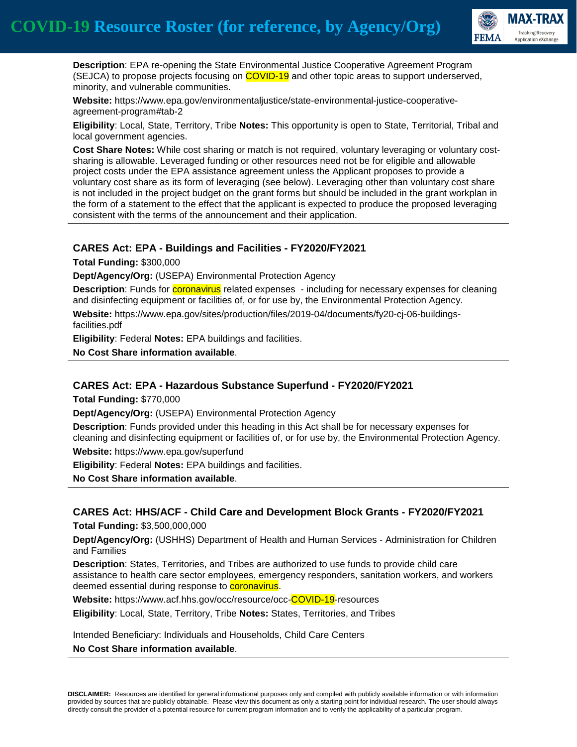**Description**: EPA re-opening the State Environmental Justice Cooperative Agreement Program (SEJCA) to propose projects focusing on COVID-19 and other topic areas to support underserved, minority, and vulnerable communities.

**Website:** https://www.epa.gov/environmentaljustice/state-environmental-justice-cooperative-agreement-program#tab-2

**Eligibility**: Local, State, Territory, Tribe **Notes:** This opportunity is open to State, Territorial, Tribal and local government agencies.

**Cost Share Notes:** While cost sharing or match is not required, voluntary leveraging or voluntary cost-sharing is allowable. Leveraged funding or other resources need not be for eligible and allowable project costs under the EPA assistance agreement unless the Applicant proposes to provide a voluntary cost share as its form of leveraging (see below). Leveraging other than voluntary cost share is not included in the project budget on the grant forms but should be included in the grant workplan in the form of a statement to the effect that the applicant is expected to produce the proposed leveraging consistent with the terms of the announcement and their application.

---

### CARES Act: EPA - Buildings and Facilities - FY2020/FY2021

**Total Funding:** $300,000

**Dept/Agency/Org:** (USEPA) Environmental Protection Agency

**Description**: Funds for coronavirus related expenses - including for necessary expenses for cleaning and disinfecting equipment or facilities of, or for use by, the Environmental Protection Agency.

**Website:** https://www.epa.gov/sites/production/files/2019-04/documents/fy20-cj-06-buildings-facilities.pdf

**Eligibility**: Federal **Notes:** EPA buildings and facilities.

**No Cost Share information available**.

---

### CARES Act: EPA - Hazardous Substance Superfund - FY2020/FY2021

**Total Funding:** $770,000

**Dept/Agency/Org:** (USEPA) Environmental Protection Agency

**Description**: Funds provided under this heading in this Act shall be for necessary expenses for cleaning and disinfecting equipment or facilities of, or for use by, the Environmental Protection Agency.

**Website:** https://www.epa.gov/superfund

**Eligibility**: Federal **Notes:** EPA buildings and facilities.

**No Cost Share information available**.

---

### CARES Act: HHS/ACF - Child Care and Development Block Grants - FY2020/FY2021

**Total Funding:** $3,500,000,000

**Dept/Agency/Org:** (USHHS) Department of Health and Human Services - Administration for Children and Families

**Description**: States, Territories, and Tribes are authorized to use funds to provide child care assistance to health care sector employees, emergency responders, sanitation workers, and workers deemed essential during response to coronavirus.

**Website:** https://www.acf.hhs.gov/occ/resource/occ-COVID-19-resources

**Eligibility**: Local, State, Territory, Tribe **Notes:** States, Territories, and Tribes

Intended Beneficiary: Individuals and Households, Child Care Centers

**No Cost Share information available**.

---

**DISCLAIMER:** Resources are identified for general informational purposes only and compiled with publicly available information or with information provided by sources that are publicly obtainable. Please view this document as only a starting point for individual research. The user should always directly consult the provider of a potential resource for current program information and to verify the applicability of a particular program.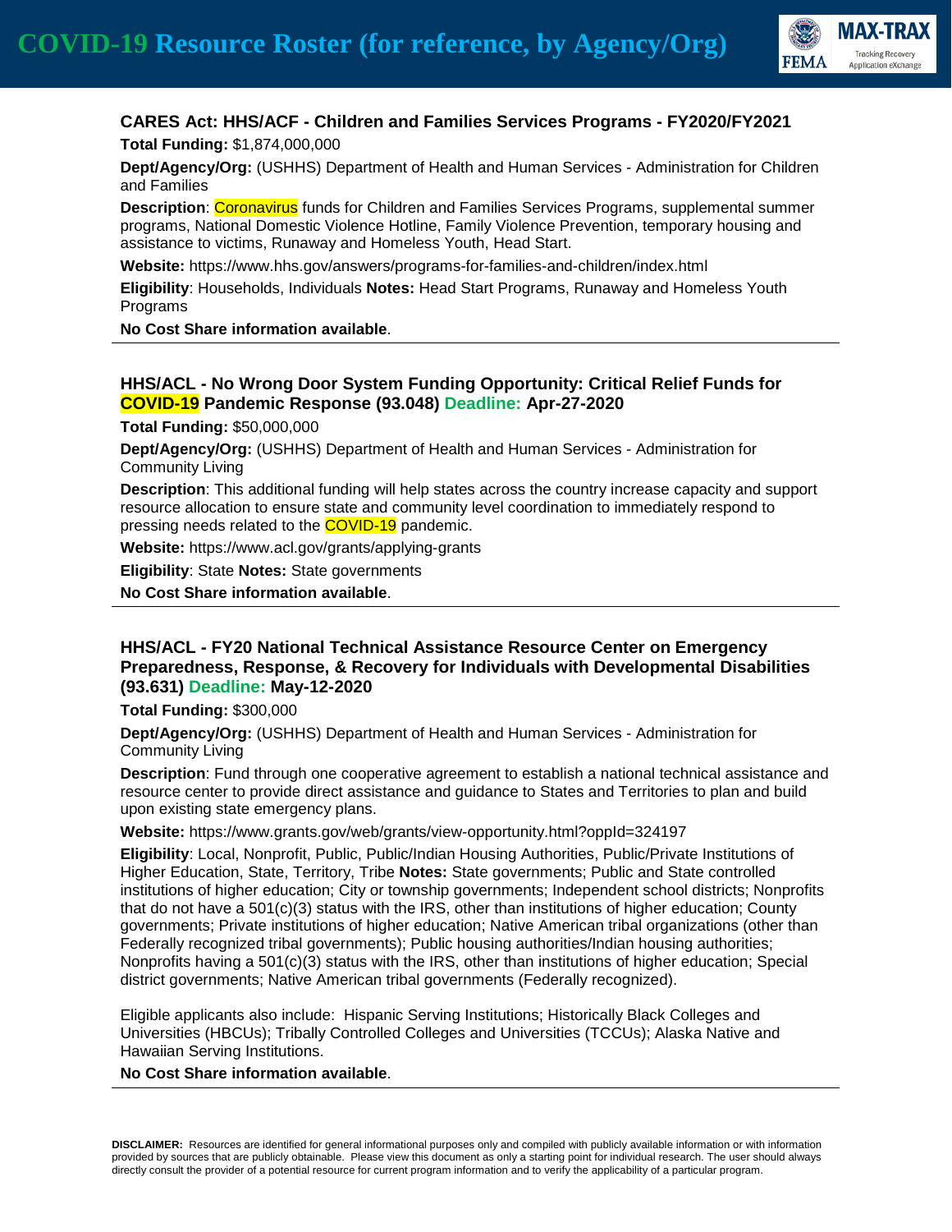### CARES Act: HHS/ACF - Children and Families Services Programs - FY2020/FY2021

**Total Funding:** $1,874,000,000

**Dept/Agency/Org:** (USHHS) Department of Health and Human Services - Administration for Children and Families

**Description**: Coronavirus funds for Children and Families Services Programs, supplemental summer programs, National Domestic Violence Hotline, Family Violence Prevention, temporary housing and assistance to victims, Runaway and Homeless Youth, Head Start.

**Website:** https://www.hhs.gov/answers/programs-for-families-and-children/index.html

**Eligibility**: Households, Individuals **Notes:** Head Start Programs, Runaway and Homeless Youth Programs

**No Cost Share information available**.

---

### HHS/ACL - No Wrong Door System Funding Opportunity: Critical Relief Funds for COVID-19 Pandemic Response (93.048) Deadline: Apr-27-2020

**Total Funding:** $50,000,000

**Dept/Agency/Org:** (USHHS) Department of Health and Human Services - Administration for Community Living

**Description**: This additional funding will help states across the country increase capacity and support resource allocation to ensure state and community level coordination to immediately respond to pressing needs related to the COVID-19 pandemic.

**Website:** https://www.acl.gov/grants/applying-grants

**Eligibility**: State **Notes:** State governments

**No Cost Share information available**.

---

### HHS/ACL - FY20 National Technical Assistance Resource Center on Emergency Preparedness, Response, & Recovery for Individuals with Developmental Disabilities (93.631) Deadline: May-12-2020

**Total Funding:** $300,000

**Dept/Agency/Org:** (USHHS) Department of Health and Human Services - Administration for Community Living

**Description**: Fund through one cooperative agreement to establish a national technical assistance and resource center to provide direct assistance and guidance to States and Territories to plan and build upon existing state emergency plans.

**Website:** https://www.grants.gov/web/grants/view-opportunity.html?oppId=324197

**Eligibility**: Local, Nonprofit, Public, Public/Indian Housing Authorities, Public/Private Institutions of Higher Education, State, Territory, Tribe **Notes:** State governments; Public and State controlled institutions of higher education; City or township governments; Independent school districts; Nonprofits that do not have a 501(c)(3) status with the IRS, other than institutions of higher education; County governments; Private institutions of higher education; Native American tribal organizations (other than Federally recognized tribal governments); Public housing authorities/Indian housing authorities; Nonprofits having a 501(c)(3) status with the IRS, other than institutions of higher education; Special district governments; Native American tribal governments (Federally recognized).

Eligible applicants also include: Hispanic Serving Institutions; Historically Black Colleges and Universities (HBCUs); Tribally Controlled Colleges and Universities (TCCUs); Alaska Native and Hawaiian Serving Institutions.

**No Cost Share information available**.

---

**DISCLAIMER:** Resources are identified for general informational purposes only and compiled with publicly available information or with information provided by sources that are publicly obtainable. Please view this document as only a starting point for individual research. The user should always directly consult the provider of a potential resource for current program information and to verify the applicability of a particular program.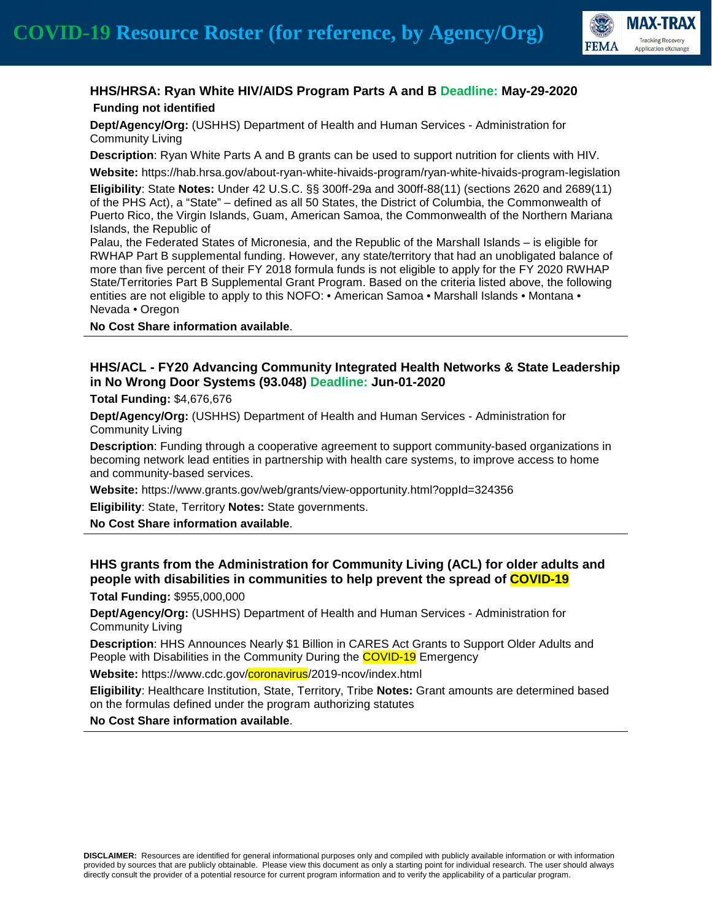### HHS/HRSA: Ryan White HIV/AIDS Program Parts A and B Deadline: May-29-2020

**Funding not identified**

**Dept/Agency/Org:** (USHHS) Department of Health and Human Services - Administration for Community Living

**Description**: Ryan White Parts A and B grants can be used to support nutrition for clients with HIV.

**Website:** https://hab.hrsa.gov/about-ryan-white-hivaids-program/ryan-white-hivaids-program-legislation

**Eligibility**: State **Notes:** Under 42 U.S.C. §§ 300ff-29a and 300ff-88(11) (sections 2620 and 2689(11) of the PHS Act), a "State" – defined as all 50 States, the District of Columbia, the Commonwealth of Puerto Rico, the Virgin Islands, Guam, American Samoa, the Commonwealth of the Northern Mariana Islands, the Republic of Palau, the Federated States of Micronesia, and the Republic of the Marshall Islands – is eligible for RWHAP Part B supplemental funding. However, any state/territory that had an unobligated balance of more than five percent of their FY 2018 formula funds is not eligible to apply for the FY 2020 RWHAP State/Territories Part B Supplemental Grant Program. Based on the criteria listed above, the following entities are not eligible to apply to this NOFO: • American Samoa • Marshall Islands • Montana • Nevada • Oregon

**No Cost Share information available**.

---

### HHS/ACL - FY20 Advancing Community Integrated Health Networks & State Leadership in No Wrong Door Systems (93.048) Deadline: Jun-01-2020

**Total Funding:** $4,676,676

**Dept/Agency/Org:** (USHHS) Department of Health and Human Services - Administration for Community Living

**Description**: Funding through a cooperative agreement to support community-based organizations in becoming network lead entities in partnership with health care systems, to improve access to home and community-based services.

**Website:** https://www.grants.gov/web/grants/view-opportunity.html?oppId=324356

**Eligibility**: State, Territory **Notes:** State governments.

**No Cost Share information available**.

---

### HHS grants from the Administration for Community Living (ACL) for older adults and people with disabilities in communities to help prevent the spread of COVID-19

**Total Funding:** $955,000,000

**Dept/Agency/Org:** (USHHS) Department of Health and Human Services - Administration for Community Living

**Description**: HHS Announces Nearly $1 Billion in CARES Act Grants to Support Older Adults and People with Disabilities in the Community During the COVID-19 Emergency

**Website:** https://www.cdc.gov/coronavirus/2019-ncov/index.html

**Eligibility**: Healthcare Institution, State, Territory, Tribe **Notes:** Grant amounts are determined based on the formulas defined under the program authorizing statutes

**No Cost Share information available**.

---

**DISCLAIMER:** Resources are identified for general informational purposes only and compiled with publicly available information or with information provided by sources that are publicly obtainable. Please view this document as only a starting point for individual research. The user should always directly consult the provider of a potential resource for current program information and to verify the applicability of a particular program.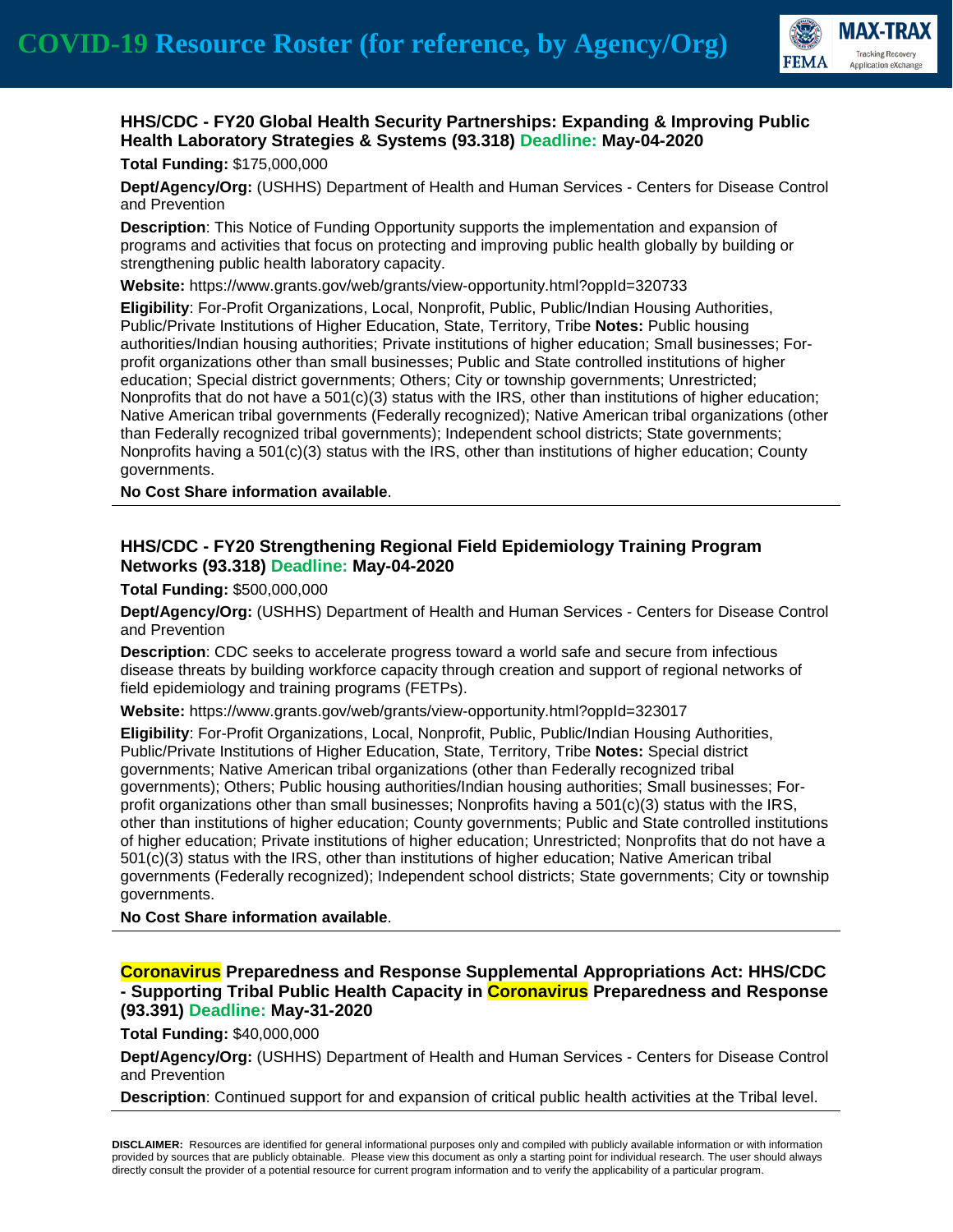### HHS/CDC - FY20 Global Health Security Partnerships: Expanding & Improving Public Health Laboratory Strategies & Systems (93.318) Deadline: May-04-2020

**Total Funding:** $175,000,000

**Dept/Agency/Org:** (USHHS) Department of Health and Human Services - Centers for Disease Control and Prevention

**Description**: This Notice of Funding Opportunity supports the implementation and expansion of programs and activities that focus on protecting and improving public health globally by building or strengthening public health laboratory capacity.

**Website:** https://www.grants.gov/web/grants/view-opportunity.html?oppId=320733

**Eligibility**: For-Profit Organizations, Local, Nonprofit, Public, Public/Indian Housing Authorities, Public/Private Institutions of Higher Education, State, Territory, Tribe **Notes:** Public housing authorities/Indian housing authorities; Private institutions of higher education; Small businesses; For-profit organizations other than small businesses; Public and State controlled institutions of higher education; Special district governments; Others; City or township governments; Unrestricted; Nonprofits that do not have a 501(c)(3) status with the IRS, other than institutions of higher education; Native American tribal governments (Federally recognized); Native American tribal organizations (other than Federally recognized tribal governments); Independent school districts; State governments; Nonprofits having a 501(c)(3) status with the IRS, other than institutions of higher education; County governments.

**No Cost Share information available**.

---

### HHS/CDC - FY20 Strengthening Regional Field Epidemiology Training Program Networks (93.318) Deadline: May-04-2020

**Total Funding:** $500,000,000

**Dept/Agency/Org:** (USHHS) Department of Health and Human Services - Centers for Disease Control and Prevention

**Description**: CDC seeks to accelerate progress toward a world safe and secure from infectious disease threats by building workforce capacity through creation and support of regional networks of field epidemiology and training programs (FETPs).

**Website:** https://www.grants.gov/web/grants/view-opportunity.html?oppId=323017

**Eligibility**: For-Profit Organizations, Local, Nonprofit, Public, Public/Indian Housing Authorities, Public/Private Institutions of Higher Education, State, Territory, Tribe **Notes:** Special district governments; Native American tribal organizations (other than Federally recognized tribal governments); Others; Public housing authorities/Indian housing authorities; Small businesses; For-profit organizations other than small businesses; Nonprofits having a 501(c)(3) status with the IRS, other than institutions of higher education; County governments; Public and State controlled institutions of higher education; Private institutions of higher education; Unrestricted; Nonprofits that do not have a 501(c)(3) status with the IRS, other than institutions of higher education; Native American tribal governments (Federally recognized); Independent school districts; State governments; City or township governments.

**No Cost Share information available**.

---

### Coronavirus Preparedness and Response Supplemental Appropriations Act: HHS/CDC - Supporting Tribal Public Health Capacity in Coronavirus Preparedness and Response (93.391) Deadline: May-31-2020

**Total Funding:** $40,000,000

**Dept/Agency/Org:** (USHHS) Department of Health and Human Services - Centers for Disease Control and Prevention

**Description**: Continued support for and expansion of critical public health activities at the Tribal level.

---

**DISCLAIMER:** Resources are identified for general informational purposes only and compiled with publicly available information or with information provided by sources that are publicly obtainable. Please view this document as only a starting point for individual research. The user should always directly consult the provider of a potential resource for current program information and to verify the applicability of a particular program.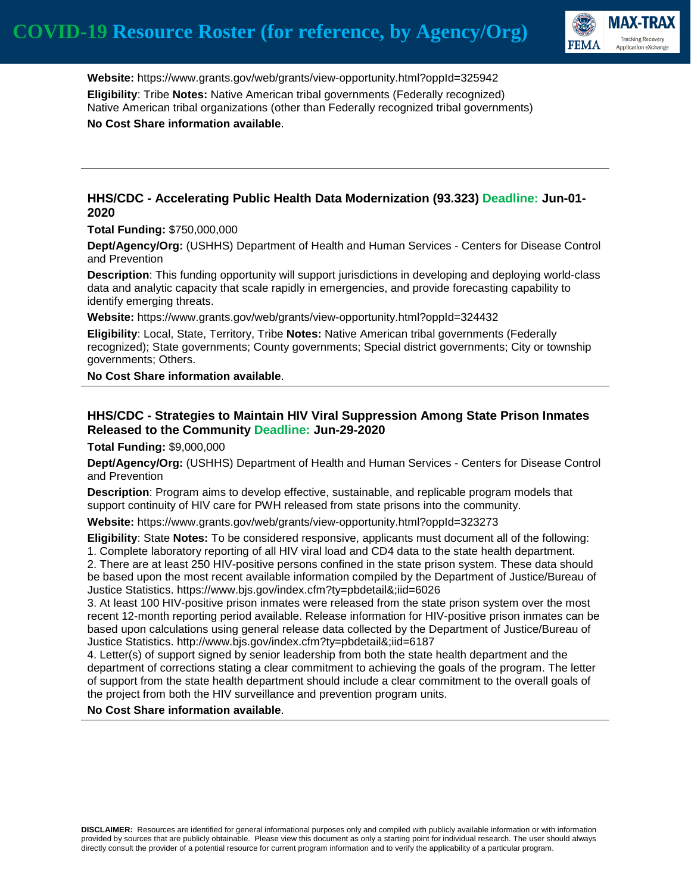**Website:** https://www.grants.gov/web/grants/view-opportunity.html?oppId=325942

**Eligibility**: Tribe **Notes:** Native American tribal governments (Federally recognized) Native American tribal organizations (other than Federally recognized tribal governments)

**No Cost Share information available**.

---

### HHS/CDC - Accelerating Public Health Data Modernization (93.323) Deadline: Jun-01-2020

**Total Funding:** $750,000,000

**Dept/Agency/Org:** (USHHS) Department of Health and Human Services - Centers for Disease Control and Prevention

**Description**: This funding opportunity will support jurisdictions in developing and deploying world-class data and analytic capacity that scale rapidly in emergencies, and provide forecasting capability to identify emerging threats.

**Website:** https://www.grants.gov/web/grants/view-opportunity.html?oppId=324432

**Eligibility**: Local, State, Territory, Tribe **Notes:** Native American tribal governments (Federally recognized); State governments; County governments; Special district governments; City or township governments; Others.

**No Cost Share information available**.

---

### HHS/CDC - Strategies to Maintain HIV Viral Suppression Among State Prison Inmates Released to the Community Deadline: Jun-29-2020

**Total Funding:** $9,000,000

**Dept/Agency/Org:** (USHHS) Department of Health and Human Services - Centers for Disease Control and Prevention

**Description**: Program aims to develop effective, sustainable, and replicable program models that support continuity of HIV care for PWH released from state prisons into the community.

**Website:** https://www.grants.gov/web/grants/view-opportunity.html?oppId=323273

**Eligibility**: State **Notes:** To be considered responsive, applicants must document all of the following:
1. Complete laboratory reporting of all HIV viral load and CD4 data to the state health department.
2. There are at least 250 HIV-positive persons confined in the state prison system. These data should be based upon the most recent available information compiled by the Department of Justice/Bureau of Justice Statistics. https://www.bjs.gov/index.cfm?ty=pbdetail&;iid=6026
3. At least 100 HIV-positive prison inmates were released from the state prison system over the most recent 12-month reporting period available. Release information for HIV-positive prison inmates can be based upon calculations using general release data collected by the Department of Justice/Bureau of Justice Statistics. http://www.bjs.gov/index.cfm?ty=pbdetail&;iid=6187
4. Letter(s) of support signed by senior leadership from both the state health department and the department of corrections stating a clear commitment to achieving the goals of the program. The letter of support from the state health department should include a clear commitment to the overall goals of the project from both the HIV surveillance and prevention program units.

**No Cost Share information available**.

---

**DISCLAIMER:** Resources are identified for general informational purposes only and compiled with publicly available information or with information provided by sources that are publicly obtainable. Please view this document as only a starting point for individual research. The user should always directly consult the provider of a potential resource for current program information and to verify the applicability of a particular program.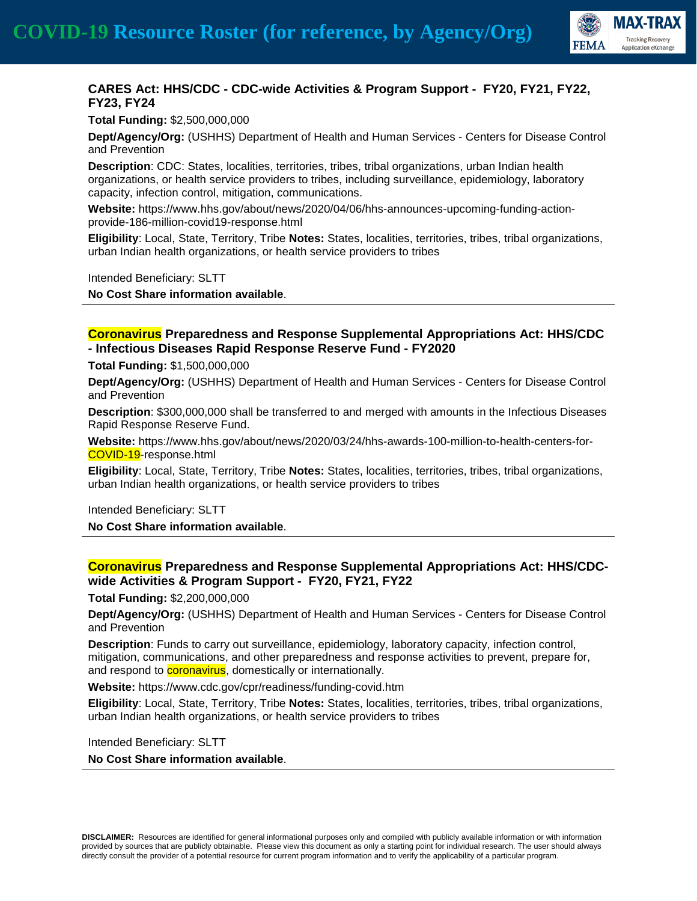### CARES Act: HHS/CDC - CDC-wide Activities & Program Support - FY20, FY21, FY22, FY23, FY24

**Total Funding:** $2,500,000,000

**Dept/Agency/Org:** (USHHS) Department of Health and Human Services - Centers for Disease Control and Prevention

**Description**: CDC: States, localities, territories, tribes, tribal organizations, urban Indian health organizations, or health service providers to tribes, including surveillance, epidemiology, laboratory capacity, infection control, mitigation, communications.

**Website:** https://www.hhs.gov/about/news/2020/04/06/hhs-announces-upcoming-funding-action-provide-186-million-covid19-response.html

**Eligibility**: Local, State, Territory, Tribe **Notes:** States, localities, territories, tribes, tribal organizations, urban Indian health organizations, or health service providers to tribes

Intended Beneficiary: SLTT

**No Cost Share information available**.

---

### Coronavirus Preparedness and Response Supplemental Appropriations Act: HHS/CDC - Infectious Diseases Rapid Response Reserve Fund - FY2020

**Total Funding:** $1,500,000,000

**Dept/Agency/Org:** (USHHS) Department of Health and Human Services - Centers for Disease Control and Prevention

**Description**: $300,000,000 shall be transferred to and merged with amounts in the Infectious Diseases Rapid Response Reserve Fund.

**Website:** https://www.hhs.gov/about/news/2020/03/24/hhs-awards-100-million-to-health-centers-for-COVID-19-response.html

**Eligibility**: Local, State, Territory, Tribe **Notes:** States, localities, territories, tribes, tribal organizations, urban Indian health organizations, or health service providers to tribes

Intended Beneficiary: SLTT

**No Cost Share information available**.

---

### Coronavirus Preparedness and Response Supplemental Appropriations Act: HHS/CDC-wide Activities & Program Support - FY20, FY21, FY22

**Total Funding:** $2,200,000,000

**Dept/Agency/Org:** (USHHS) Department of Health and Human Services - Centers for Disease Control and Prevention

**Description**: Funds to carry out surveillance, epidemiology, laboratory capacity, infection control, mitigation, communications, and other preparedness and response activities to prevent, prepare for, and respond to coronavirus, domestically or internationally.

**Website:** https://www.cdc.gov/cpr/readiness/funding-covid.htm

**Eligibility**: Local, State, Territory, Tribe **Notes:** States, localities, territories, tribes, tribal organizations, urban Indian health organizations, or health service providers to tribes

Intended Beneficiary: SLTT

**No Cost Share information available**.

---

**DISCLAIMER:** Resources are identified for general informational purposes only and compiled with publicly available information or with information provided by sources that are publicly obtainable. Please view this document as only a starting point for individual research. The user should always directly consult the provider of a potential resource for current program information and to verify the applicability of a particular program.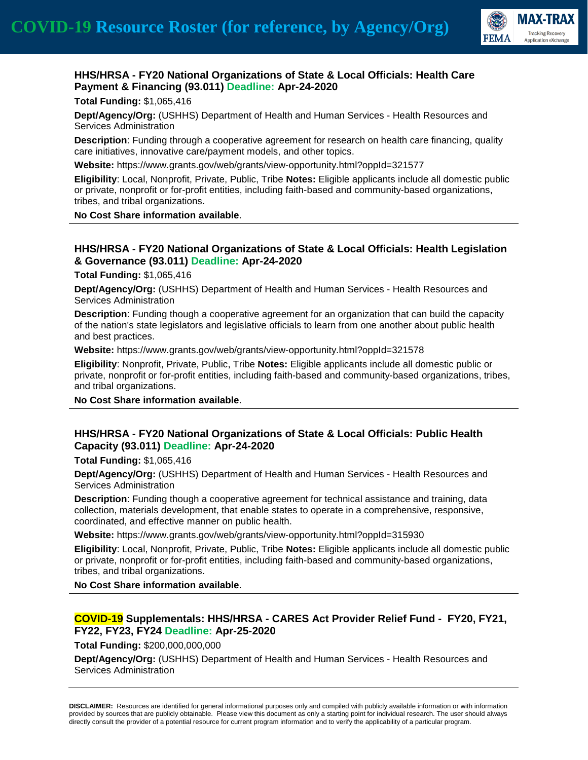### HHS/HRSA - FY20 National Organizations of State & Local Officials: Health Care Payment & Financing (93.011) Deadline: Apr-24-2020

**Total Funding:** $1,065,416

**Dept/Agency/Org:** (USHHS) Department of Health and Human Services - Health Resources and Services Administration

**Description**: Funding through a cooperative agreement for research on health care financing, quality care initiatives, innovative care/payment models, and other topics.

**Website:** https://www.grants.gov/web/grants/view-opportunity.html?oppId=321577

**Eligibility**: Local, Nonprofit, Private, Public, Tribe **Notes:** Eligible applicants include all domestic public or private, nonprofit or for-profit entities, including faith-based and community-based organizations, tribes, and tribal organizations.

**No Cost Share information available**.

---

### HHS/HRSA - FY20 National Organizations of State & Local Officials: Health Legislation & Governance (93.011) Deadline: Apr-24-2020

**Total Funding:** $1,065,416

**Dept/Agency/Org:** (USHHS) Department of Health and Human Services - Health Resources and Services Administration

**Description**: Funding though a cooperative agreement for an organization that can build the capacity of the nation's state legislators and legislative officials to learn from one another about public health and best practices.

**Website:** https://www.grants.gov/web/grants/view-opportunity.html?oppId=321578

**Eligibility**: Nonprofit, Private, Public, Tribe **Notes:** Eligible applicants include all domestic public or private, nonprofit or for-profit entities, including faith-based and community-based organizations, tribes, and tribal organizations.

**No Cost Share information available**.

---

### HHS/HRSA - FY20 National Organizations of State & Local Officials: Public Health Capacity (93.011) Deadline: Apr-24-2020

**Total Funding:** $1,065,416

**Dept/Agency/Org:** (USHHS) Department of Health and Human Services - Health Resources and Services Administration

**Description**: Funding though a cooperative agreement for technical assistance and training, data collection, materials development, that enable states to operate in a comprehensive, responsive, coordinated, and effective manner on public health.

**Website:** https://www.grants.gov/web/grants/view-opportunity.html?oppId=315930

**Eligibility**: Local, Nonprofit, Private, Public, Tribe **Notes:** Eligible applicants include all domestic public or private, nonprofit or for-profit entities, including faith-based and community-based organizations, tribes, and tribal organizations.

**No Cost Share information available**.

---

### COVID-19 Supplementals: HHS/HRSA - CARES Act Provider Relief Fund - FY20, FY21, FY22, FY23, FY24 Deadline: Apr-25-2020

**Total Funding:** $200,000,000,000

**Dept/Agency/Org:** (USHHS) Department of Health and Human Services - Health Resources and Services Administration

---

**DISCLAIMER:** Resources are identified for general informational purposes only and compiled with publicly available information or with information provided by sources that are publicly obtainable. Please view this document as only a starting point for individual research. The user should always directly consult the provider of a potential resource for current program information and to verify the applicability of a particular program.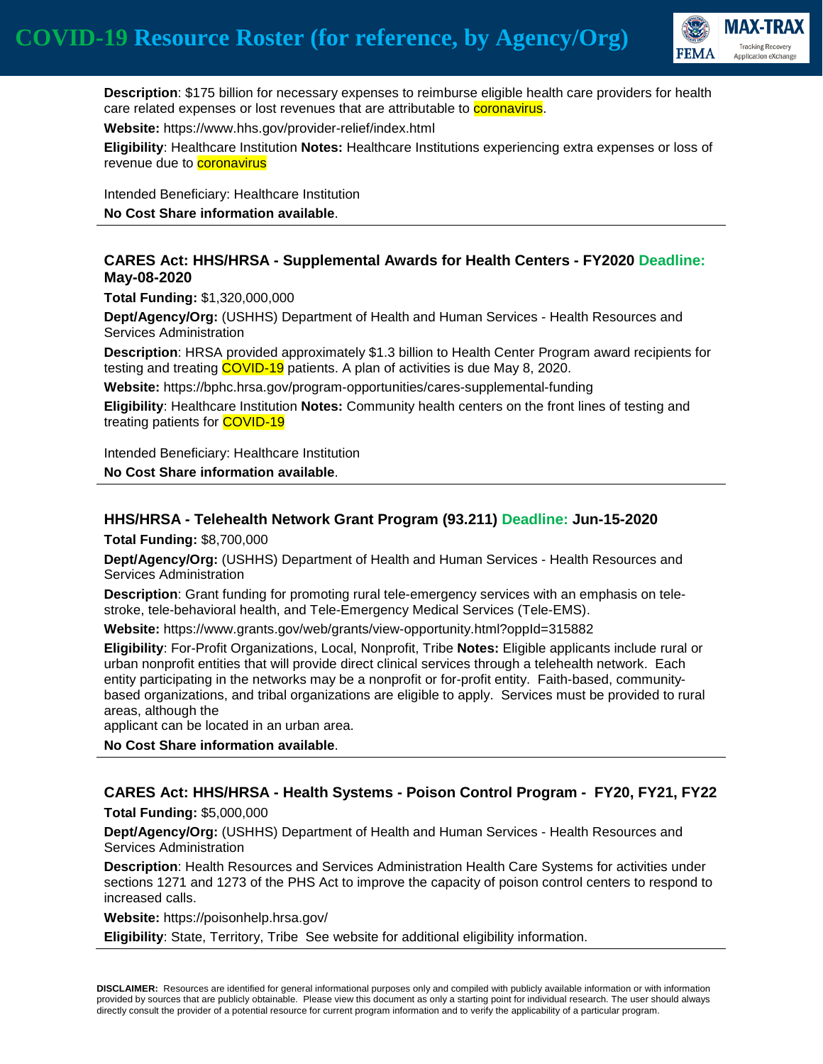**Description**: $175 billion for necessary expenses to reimburse eligible health care providers for health care related expenses or lost revenues that are attributable to coronavirus.

**Website:** https://www.hhs.gov/provider-relief/index.html

**Eligibility**: Healthcare Institution **Notes:** Healthcare Institutions experiencing extra expenses or loss of revenue due to coronavirus

Intended Beneficiary: Healthcare Institution

**No Cost Share information available**.

---

### CARES Act: HHS/HRSA - Supplemental Awards for Health Centers - FY2020 Deadline: May-08-2020

**Total Funding:** $1,320,000,000

**Dept/Agency/Org:** (USHHS) Department of Health and Human Services - Health Resources and Services Administration

**Description**: HRSA provided approximately $1.3 billion to Health Center Program award recipients for testing and treating COVID-19 patients. A plan of activities is due May 8, 2020.

**Website:** https://bphc.hrsa.gov/program-opportunities/cares-supplemental-funding

**Eligibility**: Healthcare Institution **Notes:** Community health centers on the front lines of testing and treating patients for COVID-19

Intended Beneficiary: Healthcare Institution

**No Cost Share information available**.

---

### HHS/HRSA - Telehealth Network Grant Program (93.211) Deadline: Jun-15-2020

**Total Funding:** $8,700,000

**Dept/Agency/Org:** (USHHS) Department of Health and Human Services - Health Resources and Services Administration

**Description**: Grant funding for promoting rural tele-emergency services with an emphasis on tele-stroke, tele-behavioral health, and Tele-Emergency Medical Services (Tele-EMS).

**Website:** https://www.grants.gov/web/grants/view-opportunity.html?oppId=315882

**Eligibility**: For-Profit Organizations, Local, Nonprofit, Tribe **Notes:** Eligible applicants include rural or urban nonprofit entities that will provide direct clinical services through a telehealth network. Each entity participating in the networks may be a nonprofit or for-profit entity. Faith-based, community-based organizations, and tribal organizations are eligible to apply. Services must be provided to rural areas, although the
applicant can be located in an urban area.

**No Cost Share information available**.

---

### CARES Act: HHS/HRSA - Health Systems - Poison Control Program - FY20, FY21, FY22

**Total Funding:** $5,000,000

**Dept/Agency/Org:** (USHHS) Department of Health and Human Services - Health Resources and Services Administration

**Description**: Health Resources and Services Administration Health Care Systems for activities under sections 1271 and 1273 of the PHS Act to improve the capacity of poison control centers to respond to increased calls.

**Website:** https://poisonhelp.hrsa.gov/

**Eligibility**: State, Territory, Tribe See website for additional eligibility information.

---

**DISCLAIMER:** Resources are identified for general informational purposes only and compiled with publicly available information or with information provided by sources that are publicly obtainable. Please view this document as only a starting point for individual research. The user should always directly consult the provider of a potential resource for current program information and to verify the applicability of a particular program.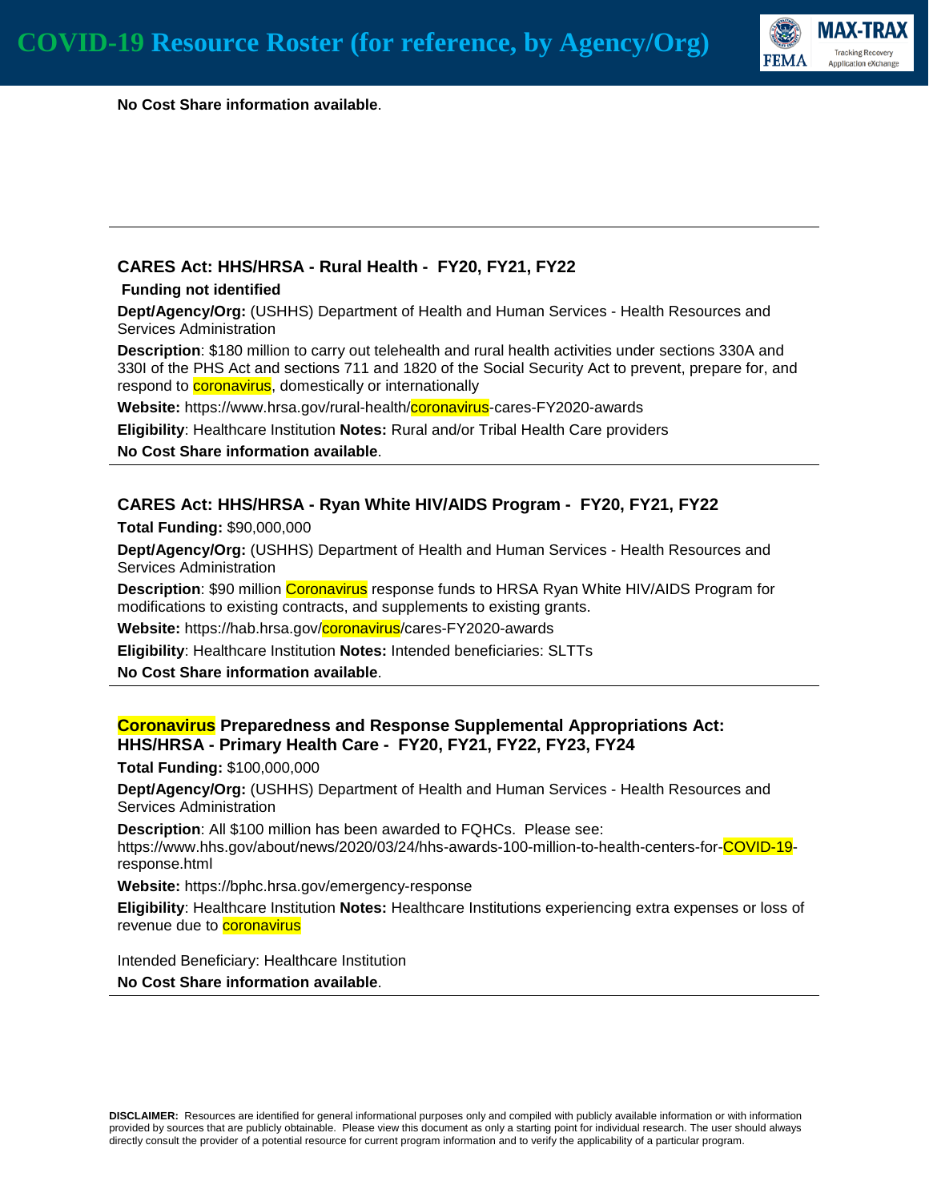**No Cost Share information available**.

---

### CARES Act: HHS/HRSA - Rural Health - FY20, FY21, FY22

**Funding not identified**

**Dept/Agency/Org:** (USHHS) Department of Health and Human Services - Health Resources and Services Administration

**Description**: $180 million to carry out telehealth and rural health activities under sections 330A and 330I of the PHS Act and sections 711 and 1820 of the Social Security Act to prevent, prepare for, and respond to coronavirus, domestically or internationally

**Website:** https://www.hrsa.gov/rural-health/coronavirus-cares-FY2020-awards

**Eligibility**: Healthcare Institution **Notes:** Rural and/or Tribal Health Care providers

**No Cost Share information available**.

---

### CARES Act: HHS/HRSA - Ryan White HIV/AIDS Program - FY20, FY21, FY22

**Total Funding:** $90,000,000

**Dept/Agency/Org:** (USHHS) Department of Health and Human Services - Health Resources and Services Administration

**Description**: $90 million Coronavirus response funds to HRSA Ryan White HIV/AIDS Program for modifications to existing contracts, and supplements to existing grants.

**Website:** https://hab.hrsa.gov/coronavirus/cares-FY2020-awards

**Eligibility**: Healthcare Institution **Notes:** Intended beneficiaries: SLTTs

**No Cost Share information available**.

---

### Coronavirus Preparedness and Response Supplemental Appropriations Act: HHS/HRSA - Primary Health Care - FY20, FY21, FY22, FY23, FY24

**Total Funding:** $100,000,000

**Dept/Agency/Org:** (USHHS) Department of Health and Human Services - Health Resources and Services Administration

**Description**: All $100 million has been awarded to FQHCs. Please see: https://www.hhs.gov/about/news/2020/03/24/hhs-awards-100-million-to-health-centers-for-COVID-19-response.html

**Website:** https://bphc.hrsa.gov/emergency-response

**Eligibility**: Healthcare Institution **Notes:** Healthcare Institutions experiencing extra expenses or loss of revenue due to coronavirus

Intended Beneficiary: Healthcare Institution

**No Cost Share information available**.

---

**DISCLAIMER:** Resources are identified for general informational purposes only and compiled with publicly available information or with information provided by sources that are publicly obtainable. Please view this document as only a starting point for individual research. The user should always directly consult the provider of a potential resource for current program information and to verify the applicability of a particular program.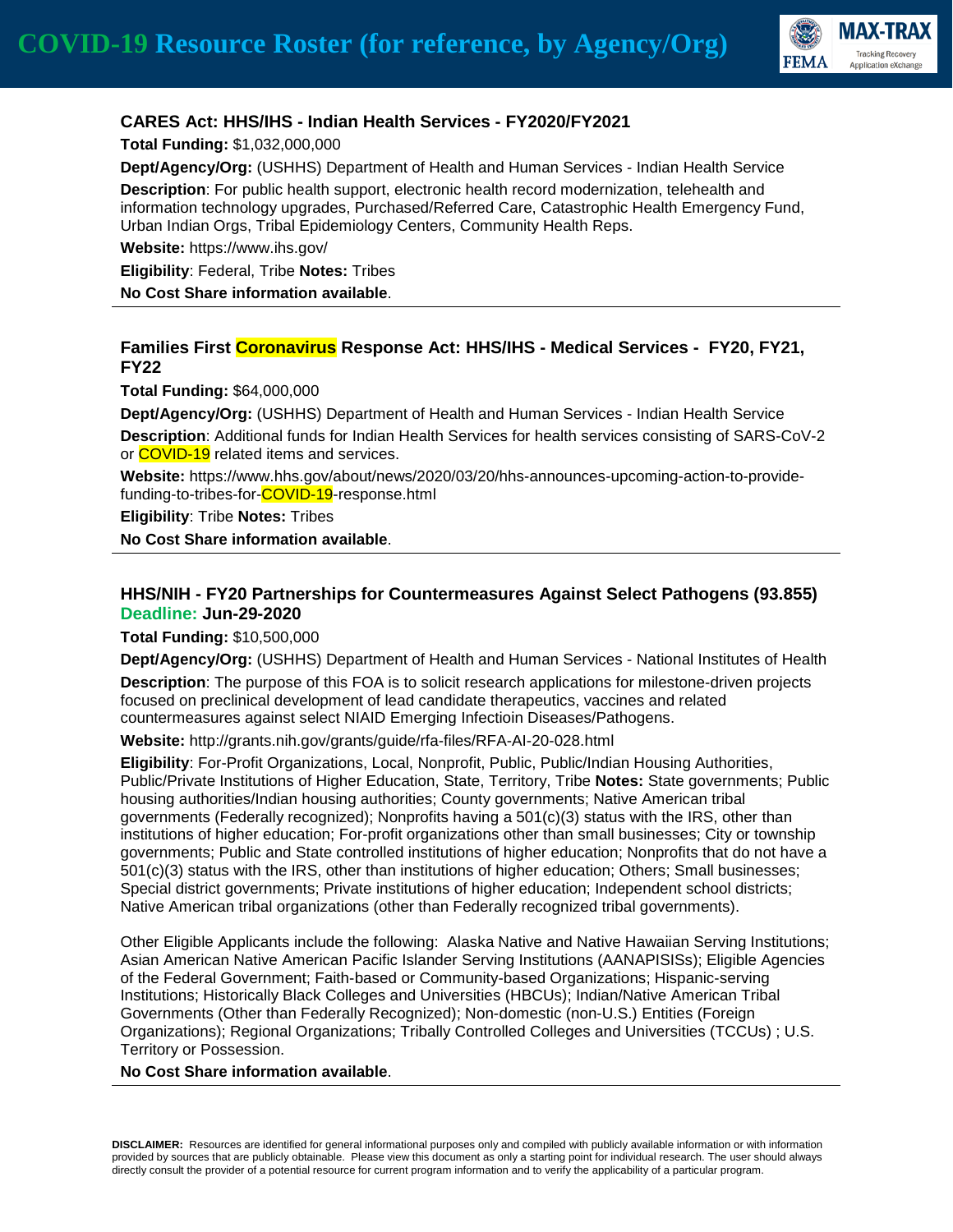### CARES Act: HHS/IHS - Indian Health Services - FY2020/FY2021

**Total Funding:** $1,032,000,000

**Dept/Agency/Org:** (USHHS) Department of Health and Human Services - Indian Health Service

**Description**: For public health support, electronic health record modernization, telehealth and information technology upgrades, Purchased/Referred Care, Catastrophic Health Emergency Fund, Urban Indian Orgs, Tribal Epidemiology Centers, Community Health Reps.

**Website:** https://www.ihs.gov/

**Eligibility**: Federal, Tribe **Notes:** Tribes

**No Cost Share information available**.

---

### Families First Coronavirus Response Act: HHS/IHS - Medical Services - FY20, FY21, FY22

**Total Funding:** $64,000,000

**Dept/Agency/Org:** (USHHS) Department of Health and Human Services - Indian Health Service

**Description**: Additional funds for Indian Health Services for health services consisting of SARS-CoV-2 or COVID-19 related items and services.

**Website:** https://www.hhs.gov/about/news/2020/03/20/hhs-announces-upcoming-action-to-provide-funding-to-tribes-for-COVID-19-response.html

**Eligibility**: Tribe **Notes:** Tribes

**No Cost Share information available**.

---

### HHS/NIH - FY20 Partnerships for Countermeasures Against Select Pathogens (93.855)
**Deadline: Jun-29-2020**

**Total Funding:** $10,500,000

**Dept/Agency/Org:** (USHHS) Department of Health and Human Services - National Institutes of Health

**Description**: The purpose of this FOA is to solicit research applications for milestone-driven projects focused on preclinical development of lead candidate therapeutics, vaccines and related countermeasures against select NIAID Emerging Infectioin Diseases/Pathogens.

**Website:** http://grants.nih.gov/grants/guide/rfa-files/RFA-AI-20-028.html

**Eligibility**: For-Profit Organizations, Local, Nonprofit, Public, Public/Indian Housing Authorities, Public/Private Institutions of Higher Education, State, Territory, Tribe **Notes:** State governments; Public housing authorities/Indian housing authorities; County governments; Native American tribal governments (Federally recognized); Nonprofits having a 501(c)(3) status with the IRS, other than institutions of higher education; For-profit organizations other than small businesses; City or township governments; Public and State controlled institutions of higher education; Nonprofits that do not have a 501(c)(3) status with the IRS, other than institutions of higher education; Others; Small businesses; Special district governments; Private institutions of higher education; Independent school districts; Native American tribal organizations (other than Federally recognized tribal governments).

Other Eligible Applicants include the following: Alaska Native and Native Hawaiian Serving Institutions; Asian American Native American Pacific Islander Serving Institutions (AANAPISISs); Eligible Agencies of the Federal Government; Faith-based or Community-based Organizations; Hispanic-serving Institutions; Historically Black Colleges and Universities (HBCUs); Indian/Native American Tribal Governments (Other than Federally Recognized); Non-domestic (non-U.S.) Entities (Foreign Organizations); Regional Organizations; Tribally Controlled Colleges and Universities (TCCUs) ; U.S. Territory or Possession.

**No Cost Share information available**.

---

**DISCLAIMER:** Resources are identified for general informational purposes only and compiled with publicly available information or with information provided by sources that are publicly obtainable. Please view this document as only a starting point for individual research. The user should always directly consult the provider of a potential resource for current program information and to verify the applicability of a particular program.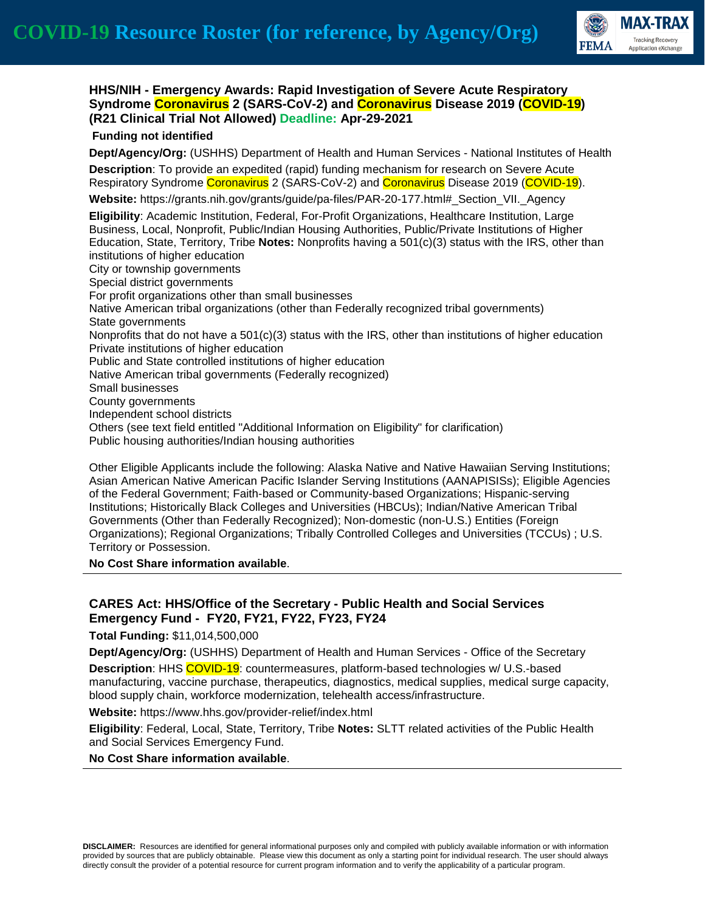### HHS/NIH - Emergency Awards: Rapid Investigation of Severe Acute Respiratory Syndrome Coronavirus 2 (SARS-CoV-2) and Coronavirus Disease 2019 (COVID-19) (R21 Clinical Trial Not Allowed) Deadline: Apr-29-2021

**Funding not identified**

**Dept/Agency/Org:** (USHHS) Department of Health and Human Services - National Institutes of Health

**Description**: To provide an expedited (rapid) funding mechanism for research on Severe Acute Respiratory Syndrome Coronavirus 2 (SARS-CoV-2) and Coronavirus Disease 2019 (COVID-19).

**Website:** https://grants.nih.gov/grants/guide/pa-files/PAR-20-177.html#_Section_VII._Agency

**Eligibility**: Academic Institution, Federal, For-Profit Organizations, Healthcare Institution, Large Business, Local, Nonprofit, Public/Indian Housing Authorities, Public/Private Institutions of Higher Education, State, Territory, Tribe **Notes:** Nonprofits having a 501(c)(3) status with the IRS, other than institutions of higher education
City or township governments
Special district governments
For profit organizations other than small businesses
Native American tribal organizations (other than Federally recognized tribal governments)
State governments
Nonprofits that do not have a 501(c)(3) status with the IRS, other than institutions of higher education
Private institutions of higher education
Public and State controlled institutions of higher education
Native American tribal governments (Federally recognized)
Small businesses
County governments
Independent school districts
Others (see text field entitled "Additional Information on Eligibility" for clarification)
Public housing authorities/Indian housing authorities

Other Eligible Applicants include the following: Alaska Native and Native Hawaiian Serving Institutions; Asian American Native American Pacific Islander Serving Institutions (AANAPISISs); Eligible Agencies of the Federal Government; Faith-based or Community-based Organizations; Hispanic-serving Institutions; Historically Black Colleges and Universities (HBCUs); Indian/Native American Tribal Governments (Other than Federally Recognized); Non-domestic (non-U.S.) Entities (Foreign Organizations); Regional Organizations; Tribally Controlled Colleges and Universities (TCCUs) ; U.S. Territory or Possession.

**No Cost Share information available**.

---

### CARES Act: HHS/Office of the Secretary - Public Health and Social Services Emergency Fund - FY20, FY21, FY22, FY23, FY24

**Total Funding:** $11,014,500,000

**Dept/Agency/Org:** (USHHS) Department of Health and Human Services - Office of the Secretary

**Description**: HHS COVID-19: countermeasures, platform-based technologies w/ U.S.-based manufacturing, vaccine purchase, therapeutics, diagnostics, medical supplies, medical surge capacity, blood supply chain, workforce modernization, telehealth access/infrastructure.

**Website:** https://www.hhs.gov/provider-relief/index.html

**Eligibility**: Federal, Local, State, Territory, Tribe **Notes:** SLTT related activities of the Public Health and Social Services Emergency Fund.

**No Cost Share information available**.

---

**DISCLAIMER:** Resources are identified for general informational purposes only and compiled with publicly available information or with information provided by sources that are publicly obtainable. Please view this document as only a starting point for individual research. The user should always directly consult the provider of a potential resource for current program information and to verify the applicability of a particular program.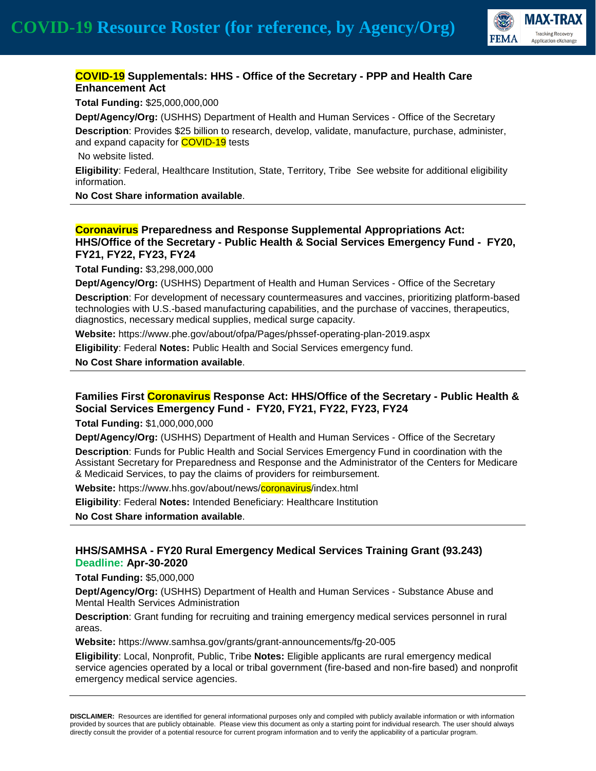### COVID-19 Supplementals: HHS - Office of the Secretary - PPP and Health Care Enhancement Act

**Total Funding:** $25,000,000,000

**Dept/Agency/Org:** (USHHS) Department of Health and Human Services - Office of the Secretary

**Description**: Provides $25 billion to research, develop, validate, manufacture, purchase, administer, and expand capacity for COVID-19 tests

No website listed.

**Eligibility**: Federal, Healthcare Institution, State, Territory, Tribe See website for additional eligibility information.

**No Cost Share information available**.

---

### Coronavirus Preparedness and Response Supplemental Appropriations Act: HHS/Office of the Secretary - Public Health & Social Services Emergency Fund - FY20, FY21, FY22, FY23, FY24

**Total Funding:** $3,298,000,000

**Dept/Agency/Org:** (USHHS) Department of Health and Human Services - Office of the Secretary

**Description**: For development of necessary countermeasures and vaccines, prioritizing platform-based technologies with U.S.-based manufacturing capabilities, and the purchase of vaccines, therapeutics, diagnostics, necessary medical supplies, medical surge capacity.

**Website:** https://www.phe.gov/about/ofpa/Pages/phssef-operating-plan-2019.aspx

**Eligibility**: Federal **Notes:** Public Health and Social Services emergency fund.

**No Cost Share information available**.

---

### Families First Coronavirus Response Act: HHS/Office of the Secretary - Public Health & Social Services Emergency Fund - FY20, FY21, FY22, FY23, FY24

**Total Funding:** $1,000,000,000

**Dept/Agency/Org:** (USHHS) Department of Health and Human Services - Office of the Secretary

**Description**: Funds for Public Health and Social Services Emergency Fund in coordination with the Assistant Secretary for Preparedness and Response and the Administrator of the Centers for Medicare & Medicaid Services, to pay the claims of providers for reimbursement.

**Website:** https://www.hhs.gov/about/news/coronavirus/index.html

**Eligibility**: Federal **Notes:** Intended Beneficiary: Healthcare Institution

**No Cost Share information available**.

---

### HHS/SAMHSA - FY20 Rural Emergency Medical Services Training Grant (93.243)
**Deadline: Apr-30-2020**

**Total Funding:** $5,000,000

**Dept/Agency/Org:** (USHHS) Department of Health and Human Services - Substance Abuse and Mental Health Services Administration

**Description**: Grant funding for recruiting and training emergency medical services personnel in rural areas.

**Website:** https://www.samhsa.gov/grants/grant-announcements/fg-20-005

**Eligibility**: Local, Nonprofit, Public, Tribe **Notes:** Eligible applicants are rural emergency medical service agencies operated by a local or tribal government (fire-based and non-fire based) and nonprofit emergency medical service agencies.

---

**DISCLAIMER:** Resources are identified for general informational purposes only and compiled with publicly available information or with information provided by sources that are publicly obtainable. Please view this document as only a starting point for individual research. The user should always directly consult the provider of a potential resource for current program information and to verify the applicability of a particular program.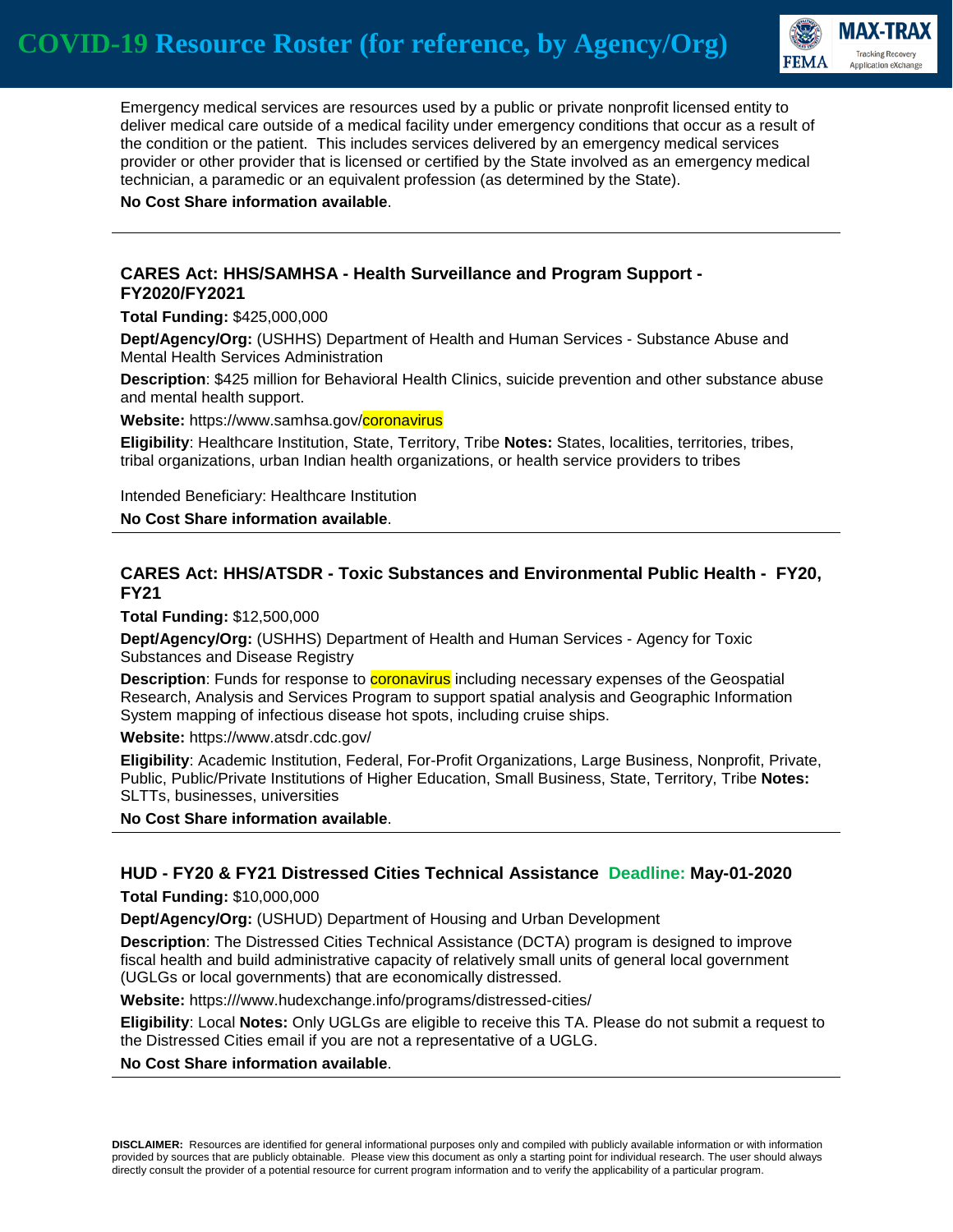Emergency medical services are resources used by a public or private nonprofit licensed entity to deliver medical care outside of a medical facility under emergency conditions that occur as a result of the condition or the patient. This includes services delivered by an emergency medical services provider or other provider that is licensed or certified by the State involved as an emergency medical technician, a paramedic or an equivalent profession (as determined by the State).

**No Cost Share information available**.

---

### CARES Act: HHS/SAMHSA - Health Surveillance and Program Support - FY2020/FY2021

**Total Funding:** $425,000,000

**Dept/Agency/Org:** (USHHS) Department of Health and Human Services - Substance Abuse and Mental Health Services Administration

**Description**: $425 million for Behavioral Health Clinics, suicide prevention and other substance abuse and mental health support.

**Website:** https://www.samhsa.gov/coronavirus

**Eligibility**: Healthcare Institution, State, Territory, Tribe **Notes:** States, localities, territories, tribes, tribal organizations, urban Indian health organizations, or health service providers to tribes

Intended Beneficiary: Healthcare Institution

**No Cost Share information available**.

---

### CARES Act: HHS/ATSDR - Toxic Substances and Environmental Public Health - FY20, FY21

**Total Funding:** $12,500,000

**Dept/Agency/Org:** (USHHS) Department of Health and Human Services - Agency for Toxic Substances and Disease Registry

**Description**: Funds for response to coronavirus including necessary expenses of the Geospatial Research, Analysis and Services Program to support spatial analysis and Geographic Information System mapping of infectious disease hot spots, including cruise ships.

**Website:** https://www.atsdr.cdc.gov/

**Eligibility**: Academic Institution, Federal, For-Profit Organizations, Large Business, Nonprofit, Private, Public, Public/Private Institutions of Higher Education, Small Business, State, Territory, Tribe **Notes:** SLTTs, businesses, universities

**No Cost Share information available**.

---

### HUD - FY20 & FY21 Distressed Cities Technical Assistance Deadline: May-01-2020

**Total Funding:** $10,000,000

**Dept/Agency/Org:** (USHUD) Department of Housing and Urban Development

**Description**: The Distressed Cities Technical Assistance (DCTA) program is designed to improve fiscal health and build administrative capacity of relatively small units of general local government (UGLGs or local governments) that are economically distressed.

**Website:** https:///www.hudexchange.info/programs/distressed-cities/

**Eligibility**: Local **Notes:** Only UGLGs are eligible to receive this TA. Please do not submit a request to the Distressed Cities email if you are not a representative of a UGLG.

**No Cost Share information available**.

---

**DISCLAIMER:** Resources are identified for general informational purposes only and compiled with publicly available information or with information provided by sources that are publicly obtainable. Please view this document as only a starting point for individual research. The user should always directly consult the provider of a potential resource for current program information and to verify the applicability of a particular program.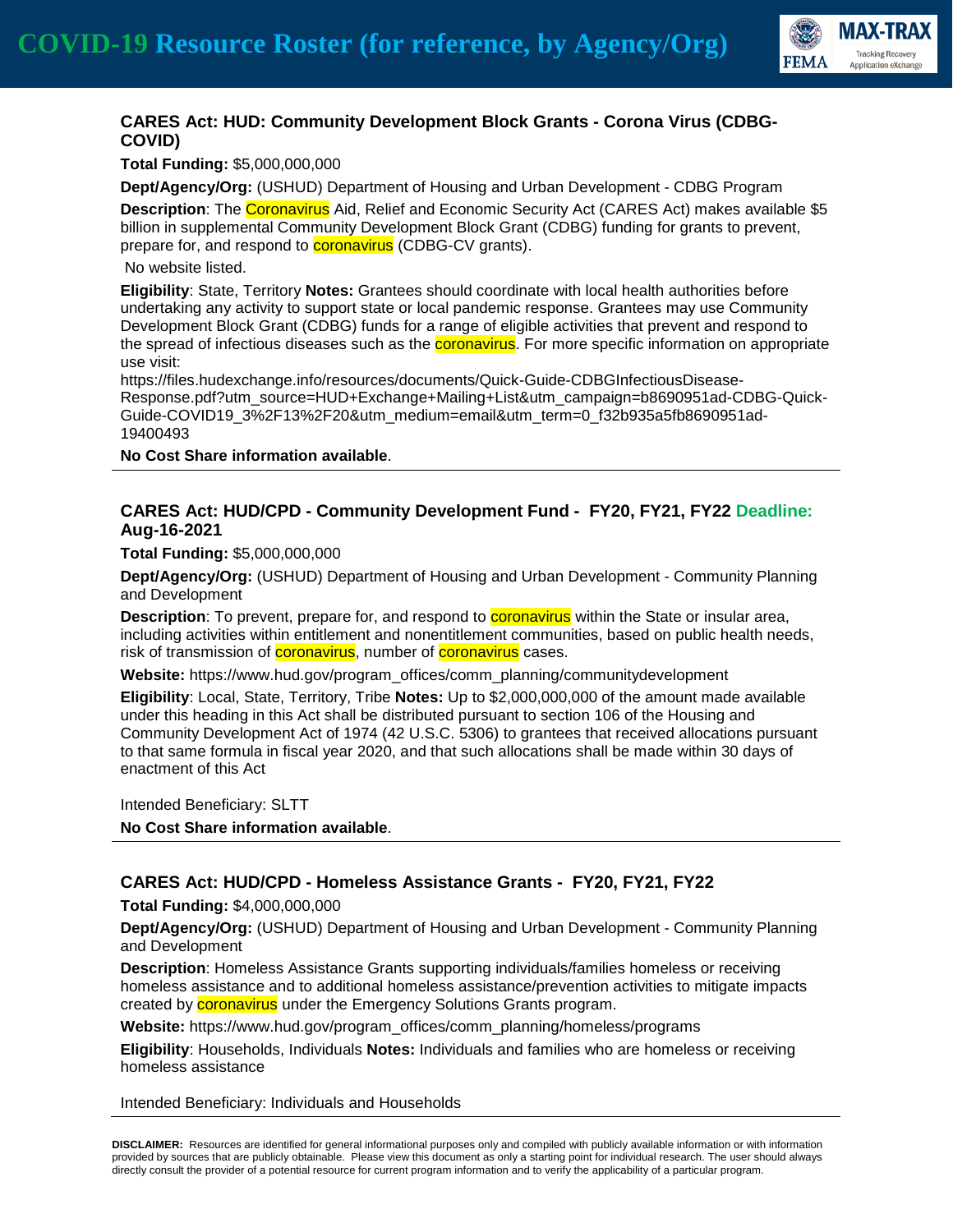### CARES Act: HUD: Community Development Block Grants - Corona Virus (CDBG-COVID)

**Total Funding:** $5,000,000,000

**Dept/Agency/Org:** (USHUD) Department of Housing and Urban Development - CDBG Program

**Description**: The Coronavirus Aid, Relief and Economic Security Act (CARES Act) makes available $5 billion in supplemental Community Development Block Grant (CDBG) funding for grants to prevent, prepare for, and respond to coronavirus (CDBG-CV grants).

No website listed.

**Eligibility**: State, Territory **Notes:** Grantees should coordinate with local health authorities before undertaking any activity to support state or local pandemic response. Grantees may use Community Development Block Grant (CDBG) funds for a range of eligible activities that prevent and respond to the spread of infectious diseases such as the coronavirus. For more specific information on appropriate use visit:
https://files.hudexchange.info/resources/documents/Quick-Guide-CDBGInfectiousDisease-Response.pdf?utm_source=HUD+Exchange+Mailing+List&utm_campaign=b8690951ad-CDBG-Quick-Guide-COVID19_3%2F13%2F20&utm_medium=email&utm_term=0_f32b935a5fb8690951ad-19400493

**No Cost Share information available**.

---

### CARES Act: HUD/CPD - Community Development Fund - FY20, FY21, FY22 Deadline: Aug-16-2021

**Total Funding:** $5,000,000,000

**Dept/Agency/Org:** (USHUD) Department of Housing and Urban Development - Community Planning and Development

**Description**: To prevent, prepare for, and respond to coronavirus within the State or insular area, including activities within entitlement and nonentitlement communities, based on public health needs, risk of transmission of coronavirus, number of coronavirus cases.

**Website:** https://www.hud.gov/program_offices/comm_planning/communitydevelopment

**Eligibility**: Local, State, Territory, Tribe **Notes:** Up to $2,000,000,000 of the amount made available under this heading in this Act shall be distributed pursuant to section 106 of the Housing and Community Development Act of 1974 (42 U.S.C. 5306) to grantees that received allocations pursuant to that same formula in fiscal year 2020, and that such allocations shall be made within 30 days of enactment of this Act

Intended Beneficiary: SLTT

**No Cost Share information available**.

---

### CARES Act: HUD/CPD - Homeless Assistance Grants - FY20, FY21, FY22

**Total Funding:** $4,000,000,000

**Dept/Agency/Org:** (USHUD) Department of Housing and Urban Development - Community Planning and Development

**Description**: Homeless Assistance Grants supporting individuals/families homeless or receiving homeless assistance and to additional homeless assistance/prevention activities to mitigate impacts created by coronavirus under the Emergency Solutions Grants program.

**Website:** https://www.hud.gov/program_offices/comm_planning/homeless/programs

**Eligibility**: Households, Individuals **Notes:** Individuals and families who are homeless or receiving homeless assistance

Intended Beneficiary: Individuals and Households

---

**DISCLAIMER:** Resources are identified for general informational purposes only and compiled with publicly available information or with information provided by sources that are publicly obtainable. Please view this document as only a starting point for individual research. The user should always directly consult the provider of a potential resource for current program information and to verify the applicability of a particular program.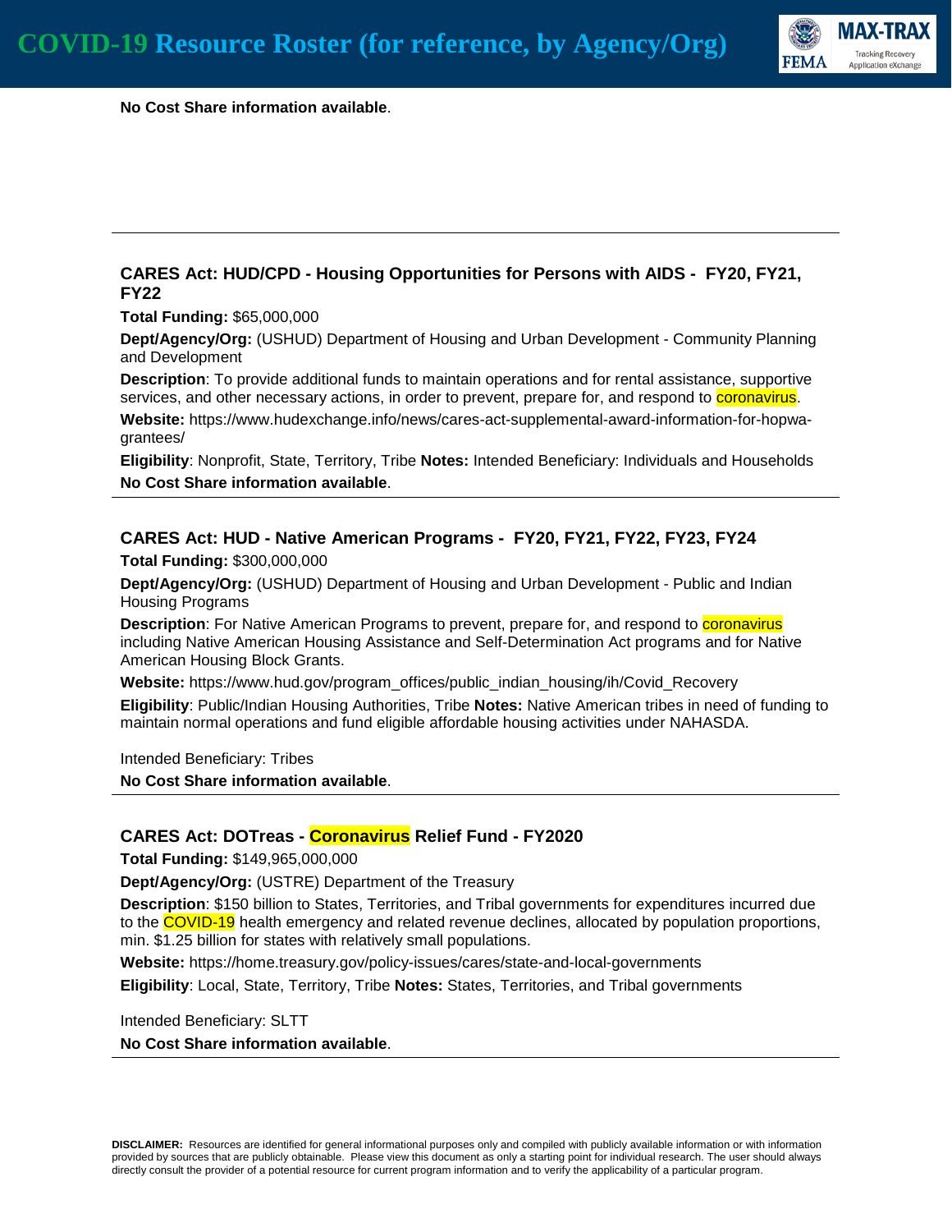**No Cost Share information available**.

---

### CARES Act: HUD/CPD - Housing Opportunities for Persons with AIDS - FY20, FY21, FY22

**Total Funding:** $65,000,000

**Dept/Agency/Org:** (USHUD) Department of Housing and Urban Development - Community Planning and Development

**Description**: To provide additional funds to maintain operations and for rental assistance, supportive services, and other necessary actions, in order to prevent, prepare for, and respond to coronavirus.

**Website:** https://www.hudexchange.info/news/cares-act-supplemental-award-information-for-hopwa-grantees/

**Eligibility**: Nonprofit, State, Territory, Tribe **Notes:** Intended Beneficiary: Individuals and Households

**No Cost Share information available**.

---

### CARES Act: HUD - Native American Programs - FY20, FY21, FY22, FY23, FY24

**Total Funding:** $300,000,000

**Dept/Agency/Org:** (USHUD) Department of Housing and Urban Development - Public and Indian Housing Programs

**Description**: For Native American Programs to prevent, prepare for, and respond to coronavirus including Native American Housing Assistance and Self-Determination Act programs and for Native American Housing Block Grants.

**Website:** https://www.hud.gov/program_offices/public_indian_housing/ih/Covid_Recovery

**Eligibility**: Public/Indian Housing Authorities, Tribe **Notes:** Native American tribes in need of funding to maintain normal operations and fund eligible affordable housing activities under NAHASDA.

Intended Beneficiary: Tribes

**No Cost Share information available**.

---

### CARES Act: DOTreas - Coronavirus Relief Fund - FY2020

**Total Funding:** $149,965,000,000

**Dept/Agency/Org:** (USTRE) Department of the Treasury

**Description**: $150 billion to States, Territories, and Tribal governments for expenditures incurred due to the COVID-19 health emergency and related revenue declines, allocated by population proportions, min. $1.25 billion for states with relatively small populations.

**Website:** https://home.treasury.gov/policy-issues/cares/state-and-local-governments

**Eligibility**: Local, State, Territory, Tribe **Notes:** States, Territories, and Tribal governments

Intended Beneficiary: SLTT

**No Cost Share information available**.

---

**DISCLAIMER:** Resources are identified for general informational purposes only and compiled with publicly available information or with information provided by sources that are publicly obtainable. Please view this document as only a starting point for individual research. The user should always directly consult the provider of a potential resource for current program information and to verify the applicability of a particular program.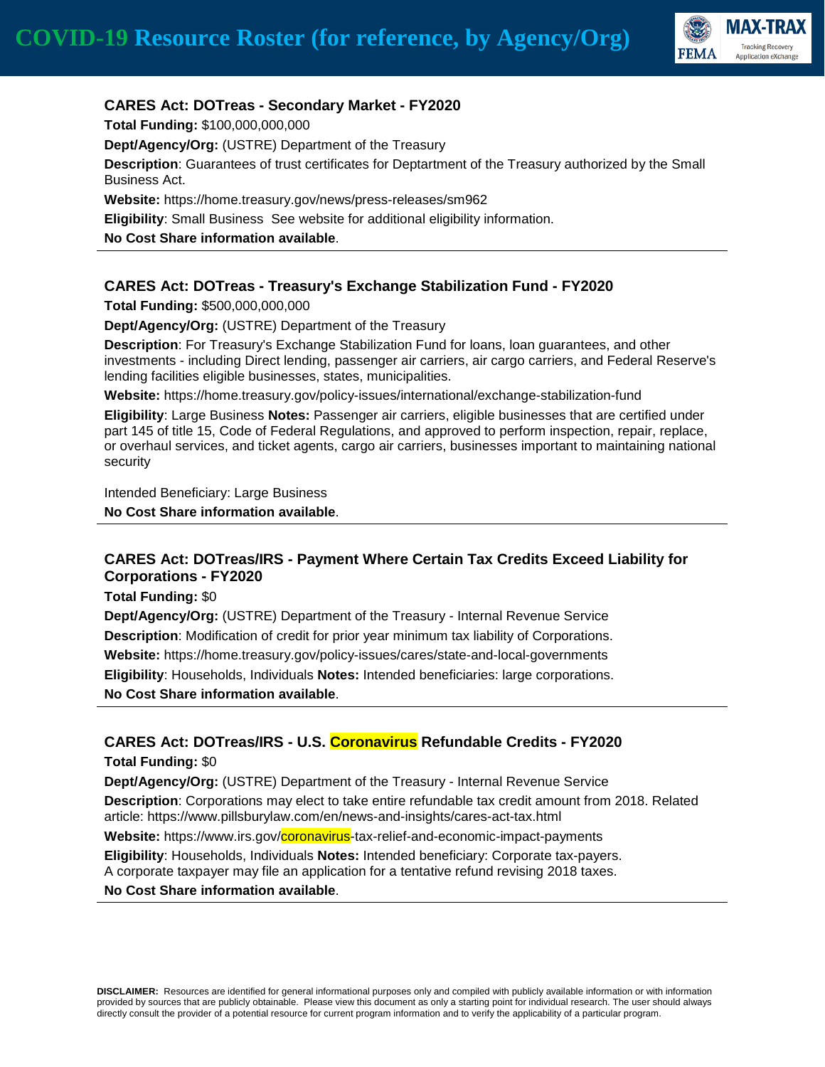### CARES Act: DOTreas - Secondary Market - FY2020

**Total Funding:** $100,000,000,000

**Dept/Agency/Org:** (USTRE) Department of the Treasury

**Description**: Guarantees of trust certificates for Deptartment of the Treasury authorized by the Small Business Act.

**Website:** https://home.treasury.gov/news/press-releases/sm962

**Eligibility**: Small Business  See website for additional eligibility information.

**No Cost Share information available**.

---

### CARES Act: DOTreas - Treasury's Exchange Stabilization Fund - FY2020

**Total Funding:** $500,000,000,000

**Dept/Agency/Org:** (USTRE) Department of the Treasury

**Description**: For Treasury's Exchange Stabilization Fund for loans, loan guarantees, and other investments - including Direct lending, passenger air carriers, air cargo carriers, and Federal Reserve's lending facilities eligible businesses, states, municipalities.

**Website:** https://home.treasury.gov/policy-issues/international/exchange-stabilization-fund

**Eligibility**: Large Business **Notes:** Passenger air carriers, eligible businesses that are certified under part 145 of title 15, Code of Federal Regulations, and approved to perform inspection, repair, replace, or overhaul services, and ticket agents, cargo air carriers, businesses important to maintaining national security

Intended Beneficiary: Large Business

**No Cost Share information available**.

---

### CARES Act: DOTreas/IRS - Payment Where Certain Tax Credits Exceed Liability for Corporations - FY2020

**Total Funding:** $0

**Dept/Agency/Org:** (USTRE) Department of the Treasury - Internal Revenue Service

**Description**: Modification of credit for prior year minimum tax liability of Corporations.

**Website:** https://home.treasury.gov/policy-issues/cares/state-and-local-governments

**Eligibility**: Households, Individuals **Notes:** Intended beneficiaries: large corporations.

**No Cost Share information available**.

---

### CARES Act: DOTreas/IRS - U.S. Coronavirus Refundable Credits - FY2020

**Total Funding:** $0

**Dept/Agency/Org:** (USTRE) Department of the Treasury - Internal Revenue Service

**Description**: Corporations may elect to take entire refundable tax credit amount from 2018. Related article: https://www.pillsburylaw.com/en/news-and-insights/cares-act-tax.html

**Website:** https://www.irs.gov/coronavirus-tax-relief-and-economic-impact-payments

**Eligibility**: Households, Individuals **Notes:** Intended beneficiary: Corporate tax-payers. A corporate taxpayer may file an application for a tentative refund revising 2018 taxes.

**No Cost Share information available**.

---

**DISCLAIMER:** Resources are identified for general informational purposes only and compiled with publicly available information or with information provided by sources that are publicly obtainable. Please view this document as only a starting point for individual research. The user should always directly consult the provider of a potential resource for current program information and to verify the applicability of a particular program.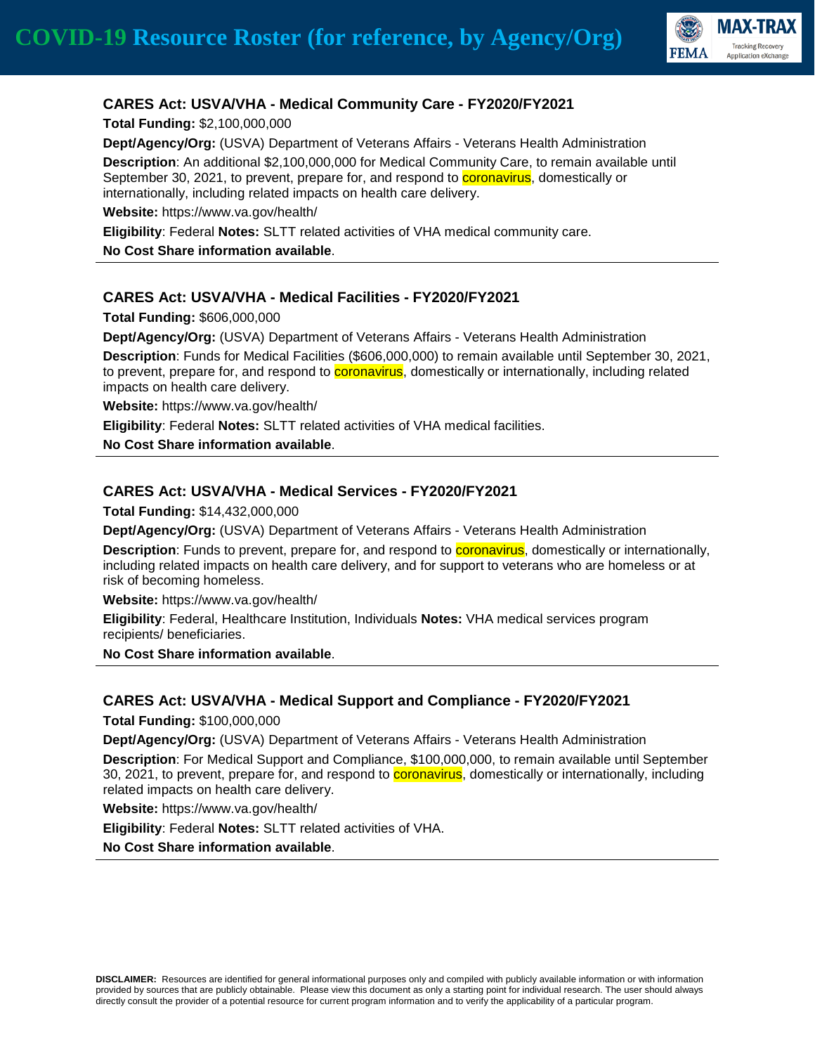### CARES Act: USVA/VHA - Medical Community Care - FY2020/FY2021

**Total Funding:** $2,100,000,000

**Dept/Agency/Org:** (USVA) Department of Veterans Affairs - Veterans Health Administration

**Description**: An additional $2,100,000,000 for Medical Community Care, to remain available until September 30, 2021, to prevent, prepare for, and respond to coronavirus, domestically or internationally, including related impacts on health care delivery.

**Website:** https://www.va.gov/health/

**Eligibility**: Federal **Notes:** SLTT related activities of VHA medical community care.

**No Cost Share information available**.

---

### CARES Act: USVA/VHA - Medical Facilities - FY2020/FY2021

**Total Funding:** $606,000,000

**Dept/Agency/Org:** (USVA) Department of Veterans Affairs - Veterans Health Administration

**Description**: Funds for Medical Facilities ($606,000,000) to remain available until September 30, 2021, to prevent, prepare for, and respond to coronavirus, domestically or internationally, including related impacts on health care delivery.

**Website:** https://www.va.gov/health/

**Eligibility**: Federal **Notes:** SLTT related activities of VHA medical facilities.

**No Cost Share information available**.

---

### CARES Act: USVA/VHA - Medical Services - FY2020/FY2021

**Total Funding:** $14,432,000,000

**Dept/Agency/Org:** (USVA) Department of Veterans Affairs - Veterans Health Administration

**Description**: Funds to prevent, prepare for, and respond to coronavirus, domestically or internationally, including related impacts on health care delivery, and for support to veterans who are homeless or at risk of becoming homeless.

**Website:** https://www.va.gov/health/

**Eligibility**: Federal, Healthcare Institution, Individuals **Notes:** VHA medical services program recipients/ beneficiaries.

**No Cost Share information available**.

---

### CARES Act: USVA/VHA - Medical Support and Compliance - FY2020/FY2021

**Total Funding:** $100,000,000

**Dept/Agency/Org:** (USVA) Department of Veterans Affairs - Veterans Health Administration

**Description**: For Medical Support and Compliance, $100,000,000, to remain available until September 30, 2021, to prevent, prepare for, and respond to coronavirus, domestically or internationally, including related impacts on health care delivery.

**Website:** https://www.va.gov/health/

**Eligibility**: Federal **Notes:** SLTT related activities of VHA.

**No Cost Share information available**.

---

**DISCLAIMER:** Resources are identified for general informational purposes only and compiled with publicly available information or with information provided by sources that are publicly obtainable. Please view this document as only a starting point for individual research. The user should always directly consult the provider of a potential resource for current program information and to verify the applicability of a particular program.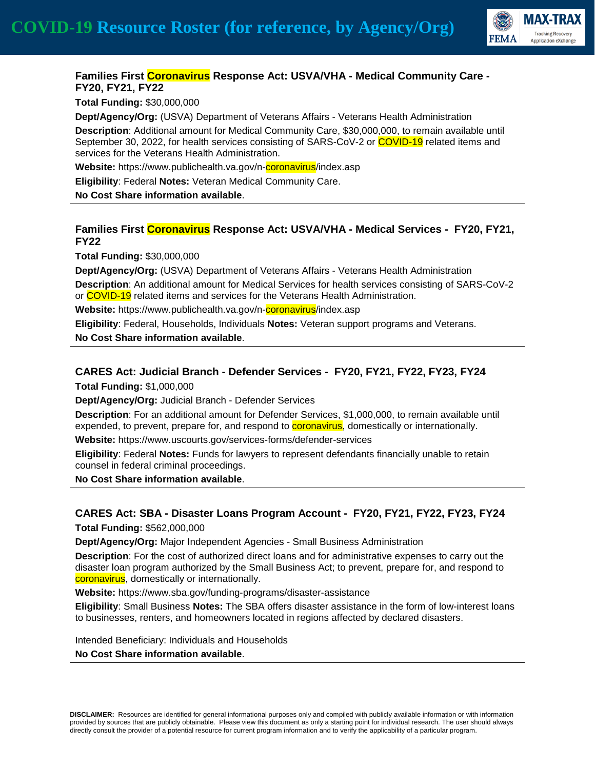### Families First Coronavirus Response Act: USVA/VHA - Medical Community Care - FY20, FY21, FY22

**Total Funding:** $30,000,000

**Dept/Agency/Org:** (USVA) Department of Veterans Affairs - Veterans Health Administration

**Description**: Additional amount for Medical Community Care, $30,000,000, to remain available until September 30, 2022, for health services consisting of SARS-CoV-2 or COVID-19 related items and services for the Veterans Health Administration.

**Website:** https://www.publichealth.va.gov/n-coronavirus/index.asp

**Eligibility**: Federal **Notes:** Veteran Medical Community Care.

**No Cost Share information available**.

---

### Families First Coronavirus Response Act: USVA/VHA - Medical Services - FY20, FY21, FY22

**Total Funding:** $30,000,000

**Dept/Agency/Org:** (USVA) Department of Veterans Affairs - Veterans Health Administration

**Description**: An additional amount for Medical Services for health services consisting of SARS-CoV-2 or COVID-19 related items and services for the Veterans Health Administration.

**Website:** https://www.publichealth.va.gov/n-coronavirus/index.asp

**Eligibility**: Federal, Households, Individuals **Notes:** Veteran support programs and Veterans.

**No Cost Share information available**.

---

### CARES Act: Judicial Branch - Defender Services - FY20, FY21, FY22, FY23, FY24

**Total Funding:** $1,000,000

**Dept/Agency/Org:** Judicial Branch - Defender Services

**Description**: For an additional amount for Defender Services, $1,000,000, to remain available until expended, to prevent, prepare for, and respond to coronavirus, domestically or internationally.

**Website:** https://www.uscourts.gov/services-forms/defender-services

**Eligibility**: Federal **Notes:** Funds for lawyers to represent defendants financially unable to retain counsel in federal criminal proceedings.

**No Cost Share information available**.

---

### CARES Act: SBA - Disaster Loans Program Account - FY20, FY21, FY22, FY23, FY24

**Total Funding:** $562,000,000

**Dept/Agency/Org:** Major Independent Agencies - Small Business Administration

**Description**: For the cost of authorized direct loans and for administrative expenses to carry out the disaster loan program authorized by the Small Business Act; to prevent, prepare for, and respond to coronavirus, domestically or internationally.

**Website:** https://www.sba.gov/funding-programs/disaster-assistance

**Eligibility**: Small Business **Notes:** The SBA offers disaster assistance in the form of low-interest loans to businesses, renters, and homeowners located in regions affected by declared disasters.

Intended Beneficiary: Individuals and Households

**No Cost Share information available**.

---

**DISCLAIMER:** Resources are identified for general informational purposes only and compiled with publicly available information or with information provided by sources that are publicly obtainable. Please view this document as only a starting point for individual research. The user should always directly consult the provider of a potential resource for current program information and to verify the applicability of a particular program.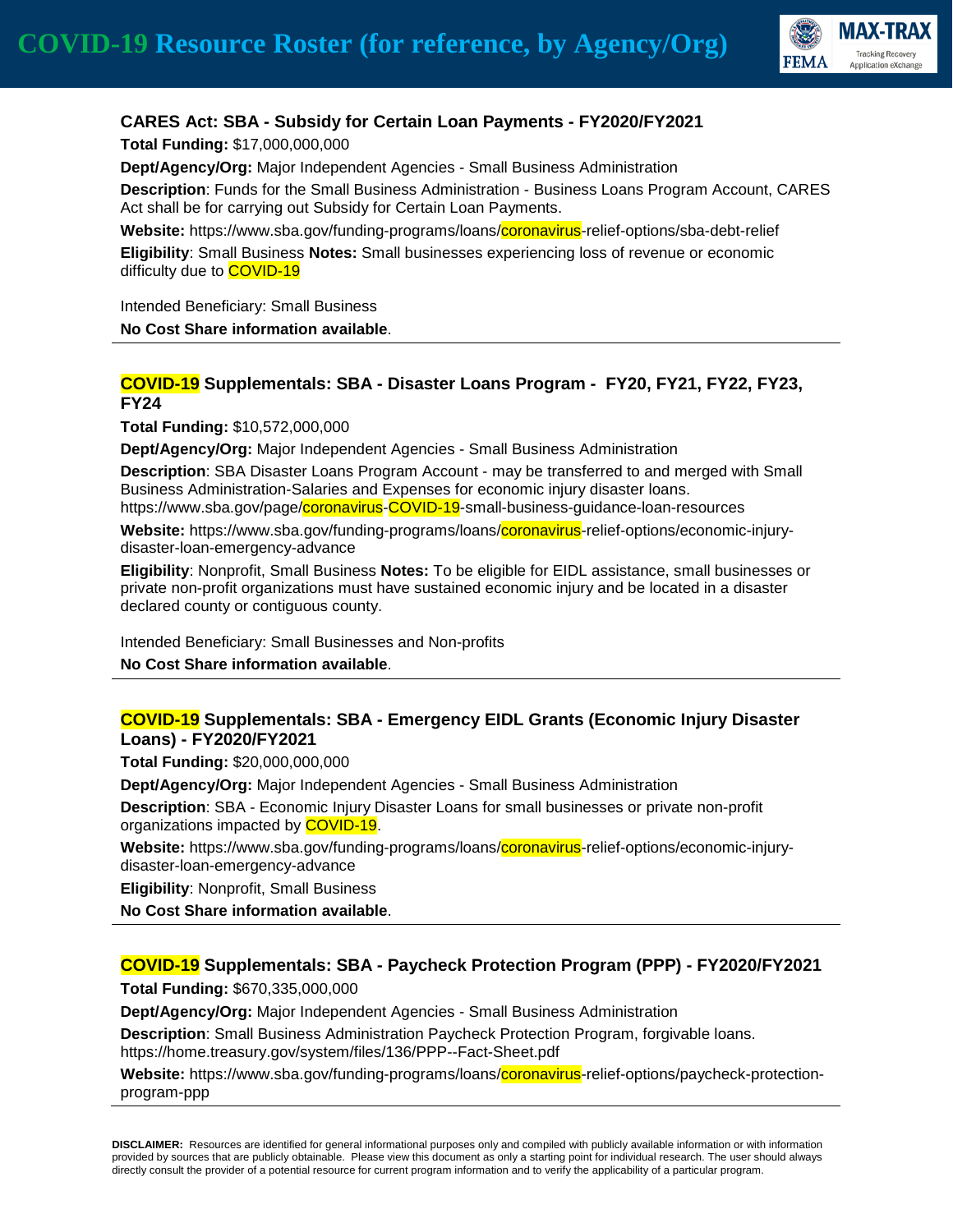### CARES Act: SBA - Subsidy for Certain Loan Payments - FY2020/FY2021

**Total Funding:** $17,000,000,000

**Dept/Agency/Org:** Major Independent Agencies - Small Business Administration

**Description**: Funds for the Small Business Administration - Business Loans Program Account, CARES Act shall be for carrying out Subsidy for Certain Loan Payments.

**Website:** https://www.sba.gov/funding-programs/loans/coronavirus-relief-options/sba-debt-relief

**Eligibility**: Small Business **Notes:** Small businesses experiencing loss of revenue or economic difficulty due to COVID-19

Intended Beneficiary: Small Business

**No Cost Share information available**.

---

### COVID-19 Supplementals: SBA - Disaster Loans Program - FY20, FY21, FY22, FY23, FY24

**Total Funding:** $10,572,000,000

**Dept/Agency/Org:** Major Independent Agencies - Small Business Administration

**Description**: SBA Disaster Loans Program Account - may be transferred to and merged with Small Business Administration-Salaries and Expenses for economic injury disaster loans. https://www.sba.gov/page/coronavirus-COVID-19-small-business-guidance-loan-resources

**Website:** https://www.sba.gov/funding-programs/loans/coronavirus-relief-options/economic-injury-disaster-loan-emergency-advance

**Eligibility**: Nonprofit, Small Business **Notes:** To be eligible for EIDL assistance, small businesses or private non-profit organizations must have sustained economic injury and be located in a disaster declared county or contiguous county.

Intended Beneficiary: Small Businesses and Non-profits

**No Cost Share information available**.

---

### COVID-19 Supplementals: SBA - Emergency EIDL Grants (Economic Injury Disaster Loans) - FY2020/FY2021

**Total Funding:** $20,000,000,000

**Dept/Agency/Org:** Major Independent Agencies - Small Business Administration

**Description**: SBA - Economic Injury Disaster Loans for small businesses or private non-profit organizations impacted by COVID-19.

**Website:** https://www.sba.gov/funding-programs/loans/coronavirus-relief-options/economic-injury-disaster-loan-emergency-advance

**Eligibility**: Nonprofit, Small Business

**No Cost Share information available**.

---

### COVID-19 Supplementals: SBA - Paycheck Protection Program (PPP) - FY2020/FY2021

**Total Funding:** $670,335,000,000

**Dept/Agency/Org:** Major Independent Agencies - Small Business Administration

**Description**: Small Business Administration Paycheck Protection Program, forgivable loans. https://home.treasury.gov/system/files/136/PPP--Fact-Sheet.pdf

**Website:** https://www.sba.gov/funding-programs/loans/coronavirus-relief-options/paycheck-protection-program-ppp

---

**DISCLAIMER:** Resources are identified for general informational purposes only and compiled with publicly available information or with information provided by sources that are publicly obtainable. Please view this document as only a starting point for individual research. The user should always directly consult the provider of a potential resource for current program information and to verify the applicability of a particular program.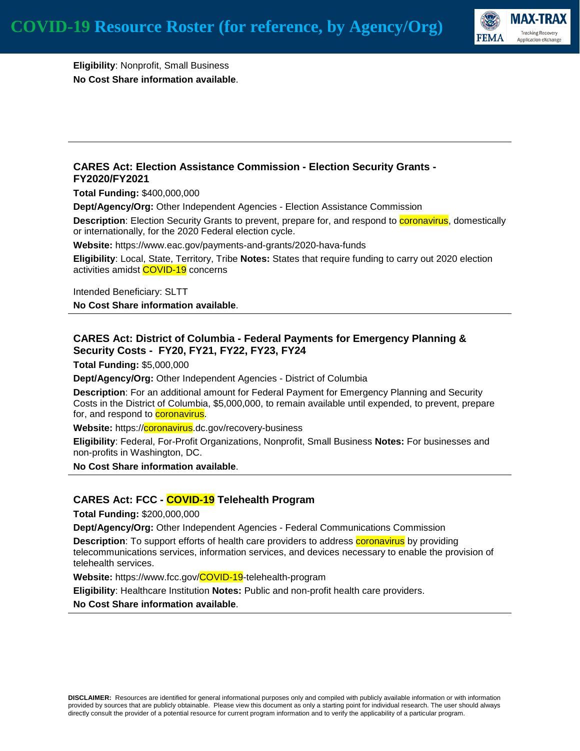**Eligibility**: Nonprofit, Small Business

**No Cost Share information available**.

---

### CARES Act: Election Assistance Commission - Election Security Grants - FY2020/FY2021

**Total Funding:** $400,000,000

**Dept/Agency/Org:** Other Independent Agencies - Election Assistance Commission

**Description**: Election Security Grants to prevent, prepare for, and respond to coronavirus, domestically or internationally, for the 2020 Federal election cycle.

**Website:** https://www.eac.gov/payments-and-grants/2020-hava-funds

**Eligibility**: Local, State, Territory, Tribe **Notes:** States that require funding to carry out 2020 election activities amidst COVID-19 concerns

Intended Beneficiary: SLTT

**No Cost Share information available**.

---

### CARES Act: District of Columbia - Federal Payments for Emergency Planning & Security Costs - FY20, FY21, FY22, FY23, FY24

**Total Funding:** $5,000,000

**Dept/Agency/Org:** Other Independent Agencies - District of Columbia

**Description**: For an additional amount for Federal Payment for Emergency Planning and Security Costs in the District of Columbia, $5,000,000, to remain available until expended, to prevent, prepare for, and respond to coronavirus.

**Website:** https://coronavirus.dc.gov/recovery-business

**Eligibility**: Federal, For-Profit Organizations, Nonprofit, Small Business **Notes:** For businesses and non-profits in Washington, DC.

**No Cost Share information available**.

---

### CARES Act: FCC - COVID-19 Telehealth Program

**Total Funding:** $200,000,000

**Dept/Agency/Org:** Other Independent Agencies - Federal Communications Commission

**Description**: To support efforts of health care providers to address coronavirus by providing telecommunications services, information services, and devices necessary to enable the provision of telehealth services.

**Website:** https://www.fcc.gov/COVID-19-telehealth-program

**Eligibility**: Healthcare Institution **Notes:** Public and non-profit health care providers.

**No Cost Share information available**.

---

**DISCLAIMER:** Resources are identified for general informational purposes only and compiled with publicly available information or with information provided by sources that are publicly obtainable. Please view this document as only a starting point for individual research. The user should always directly consult the provider of a potential resource for current program information and to verify the applicability of a particular program.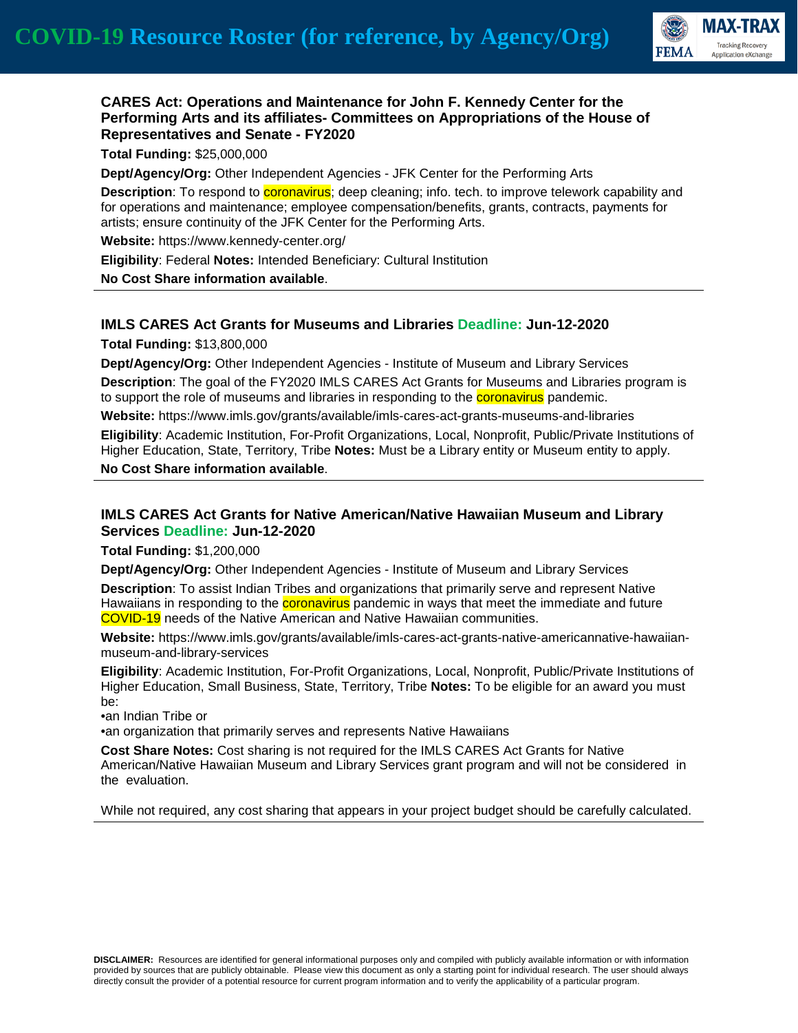### CARES Act: Operations and Maintenance for John F. Kennedy Center for the Performing Arts and its affiliates- Committees on Appropriations of the House of Representatives and Senate - FY2020

**Total Funding:** $25,000,000

**Dept/Agency/Org:** Other Independent Agencies - JFK Center for the Performing Arts

**Description**: To respond to coronavirus; deep cleaning; info. tech. to improve telework capability and for operations and maintenance; employee compensation/benefits, grants, contracts, payments for artists; ensure continuity of the JFK Center for the Performing Arts.

**Website:** https://www.kennedy-center.org/

**Eligibility**: Federal **Notes:** Intended Beneficiary: Cultural Institution

**No Cost Share information available**.

---

### IMLS CARES Act Grants for Museums and Libraries Deadline: Jun-12-2020

**Total Funding:** $13,800,000

**Dept/Agency/Org:** Other Independent Agencies - Institute of Museum and Library Services

**Description**: The goal of the FY2020 IMLS CARES Act Grants for Museums and Libraries program is to support the role of museums and libraries in responding to the coronavirus pandemic.

**Website:** https://www.imls.gov/grants/available/imls-cares-act-grants-museums-and-libraries

**Eligibility**: Academic Institution, For-Profit Organizations, Local, Nonprofit, Public/Private Institutions of Higher Education, State, Territory, Tribe **Notes:** Must be a Library entity or Museum entity to apply.

**No Cost Share information available**.

---

### IMLS CARES Act Grants for Native American/Native Hawaiian Museum and Library Services Deadline: Jun-12-2020

**Total Funding:** $1,200,000

**Dept/Agency/Org:** Other Independent Agencies - Institute of Museum and Library Services

**Description**: To assist Indian Tribes and organizations that primarily serve and represent Native Hawaiians in responding to the coronavirus pandemic in ways that meet the immediate and future COVID-19 needs of the Native American and Native Hawaiian communities.

**Website:** https://www.imls.gov/grants/available/imls-cares-act-grants-native-americannative-hawaiian-museum-and-library-services

**Eligibility**: Academic Institution, For-Profit Organizations, Local, Nonprofit, Public/Private Institutions of Higher Education, Small Business, State, Territory, Tribe **Notes:** To be eligible for an award you must be:

- an Indian Tribe or
- an organization that primarily serves and represents Native Hawaiians

**Cost Share Notes:** Cost sharing is not required for the IMLS CARES Act Grants for Native American/Native Hawaiian Museum and Library Services grant program and will not be considered in the evaluation.

While not required, any cost sharing that appears in your project budget should be carefully calculated.

---

**DISCLAIMER:** Resources are identified for general informational purposes only and compiled with publicly available information or with information provided by sources that are publicly obtainable. Please view this document as only a starting point for individual research. The user should always directly consult the provider of a potential resource for current program information and to verify the applicability of a particular program.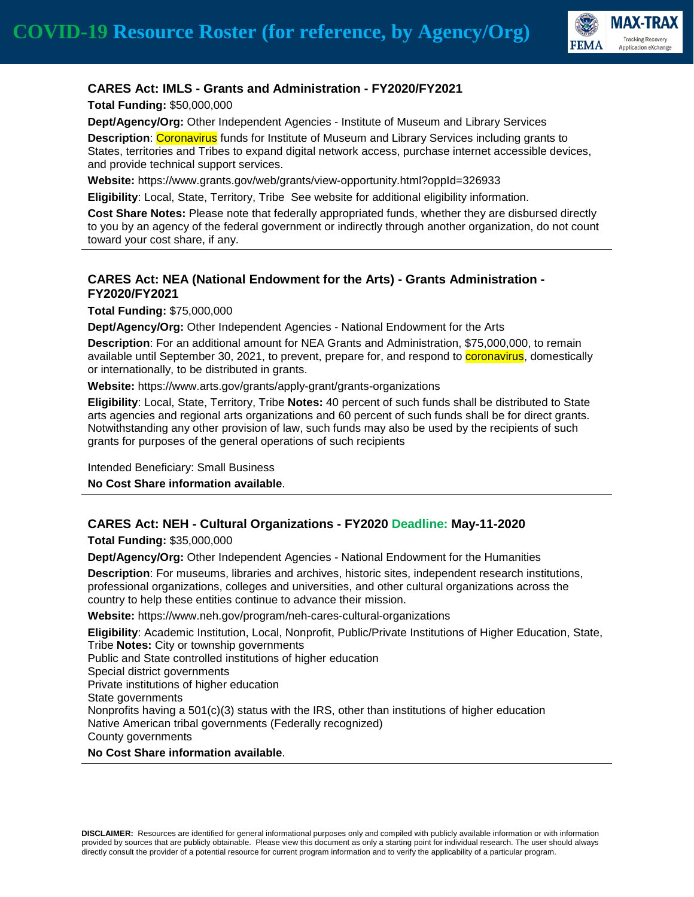### CARES Act: IMLS - Grants and Administration - FY2020/FY2021

**Total Funding:** $50,000,000

**Dept/Agency/Org:** Other Independent Agencies - Institute of Museum and Library Services

**Description**: Coronavirus funds for Institute of Museum and Library Services including grants to States, territories and Tribes to expand digital network access, purchase internet accessible devices, and provide technical support services.

**Website:** https://www.grants.gov/web/grants/view-opportunity.html?oppId=326933

**Eligibility**: Local, State, Territory, Tribe See website for additional eligibility information.

**Cost Share Notes:** Please note that federally appropriated funds, whether they are disbursed directly to you by an agency of the federal government or indirectly through another organization, do not count toward your cost share, if any.

---

### CARES Act: NEA (National Endowment for the Arts) - Grants Administration - FY2020/FY2021

**Total Funding:** $75,000,000

**Dept/Agency/Org:** Other Independent Agencies - National Endowment for the Arts

**Description**: For an additional amount for NEA Grants and Administration, $75,000,000, to remain available until September 30, 2021, to prevent, prepare for, and respond to coronavirus, domestically or internationally, to be distributed in grants.

**Website:** https://www.arts.gov/grants/apply-grant/grants-organizations

**Eligibility**: Local, State, Territory, Tribe **Notes:** 40 percent of such funds shall be distributed to State arts agencies and regional arts organizations and 60 percent of such funds shall be for direct grants. Notwithstanding any other provision of law, such funds may also be used by the recipients of such grants for purposes of the general operations of such recipients

Intended Beneficiary: Small Business

**No Cost Share information available**.

---

### CARES Act: NEH - Cultural Organizations - FY2020 Deadline: May-11-2020

**Total Funding:** $35,000,000

**Dept/Agency/Org:** Other Independent Agencies - National Endowment for the Humanities

**Description**: For museums, libraries and archives, historic sites, independent research institutions, professional organizations, colleges and universities, and other cultural organizations across the country to help these entities continue to advance their mission.

**Website:** https://www.neh.gov/program/neh-cares-cultural-organizations

**Eligibility**: Academic Institution, Local, Nonprofit, Public/Private Institutions of Higher Education, State, Tribe **Notes:** City or township governments
Public and State controlled institutions of higher education
Special district governments
Private institutions of higher education
State governments
Nonprofits having a 501(c)(3) status with the IRS, other than institutions of higher education
Native American tribal governments (Federally recognized)
County governments

**No Cost Share information available**.

---

**DISCLAIMER:** Resources are identified for general informational purposes only and compiled with publicly available information or with information provided by sources that are publicly obtainable. Please view this document as only a starting point for individual research. The user should always directly consult the provider of a potential resource for current program information and to verify the applicability of a particular program.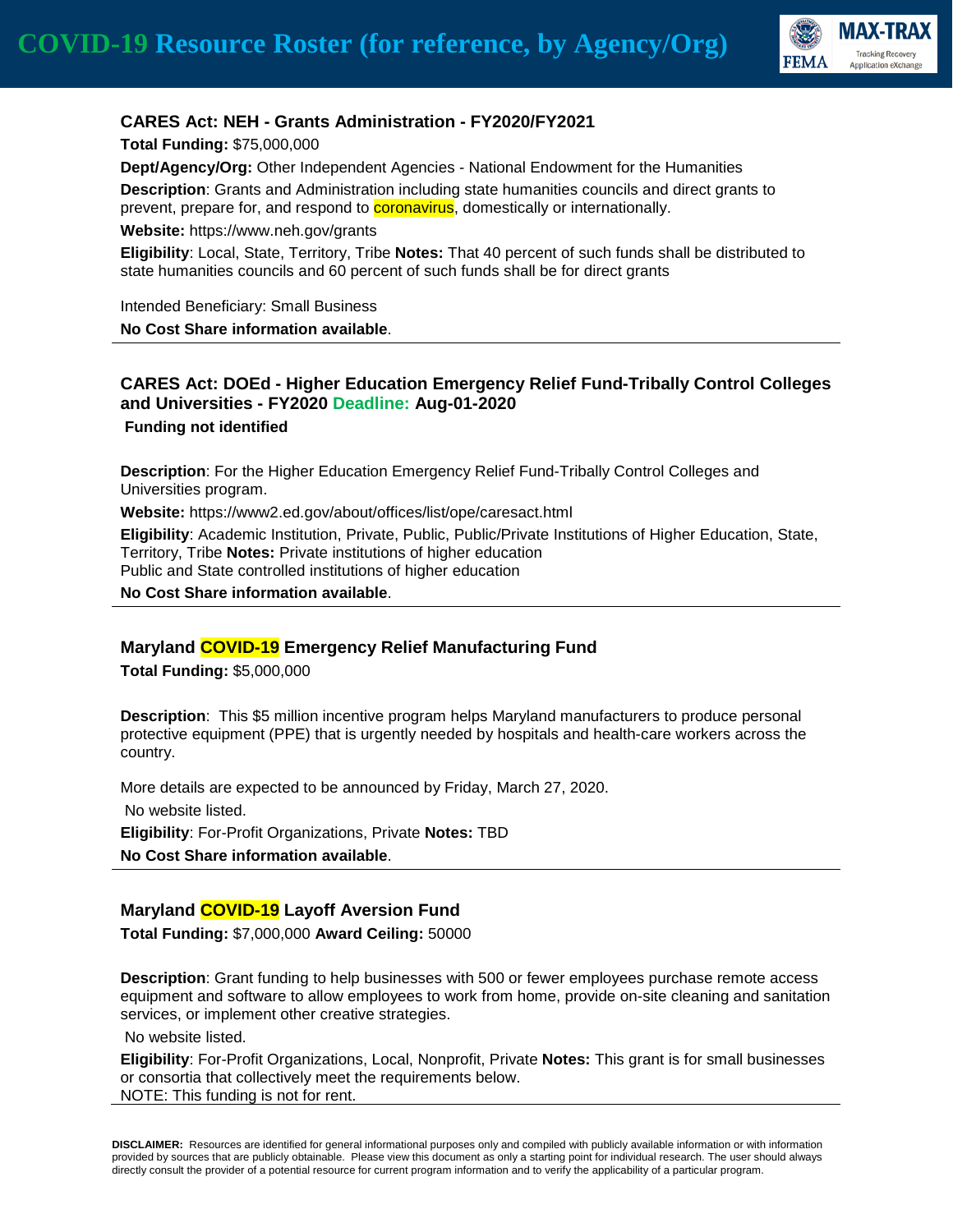### CARES Act: NEH - Grants Administration - FY2020/FY2021

**Total Funding:** $75,000,000

**Dept/Agency/Org:** Other Independent Agencies - National Endowment for the Humanities

**Description**: Grants and Administration including state humanities councils and direct grants to prevent, prepare for, and respond to coronavirus, domestically or internationally.

**Website:** https://www.neh.gov/grants

**Eligibility**: Local, State, Territory, Tribe **Notes:** That 40 percent of such funds shall be distributed to state humanities councils and 60 percent of such funds shall be for direct grants

Intended Beneficiary: Small Business

**No Cost Share information available**.

---

### CARES Act: DOEd - Higher Education Emergency Relief Fund-Tribally Control Colleges and Universities - FY2020 Deadline: Aug-01-2020

**Funding not identified**

**Description**: For the Higher Education Emergency Relief Fund-Tribally Control Colleges and Universities program.

**Website:** https://www2.ed.gov/about/offices/list/ope/caresact.html

**Eligibility**: Academic Institution, Private, Public, Public/Private Institutions of Higher Education, State, Territory, Tribe **Notes:** Private institutions of higher education
Public and State controlled institutions of higher education

**No Cost Share information available**.

---

### Maryland COVID-19 Emergency Relief Manufacturing Fund

**Total Funding:** $5,000,000

**Description**: This $5 million incentive program helps Maryland manufacturers to produce personal protective equipment (PPE) that is urgently needed by hospitals and health-care workers across the country.

More details are expected to be announced by Friday, March 27, 2020.

No website listed.

**Eligibility**: For-Profit Organizations, Private **Notes:** TBD

**No Cost Share information available**.

---

### Maryland COVID-19 Layoff Aversion Fund

**Total Funding:** $7,000,000 **Award Ceiling:** 50000

**Description**: Grant funding to help businesses with 500 or fewer employees purchase remote access equipment and software to allow employees to work from home, provide on-site cleaning and sanitation services, or implement other creative strategies.

No website listed.

**Eligibility**: For-Profit Organizations, Local, Nonprofit, Private **Notes:** This grant is for small businesses or consortia that collectively meet the requirements below.
NOTE: This funding is not for rent.

---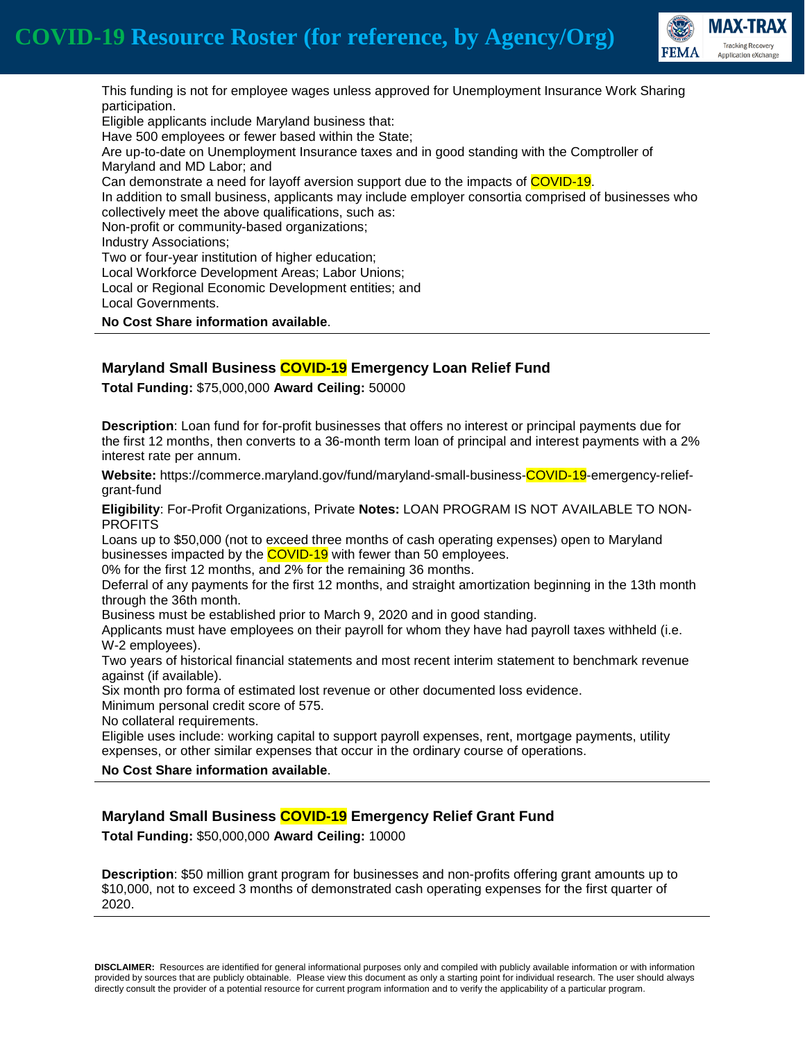This funding is not for employee wages unless approved for Unemployment Insurance Work Sharing participation.
Eligible applicants include Maryland business that:
Have 500 employees or fewer based within the State;
Are up-to-date on Unemployment Insurance taxes and in good standing with the Comptroller of Maryland and MD Labor; and
Can demonstrate a need for layoff aversion support due to the impacts of COVID-19.
In addition to small business, applicants may include employer consortia comprised of businesses who collectively meet the above qualifications, such as:
Non-profit or community-based organizations;
Industry Associations;
Two or four-year institution of higher education;
Local Workforce Development Areas; Labor Unions;
Local or Regional Economic Development entities; and
Local Governments.

**No Cost Share information available**.

---

### Maryland Small Business COVID-19 Emergency Loan Relief Fund

**Total Funding:** $75,000,000 **Award Ceiling:** 50000

**Description**: Loan fund for for-profit businesses that offers no interest or principal payments due for the first 12 months, then converts to a 36-month term loan of principal and interest payments with a 2% interest rate per annum.

**Website:** https://commerce.maryland.gov/fund/maryland-small-business-COVID-19-emergency-relief-grant-fund

**Eligibility**: For-Profit Organizations, Private **Notes:** LOAN PROGRAM IS NOT AVAILABLE TO NON-PROFITS
Loans up to $50,000 (not to exceed three months of cash operating expenses) open to Maryland businesses impacted by the COVID-19 with fewer than 50 employees.
0% for the first 12 months, and 2% for the remaining 36 months.
Deferral of any payments for the first 12 months, and straight amortization beginning in the 13th month through the 36th month.
Business must be established prior to March 9, 2020 and in good standing.
Applicants must have employees on their payroll for whom they have had payroll taxes withheld (i.e. W-2 employees).
Two years of historical financial statements and most recent interim statement to benchmark revenue against (if available).
Six month pro forma of estimated lost revenue or other documented loss evidence.
Minimum personal credit score of 575.
No collateral requirements.
Eligible uses include: working capital to support payroll expenses, rent, mortgage payments, utility expenses, or other similar expenses that occur in the ordinary course of operations.

**No Cost Share information available**.

---

### Maryland Small Business COVID-19 Emergency Relief Grant Fund

**Total Funding:** $50,000,000 **Award Ceiling:** 10000

**Description**: $50 million grant program for businesses and non-profits offering grant amounts up to $10,000, not to exceed 3 months of demonstrated cash operating expenses for the first quarter of 2020.

---

**DISCLAIMER:** Resources are identified for general informational purposes only and compiled with publicly available information or with information provided by sources that are publicly obtainable. Please view this document as only a starting point for individual research. The user should always directly consult the provider of a potential resource for current program information and to verify the applicability of a particular program.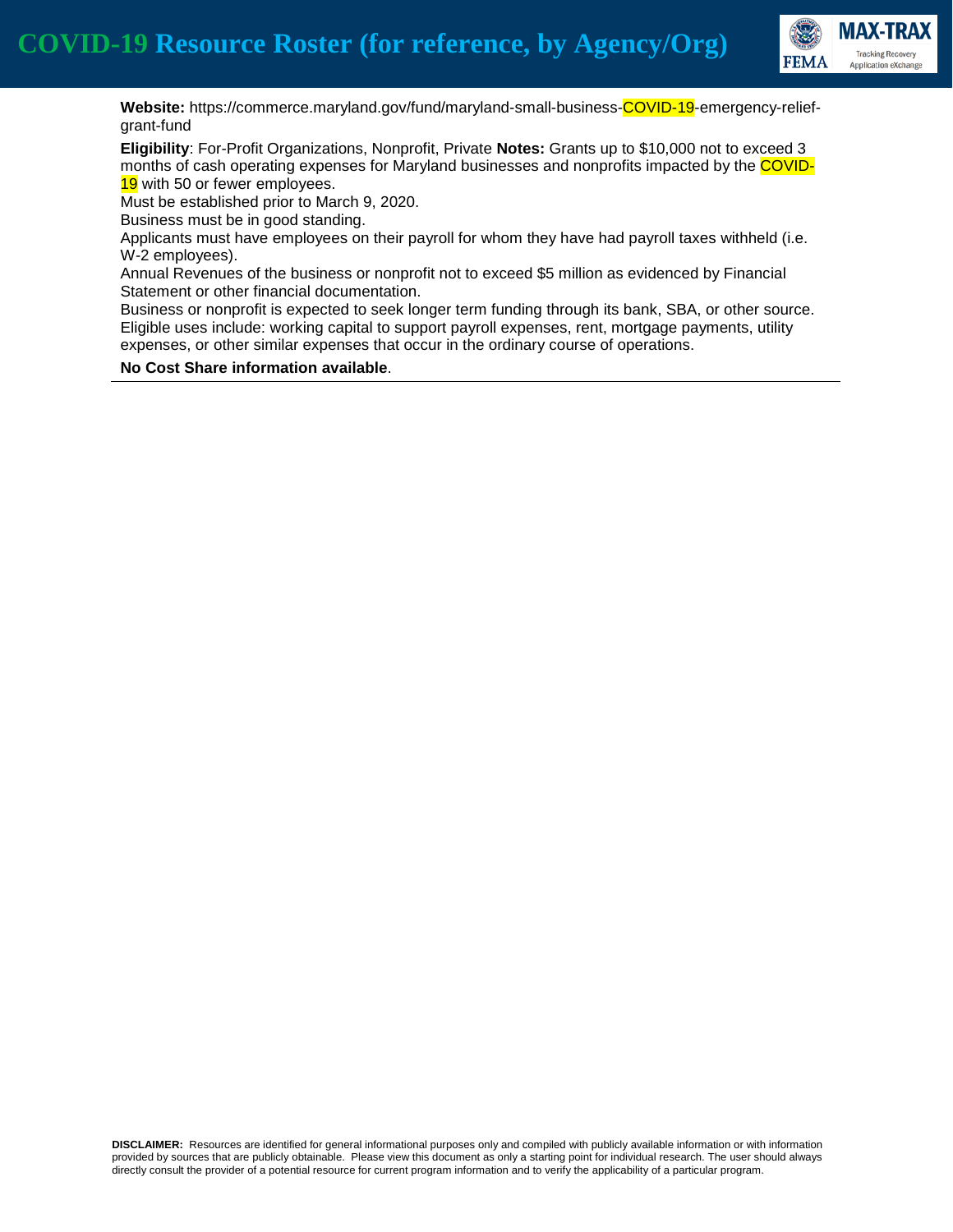**Website:** https://commerce.maryland.gov/fund/maryland-small-business-COVID-19-emergency-relief-grant-fund

**Eligibility**: For-Profit Organizations, Nonprofit, Private **Notes:** Grants up to $10,000 not to exceed 3 months of cash operating expenses for Maryland businesses and nonprofits impacted by the COVID-19 with 50 or fewer employees.
Must be established prior to March 9, 2020.
Business must be in good standing.
Applicants must have employees on their payroll for whom they have had payroll taxes withheld (i.e. W-2 employees).
Annual Revenues of the business or nonprofit not to exceed $5 million as evidenced by Financial Statement or other financial documentation.
Business or nonprofit is expected to seek longer term funding through its bank, SBA, or other source.
Eligible uses include: working capital to support payroll expenses, rent, mortgage payments, utility expenses, or other similar expenses that occur in the ordinary course of operations.

**No Cost Share information available**.

---

**DISCLAIMER:** Resources are identified for general informational purposes only and compiled with publicly available information or with information provided by sources that are publicly obtainable. Please view this document as only a starting point for individual research. The user should always directly consult the provider of a potential resource for current program information and to verify the applicability of a particular program.